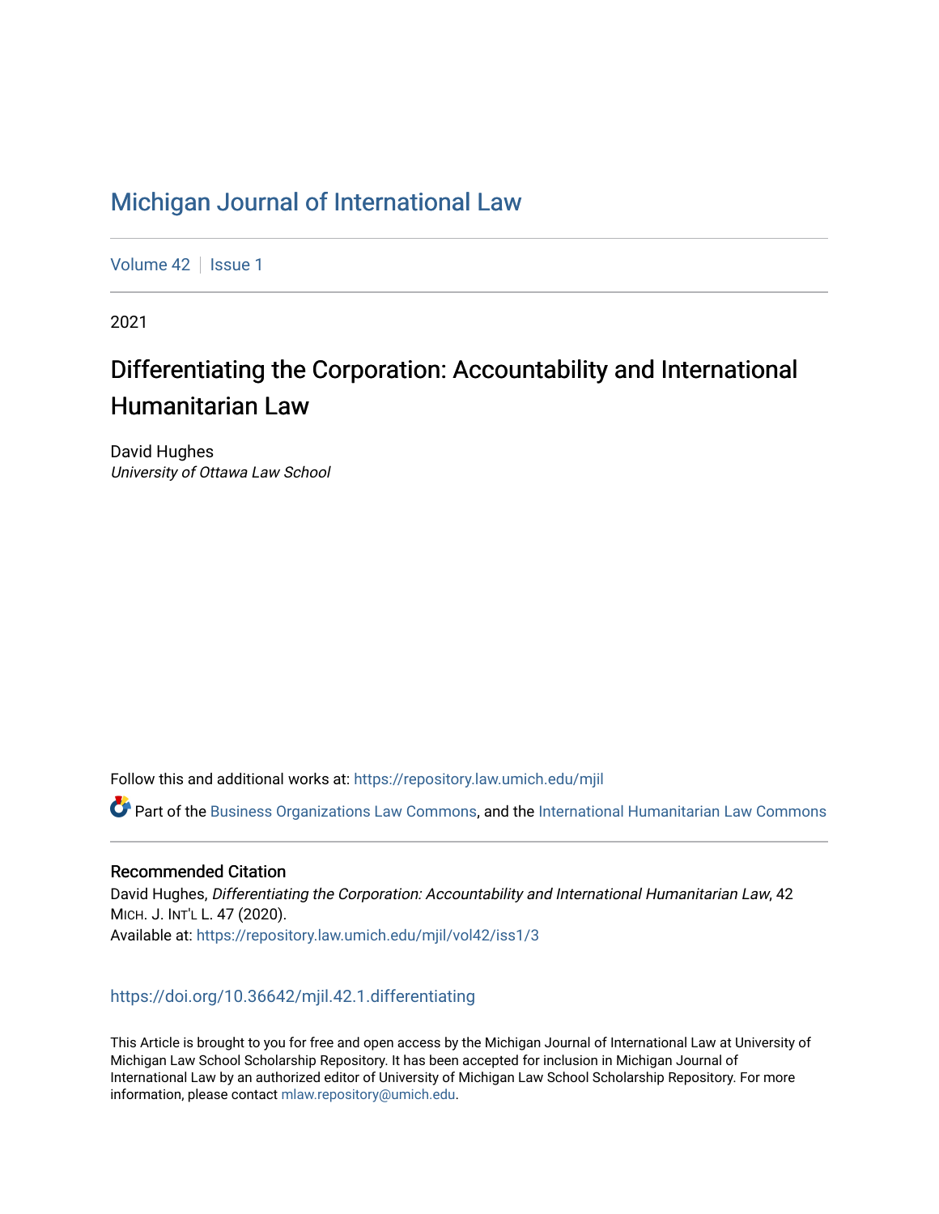# Michigan Journal of International Law

Volume 42 | Issue 1

2021

## Differentiating the Corporation: Accountability and International Humanitarian Law

David Hughes
*University of Ottawa Law School*

Follow this and additional works at: https://repository.law.umich.edu/mjil

Part of the Business Organizations Law Commons, and the International Humanitarian Law Commons

### Recommended Citation

David Hughes, *Differentiating the Corporation: Accountability and International Humanitarian Law*, 42 MICH. J. INT'L L. 47 (2020).
Available at: https://repository.law.umich.edu/mjil/vol42/iss1/3

https://doi.org/10.36642/mjil.42.1.differentiating

This Article is brought to you for free and open access by the Michigan Journal of International Law at University of Michigan Law School Scholarship Repository. It has been accepted for inclusion in Michigan Journal of International Law by an authorized editor of University of Michigan Law School Scholarship Repository. For more information, please contact mlaw.repository@umich.edu.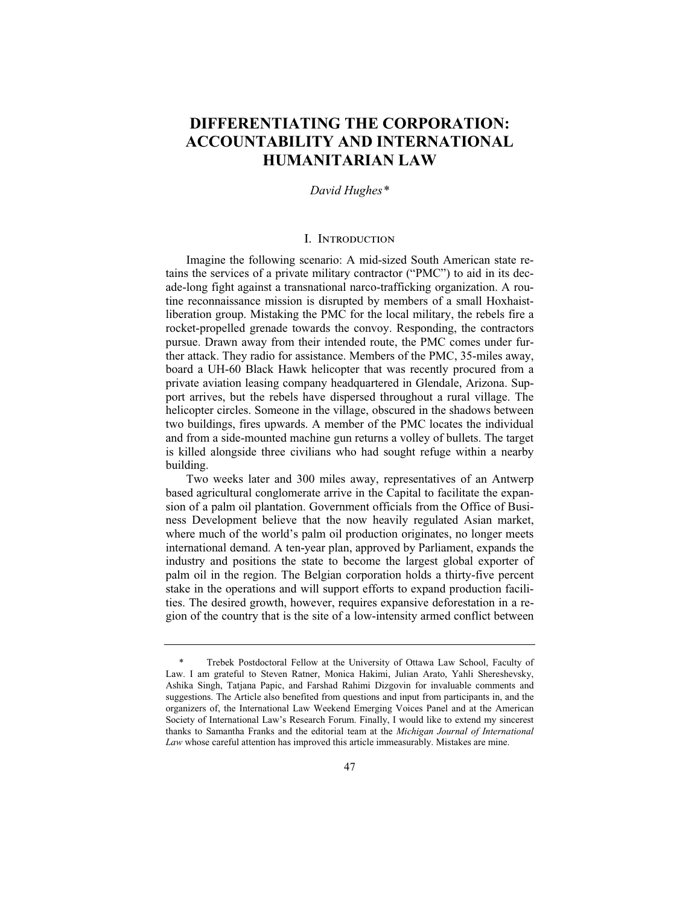# DIFFERENTIATING THE CORPORATION: ACCOUNTABILITY AND INTERNATIONAL HUMANITARIAN LAW

*David Hughes**

## I. Introduction

Imagine the following scenario: A mid-sized South American state retains the services of a private military contractor ("PMC") to aid in its decade-long fight against a transnational narco-trafficking organization. A routine reconnaissance mission is disrupted by members of a small Hoxhaist-liberation group. Mistaking the PMC for the local military, the rebels fire a rocket-propelled grenade towards the convoy. Responding, the contractors pursue. Drawn away from their intended route, the PMC comes under further attack. They radio for assistance. Members of the PMC, 35-miles away, board a UH-60 Black Hawk helicopter that was recently procured from a private aviation leasing company headquartered in Glendale, Arizona. Support arrives, but the rebels have dispersed throughout a rural village. The helicopter circles. Someone in the village, obscured in the shadows between two buildings, fires upwards. A member of the PMC locates the individual and from a side-mounted machine gun returns a volley of bullets. The target is killed alongside three civilians who had sought refuge within a nearby building.

Two weeks later and 300 miles away, representatives of an Antwerp based agricultural conglomerate arrive in the Capital to facilitate the expansion of a palm oil plantation. Government officials from the Office of Business Development believe that the now heavily regulated Asian market, where much of the world's palm oil production originates, no longer meets international demand. A ten-year plan, approved by Parliament, expands the industry and positions the state to become the largest global exporter of palm oil in the region. The Belgian corporation holds a thirty-five percent stake in the operations and will support efforts to expand production facilities. The desired growth, however, requires expansive deforestation in a region of the country that is the site of a low-intensity armed conflict between

---

\* Trebek Postdoctoral Fellow at the University of Ottawa Law School, Faculty of Law. I am grateful to Steven Ratner, Monica Hakimi, Julian Arato, Yahli Shereshevsky, Ashika Singh, Tatjana Papic, and Farshad Rahimi Dizgovin for invaluable comments and suggestions. The Article also benefited from questions and input from participants in, and the organizers of, the International Law Weekend Emerging Voices Panel and at the American Society of International Law's Research Forum. Finally, I would like to extend my sincerest thanks to Samantha Franks and the editorial team at the *Michigan Journal of International Law* whose careful attention has improved this article immeasurably. Mistakes are mine.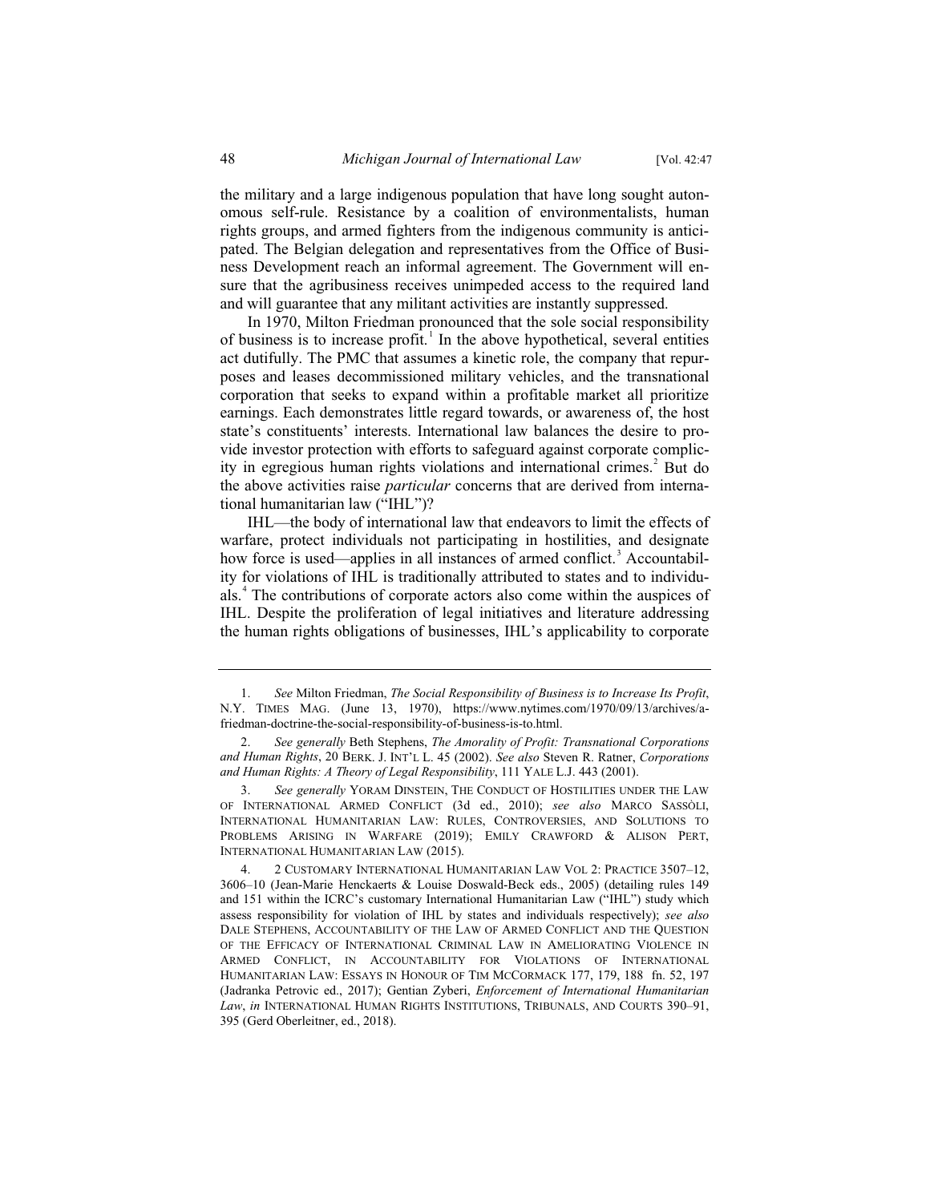the military and a large indigenous population that have long sought autonomous self-rule. Resistance by a coalition of environmentalists, human rights groups, and armed fighters from the indigenous community is anticipated. The Belgian delegation and representatives from the Office of Business Development reach an informal agreement. The Government will ensure that the agribusiness receives unimpeded access to the required land and will guarantee that any militant activities are instantly suppressed.

In 1970, Milton Friedman pronounced that the sole social responsibility of business is to increase profit.[1] In the above hypothetical, several entities act dutifully. The PMC that assumes a kinetic role, the company that repurposes and leases decommissioned military vehicles, and the transnational corporation that seeks to expand within a profitable market all prioritize earnings. Each demonstrates little regard towards, or awareness of, the host state's constituents' interests. International law balances the desire to provide investor protection with efforts to safeguard against corporate complicity in egregious human rights violations and international crimes.[2] But do the above activities raise *particular* concerns that are derived from international humanitarian law ("IHL")?

IHL—the body of international law that endeavors to limit the effects of warfare, protect individuals not participating in hostilities, and designate how force is used—applies in all instances of armed conflict.[3] Accountability for violations of IHL is traditionally attributed to states and to individuals.[4] The contributions of corporate actors also come within the auspices of IHL. Despite the proliferation of legal initiatives and literature addressing the human rights obligations of businesses, IHL's applicability to corporate

---

1. *See* Milton Friedman, *The Social Responsibility of Business is to Increase Its Profit*, N.Y. TIMES MAG. (June 13, 1970), https://www.nytimes.com/1970/09/13/archives/a-friedman-doctrine-the-social-responsibility-of-business-is-to.html.

2. *See generally* Beth Stephens, *The Amorality of Profit: Transnational Corporations and Human Rights*, 20 BERK. J. INT'L L. 45 (2002). *See also* Steven R. Ratner, *Corporations and Human Rights: A Theory of Legal Responsibility*, 111 YALE L.J. 443 (2001).

3. *See generally* YORAM DINSTEIN, THE CONDUCT OF HOSTILITIES UNDER THE LAW OF INTERNATIONAL ARMED CONFLICT (3d ed., 2010); *see also* MARCO SASSÒLI, INTERNATIONAL HUMANITARIAN LAW: RULES, CONTROVERSIES, AND SOLUTIONS TO PROBLEMS ARISING IN WARFARE (2019); EMILY CRAWFORD & ALISON PERT, INTERNATIONAL HUMANITARIAN LAW (2015).

4. 2 CUSTOMARY INTERNATIONAL HUMANITARIAN LAW VOL 2: PRACTICE 3507–12, 3606–10 (Jean-Marie Henckaerts & Louise Doswald-Beck eds., 2005) (detailing rules 149 and 151 within the ICRC's customary International Humanitarian Law ("IHL") study which assess responsibility for violation of IHL by states and individuals respectively); *see also* DALE STEPHENS, ACCOUNTABILITY OF THE LAW OF ARMED CONFLICT AND THE QUESTION OF THE EFFICACY OF INTERNATIONAL CRIMINAL LAW IN AMELIORATING VIOLENCE IN ARMED CONFLICT, IN ACCOUNTABILITY FOR VIOLATIONS OF INTERNATIONAL HUMANITARIAN LAW: ESSAYS IN HONOUR OF TIM MCCORMACK 177, 179, 188 fn. 52, 197 (Jadranka Petrovic ed., 2017); Gentian Zyberi, *Enforcement of International Humanitarian Law*, *in* INTERNATIONAL HUMAN RIGHTS INSTITUTIONS, TRIBUNALS, AND COURTS 390–91, 395 (Gerd Oberleitner, ed., 2018).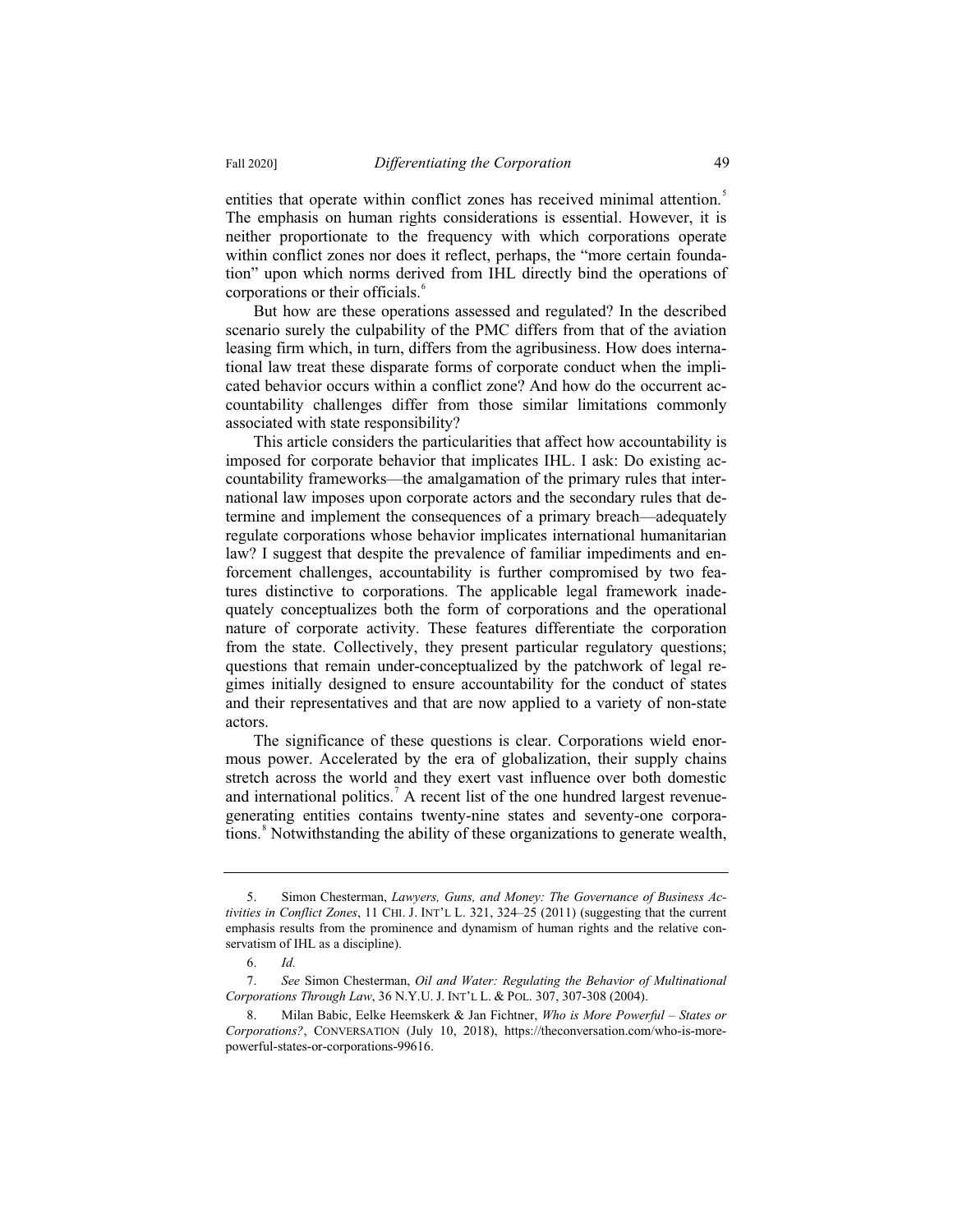entities that operate within conflict zones has received minimal attention.[5] The emphasis on human rights considerations is essential. However, it is neither proportionate to the frequency with which corporations operate within conflict zones nor does it reflect, perhaps, the "more certain foundation" upon which norms derived from IHL directly bind the operations of corporations or their officials.[6]

But how are these operations assessed and regulated? In the described scenario surely the culpability of the PMC differs from that of the aviation leasing firm which, in turn, differs from the agribusiness. How does international law treat these disparate forms of corporate conduct when the implicated behavior occurs within a conflict zone? And how do the occurrent accountability challenges differ from those similar limitations commonly associated with state responsibility?

This article considers the particularities that affect how accountability is imposed for corporate behavior that implicates IHL. I ask: Do existing accountability frameworks—the amalgamation of the primary rules that international law imposes upon corporate actors and the secondary rules that determine and implement the consequences of a primary breach—adequately regulate corporations whose behavior implicates international humanitarian law? I suggest that despite the prevalence of familiar impediments and enforcement challenges, accountability is further compromised by two features distinctive to corporations. The applicable legal framework inadequately conceptualizes both the form of corporations and the operational nature of corporate activity. These features differentiate the corporation from the state. Collectively, they present particular regulatory questions; questions that remain under-conceptualized by the patchwork of legal regimes initially designed to ensure accountability for the conduct of states and their representatives and that are now applied to a variety of non-state actors.

The significance of these questions is clear. Corporations wield enormous power. Accelerated by the era of globalization, their supply chains stretch across the world and they exert vast influence over both domestic and international politics.[7] A recent list of the one hundred largest revenue-generating entities contains twenty-nine states and seventy-one corporations.[8] Notwithstanding the ability of these organizations to generate wealth,

---

5. Simon Chesterman, *Lawyers, Guns, and Money: The Governance of Business Activities in Conflict Zones*, 11 CHI. J. INT'L L. 321, 324–25 (2011) (suggesting that the current emphasis results from the prominence and dynamism of human rights and the relative conservatism of IHL as a discipline).

6. *Id.*

7. *See* Simon Chesterman, *Oil and Water: Regulating the Behavior of Multinational Corporations Through Law*, 36 N.Y.U. J. INT'L L. & POL. 307, 307-308 (2004).

8. Milan Babic, Eelke Heemskerk & Jan Fichtner, *Who is More Powerful – States or Corporations?*, CONVERSATION (July 10, 2018), https://theconversation.com/who-is-more-powerful-states-or-corporations-99616.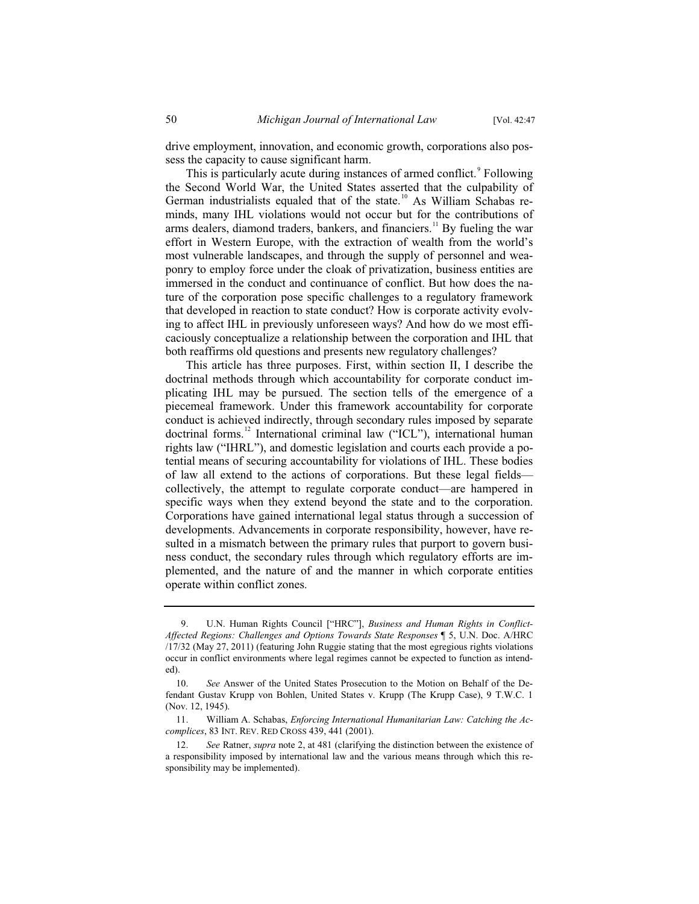drive employment, innovation, and economic growth, corporations also possess the capacity to cause significant harm.

This is particularly acute during instances of armed conflict.[9] Following the Second World War, the United States asserted that the culpability of German industrialists equaled that of the state.[10] As William Schabas reminds, many IHL violations would not occur but for the contributions of arms dealers, diamond traders, bankers, and financiers.[11] By fueling the war effort in Western Europe, with the extraction of wealth from the world's most vulnerable landscapes, and through the supply of personnel and weaponry to employ force under the cloak of privatization, business entities are immersed in the conduct and continuance of conflict. But how does the nature of the corporation pose specific challenges to a regulatory framework that developed in reaction to state conduct? How is corporate activity evolving to affect IHL in previously unforeseen ways? And how do we most efficaciously conceptualize a relationship between the corporation and IHL that both reaffirms old questions and presents new regulatory challenges?

This article has three purposes. First, within section II, I describe the doctrinal methods through which accountability for corporate conduct implicating IHL may be pursued. The section tells of the emergence of a piecemeal framework. Under this framework accountability for corporate conduct is achieved indirectly, through secondary rules imposed by separate doctrinal forms.[12] International criminal law ("ICL"), international human rights law ("IHRL"), and domestic legislation and courts each provide a potential means of securing accountability for violations of IHL. These bodies of law all extend to the actions of corporations. But these legal fields—collectively, the attempt to regulate corporate conduct—are hampered in specific ways when they extend beyond the state and to the corporation. Corporations have gained international legal status through a succession of developments. Advancements in corporate responsibility, however, have resulted in a mismatch between the primary rules that purport to govern business conduct, the secondary rules through which regulatory efforts are implemented, and the nature of and the manner in which corporate entities operate within conflict zones.

---

9. U.N. Human Rights Council ["HRC"], *Business and Human Rights in Conflict-Affected Regions: Challenges and Options Towards State Responses* ¶ 5, U.N. Doc. A/HRC /17/32 (May 27, 2011) (featuring John Ruggie stating that the most egregious rights violations occur in conflict environments where legal regimes cannot be expected to function as intended).

10. *See* Answer of the United States Prosecution to the Motion on Behalf of the Defendant Gustav Krupp von Bohlen, United States v. Krupp (The Krupp Case), 9 T.W.C. 1 (Nov. 12, 1945).

11. William A. Schabas, *Enforcing International Humanitarian Law: Catching the Accomplices*, 83 INT. REV. RED CROSS 439, 441 (2001).

12. *See* Ratner, *supra* note 2, at 481 (clarifying the distinction between the existence of a responsibility imposed by international law and the various means through which this responsibility may be implemented).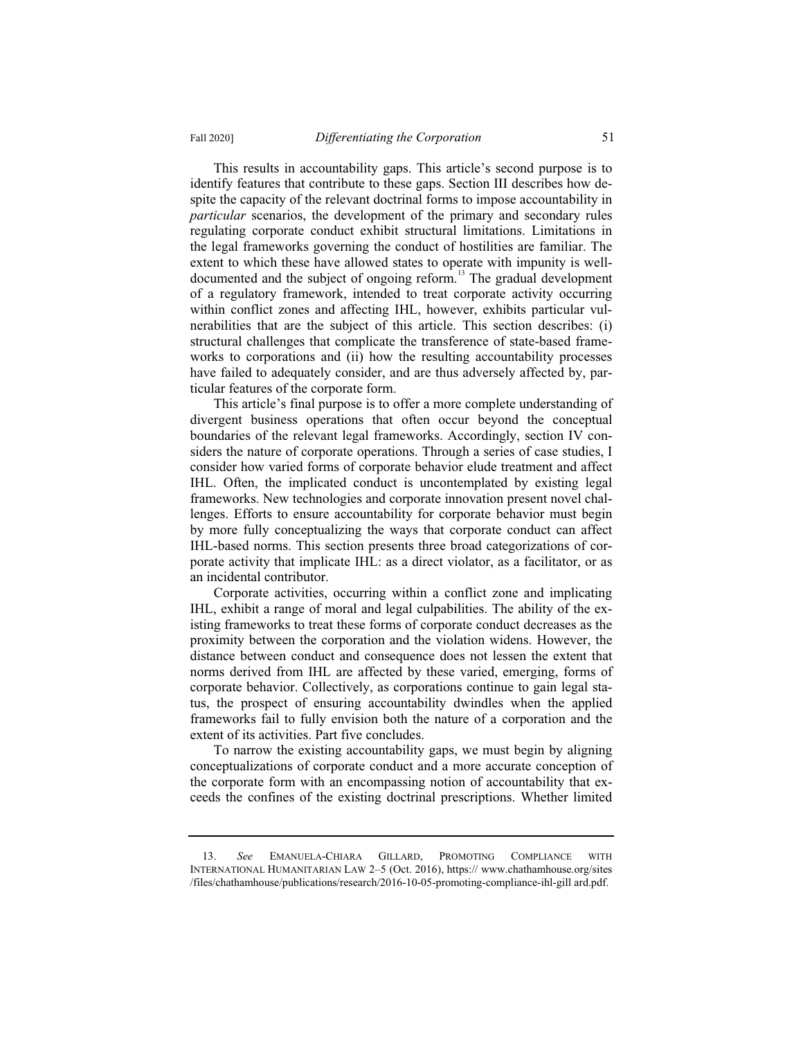This results in accountability gaps. This article's second purpose is to identify features that contribute to these gaps. Section III describes how despite the capacity of the relevant doctrinal forms to impose accountability in *particular* scenarios, the development of the primary and secondary rules regulating corporate conduct exhibit structural limitations. Limitations in the legal frameworks governing the conduct of hostilities are familiar. The extent to which these have allowed states to operate with impunity is well-documented and the subject of ongoing reform.[13] The gradual development of a regulatory framework, intended to treat corporate activity occurring within conflict zones and affecting IHL, however, exhibits particular vulnerabilities that are the subject of this article. This section describes: (i) structural challenges that complicate the transference of state-based frameworks to corporations and (ii) how the resulting accountability processes have failed to adequately consider, and are thus adversely affected by, particular features of the corporate form.

This article's final purpose is to offer a more complete understanding of divergent business operations that often occur beyond the conceptual boundaries of the relevant legal frameworks. Accordingly, section IV considers the nature of corporate operations. Through a series of case studies, I consider how varied forms of corporate behavior elude treatment and affect IHL. Often, the implicated conduct is uncontemplated by existing legal frameworks. New technologies and corporate innovation present novel challenges. Efforts to ensure accountability for corporate behavior must begin by more fully conceptualizing the ways that corporate conduct can affect IHL-based norms. This section presents three broad categorizations of corporate activity that implicate IHL: as a direct violator, as a facilitator, or as an incidental contributor.

Corporate activities, occurring within a conflict zone and implicating IHL, exhibit a range of moral and legal culpabilities. The ability of the existing frameworks to treat these forms of corporate conduct decreases as the proximity between the corporation and the violation widens. However, the distance between conduct and consequence does not lessen the extent that norms derived from IHL are affected by these varied, emerging, forms of corporate behavior. Collectively, as corporations continue to gain legal status, the prospect of ensuring accountability dwindles when the applied frameworks fail to fully envision both the nature of a corporation and the extent of its activities. Part five concludes.

To narrow the existing accountability gaps, we must begin by aligning conceptualizations of corporate conduct and a more accurate conception of the corporate form with an encompassing notion of accountability that exceeds the confines of the existing doctrinal prescriptions. Whether limited

---

13. *See* EMANUELA-CHIARA GILLARD, PROMOTING COMPLIANCE WITH INTERNATIONAL HUMANITARIAN LAW 2–5 (Oct. 2016), https:// www.chathamhouse.org/sites /files/chathamhouse/publications/research/2016-10-05-promoting-compliance-ihl-gill ard.pdf.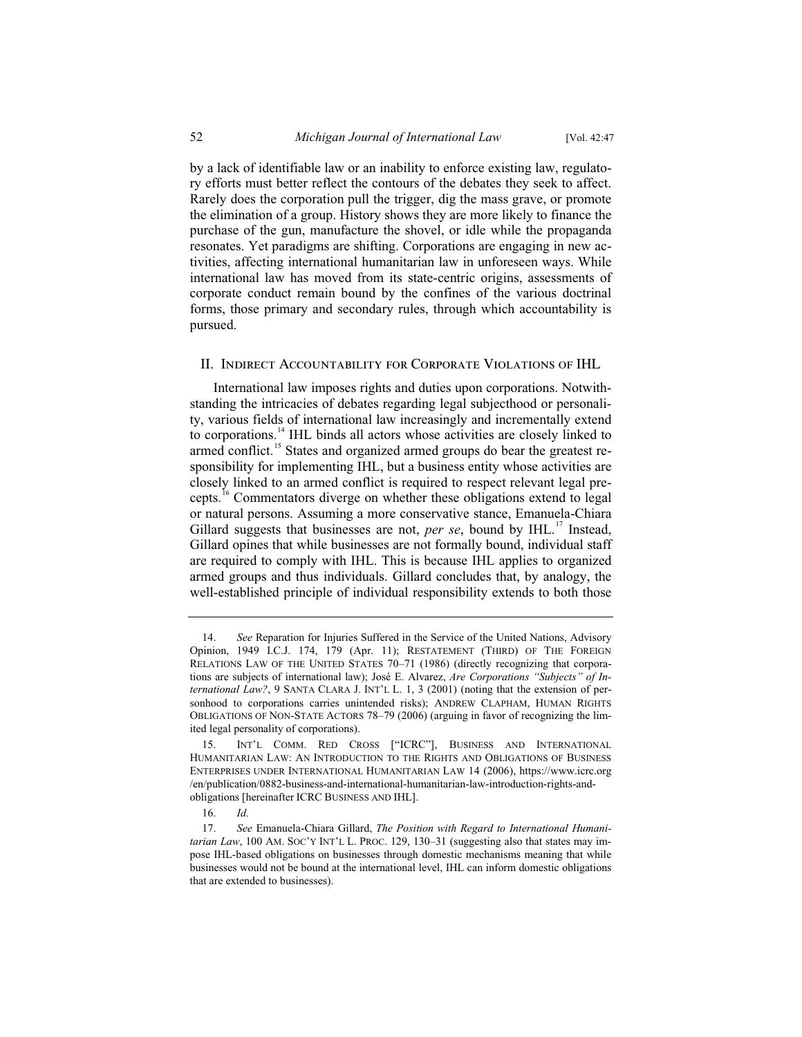by a lack of identifiable law or an inability to enforce existing law, regulatory efforts must better reflect the contours of the debates they seek to affect. Rarely does the corporation pull the trigger, dig the mass grave, or promote the elimination of a group. History shows they are more likely to finance the purchase of the gun, manufacture the shovel, or idle while the propaganda resonates. Yet paradigms are shifting. Corporations are engaging in new activities, affecting international humanitarian law in unforeseen ways. While international law has moved from its state-centric origins, assessments of corporate conduct remain bound by the confines of the various doctrinal forms, those primary and secondary rules, through which accountability is pursued.

## II. Indirect Accountability for Corporate Violations of IHL

International law imposes rights and duties upon corporations. Notwithstanding the intricacies of debates regarding legal subjecthood or personality, various fields of international law increasingly and incrementally extend to corporations.[14] IHL binds all actors whose activities are closely linked to armed conflict.[15] States and organized armed groups do bear the greatest responsibility for implementing IHL, but a business entity whose activities are closely linked to an armed conflict is required to respect relevant legal precepts.[16] Commentators diverge on whether these obligations extend to legal or natural persons. Assuming a more conservative stance, Emanuela-Chiara Gillard suggests that businesses are not, *per se*, bound by IHL.[17] Instead, Gillard opines that while businesses are not formally bound, individual staff are required to comply with IHL. This is because IHL applies to organized armed groups and thus individuals. Gillard concludes that, by analogy, the well-established principle of individual responsibility extends to both those

---

14. *See* Reparation for Injuries Suffered in the Service of the United Nations, Advisory Opinion, 1949 I.C.J. 174, 179 (Apr. 11); Restatement (Third) of the Foreign Relations Law of the United States 70–71 (1986) (directly recognizing that corporations are subjects of international law); José E. Alvarez, *Are Corporations "Subjects" of International Law?*, 9 Santa Clara J. Int'l L. 1, 3 (2001) (noting that the extension of personhood to corporations carries unintended risks); Andrew Clapham, Human Rights Obligations of Non-State Actors 78–79 (2006) (arguing in favor of recognizing the limited legal personality of corporations).

15. Int'l Comm. Red Cross ["ICRC"], Business and International Humanitarian Law: An Introduction to the Rights and Obligations of Business Enterprises under International Humanitarian Law 14 (2006), https://www.icrc.org/en/publication/0882-business-and-international-humanitarian-law-introduction-rights-and-obligations [hereinafter ICRC Business and IHL].

16. *Id.*

17. *See* Emanuela-Chiara Gillard, *The Position with Regard to International Humanitarian Law*, 100 Am. Soc'y Int'l L. Proc. 129, 130–31 (suggesting also that states may impose IHL-based obligations on businesses through domestic mechanisms meaning that while businesses would not be bound at the international level, IHL can inform domestic obligations that are extended to businesses).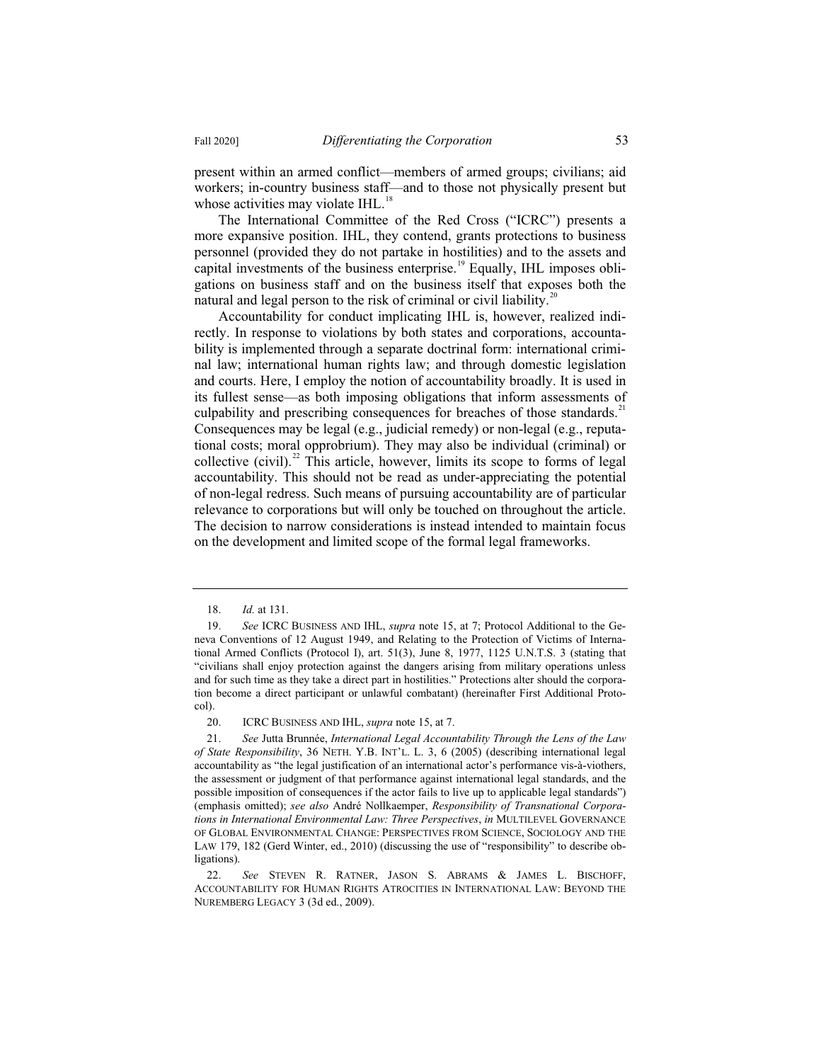present within an armed conflict—members of armed groups; civilians; aid workers; in-country business staff—and to those not physically present but whose activities may violate IHL.[18]

The International Committee of the Red Cross ("ICRC") presents a more expansive position. IHL, they contend, grants protections to business personnel (provided they do not partake in hostilities) and to the assets and capital investments of the business enterprise.[19] Equally, IHL imposes obligations on business staff and on the business itself that exposes both the natural and legal person to the risk of criminal or civil liability.[20]

Accountability for conduct implicating IHL is, however, realized indirectly. In response to violations by both states and corporations, accountability is implemented through a separate doctrinal form: international criminal law; international human rights law; and through domestic legislation and courts. Here, I employ the notion of accountability broadly. It is used in its fullest sense—as both imposing obligations that inform assessments of culpability and prescribing consequences for breaches of those standards.[21] Consequences may be legal (e.g., judicial remedy) or non-legal (e.g., reputational costs; moral opprobrium). They may also be individual (criminal) or collective (civil).[22] This article, however, limits its scope to forms of legal accountability. This should not be read as under-appreciating the potential of non-legal redress. Such means of pursuing accountability are of particular relevance to corporations but will only be touched on throughout the article. The decision to narrow considerations is instead intended to maintain focus on the development and limited scope of the formal legal frameworks.

---

18. *Id.* at 131.

19. *See* ICRC BUSINESS AND IHL, *supra* note 15, at 7; Protocol Additional to the Geneva Conventions of 12 August 1949, and Relating to the Protection of Victims of International Armed Conflicts (Protocol I), art. 51(3), June 8, 1977, 1125 U.N.T.S. 3 (stating that "civilians shall enjoy protection against the dangers arising from military operations unless and for such time as they take a direct part in hostilities." Protections alter should the corporation become a direct participant or unlawful combatant) (hereinafter First Additional Protocol).

20. ICRC BUSINESS AND IHL, *supra* note 15, at 7.

21. *See* Jutta Brunnée, *International Legal Accountability Through the Lens of the Law of State Responsibility*, 36 NETH. Y.B. INT'L. L. 3, 6 (2005) (describing international legal accountability as "the legal justification of an international actor's performance vis-à-viothers, the assessment or judgment of that performance against international legal standards, and the possible imposition of consequences if the actor fails to live up to applicable legal standards") (emphasis omitted); *see also* André Nollkaemper, *Responsibility of Transnational Corporations in International Environmental Law: Three Perspectives*, *in* MULTILEVEL GOVERNANCE OF GLOBAL ENVIRONMENTAL CHANGE: PERSPECTIVES FROM SCIENCE, SOCIOLOGY AND THE LAW 179, 182 (Gerd Winter, ed., 2010) (discussing the use of "responsibility" to describe obligations).

22. *See* STEVEN R. RATNER, JASON S. ABRAMS & JAMES L. BISCHOFF, ACCOUNTABILITY FOR HUMAN RIGHTS ATROCITIES IN INTERNATIONAL LAW: BEYOND THE NUREMBERG LEGACY 3 (3d ed., 2009).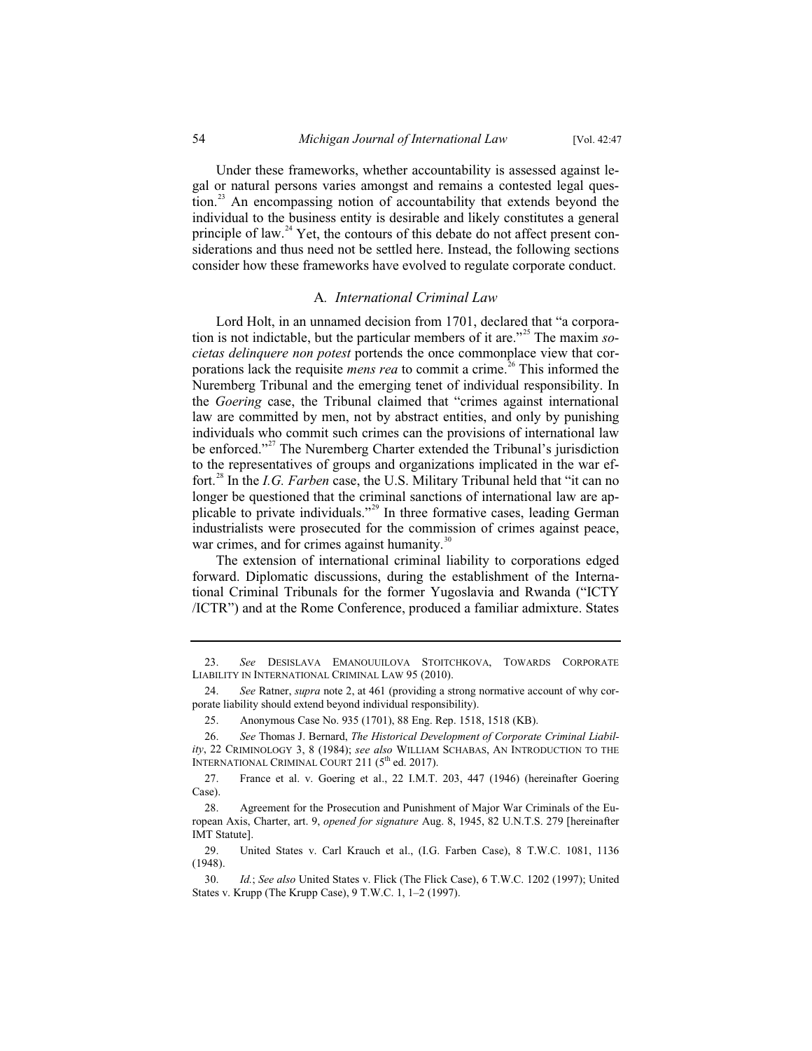Under these frameworks, whether accountability is assessed against legal or natural persons varies amongst and remains a contested legal question.[23] An encompassing notion of accountability that extends beyond the individual to the business entity is desirable and likely constitutes a general principle of law.[24] Yet, the contours of this debate do not affect present considerations and thus need not be settled here. Instead, the following sections consider how these frameworks have evolved to regulate corporate conduct.

### A. *International Criminal Law*

Lord Holt, in an unnamed decision from 1701, declared that "a corporation is not indictable, but the particular members of it are."[25] The maxim *societas delinquere non potest* portends the once commonplace view that corporations lack the requisite *mens rea* to commit a crime.[26] This informed the Nuremberg Tribunal and the emerging tenet of individual responsibility. In the *Goering* case, the Tribunal claimed that "crimes against international law are committed by men, not by abstract entities, and only by punishing individuals who commit such crimes can the provisions of international law be enforced."[27] The Nuremberg Charter extended the Tribunal's jurisdiction to the representatives of groups and organizations implicated in the war effort.[28] In the *I.G. Farben* case, the U.S. Military Tribunal held that "it can no longer be questioned that the criminal sanctions of international law are applicable to private individuals."[29] In three formative cases, leading German industrialists were prosecuted for the commission of crimes against peace, war crimes, and for crimes against humanity.[30]

The extension of international criminal liability to corporations edged forward. Diplomatic discussions, during the establishment of the International Criminal Tribunals for the former Yugoslavia and Rwanda ("ICTY /ICTR") and at the Rome Conference, produced a familiar admixture. States

---

23. *See* DESISLAVA EMANOUUILOVA STOITCHKOVA, TOWARDS CORPORATE LIABILITY IN INTERNATIONAL CRIMINAL LAW 95 (2010).

24. *See* Ratner, *supra* note 2, at 461 (providing a strong normative account of why corporate liability should extend beyond individual responsibility).

25. Anonymous Case No. 935 (1701), 88 Eng. Rep. 1518, 1518 (KB).

26. *See* Thomas J. Bernard, *The Historical Development of Corporate Criminal Liability*, 22 CRIMINOLOGY 3, 8 (1984); *see also* WILLIAM SCHABAS, AN INTRODUCTION TO THE INTERNATIONAL CRIMINAL COURT 211 (5th ed. 2017).

27. France et al. v. Goering et al., 22 I.M.T. 203, 447 (1946) (hereinafter Goering Case).

28. Agreement for the Prosecution and Punishment of Major War Criminals of the European Axis, Charter, art. 9, *opened for signature* Aug. 8, 1945, 82 U.N.T.S. 279 [hereinafter IMT Statute].

29. United States v. Carl Krauch et al., (I.G. Farben Case), 8 T.W.C. 1081, 1136 (1948).

30. *Id.*; *See also* United States v. Flick (The Flick Case), 6 T.W.C. 1202 (1997); United States v. Krupp (The Krupp Case), 9 T.W.C. 1, 1–2 (1997).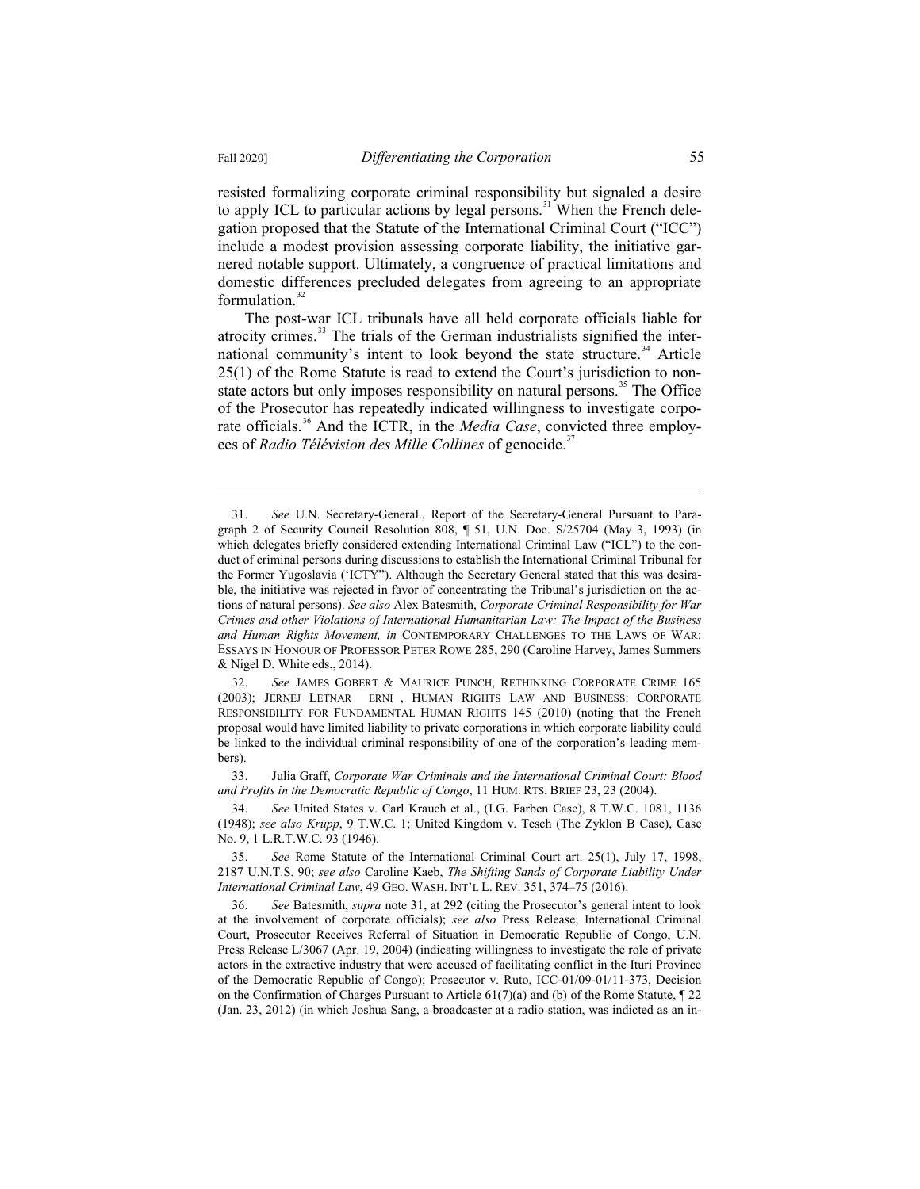resisted formalizing corporate criminal responsibility but signaled a desire to apply ICL to particular actions by legal persons.[31] When the French delegation proposed that the Statute of the International Criminal Court ("ICC") include a modest provision assessing corporate liability, the initiative garnered notable support. Ultimately, a congruence of practical limitations and domestic differences precluded delegates from agreeing to an appropriate formulation.[32]

The post-war ICL tribunals have all held corporate officials liable for atrocity crimes.[33] The trials of the German industrialists signified the international community's intent to look beyond the state structure.[34] Article 25(1) of the Rome Statute is read to extend the Court's jurisdiction to non-state actors but only imposes responsibility on natural persons.[35] The Office of the Prosecutor has repeatedly indicated willingness to investigate corporate officials.[36] And the ICTR, in the *Media Case*, convicted three employees of *Radio Télévision des Mille Collines* of genocide.[37]

---

31. *See* U.N. Secretary-General., Report of the Secretary-General Pursuant to Paragraph 2 of Security Council Resolution 808, ¶ 51, U.N. Doc. S/25704 (May 3, 1993) (in which delegates briefly considered extending International Criminal Law ("ICL") to the conduct of criminal persons during discussions to establish the International Criminal Tribunal for the Former Yugoslavia ('ICTY"). Although the Secretary General stated that this was desirable, the initiative was rejected in favor of concentrating the Tribunal's jurisdiction on the actions of natural persons). *See also* Alex Batesmith, *Corporate Criminal Responsibility for War Crimes and other Violations of International Humanitarian Law: The Impact of the Business and Human Rights Movement, in* CONTEMPORARY CHALLENGES TO THE LAWS OF WAR: ESSAYS IN HONOUR OF PROFESSOR PETER ROWE 285, 290 (Caroline Harvey, James Summers & Nigel D. White eds., 2014).

32. *See* JAMES GOBERT & MAURICE PUNCH, RETHINKING CORPORATE CRIME 165 (2003); JERNEJ LETNAR ERNI , HUMAN RIGHTS LAW AND BUSINESS: CORPORATE RESPONSIBILITY FOR FUNDAMENTAL HUMAN RIGHTS 145 (2010) (noting that the French proposal would have limited liability to private corporations in which corporate liability could be linked to the individual criminal responsibility of one of the corporation's leading members).

33. Julia Graff, *Corporate War Criminals and the International Criminal Court: Blood and Profits in the Democratic Republic of Congo*, 11 HUM. RTS. BRIEF 23, 23 (2004).

34. *See* United States v. Carl Krauch et al., (I.G. Farben Case), 8 T.W.C. 1081, 1136 (1948); *see also Krupp*, 9 T.W.C. 1; United Kingdom v. Tesch (The Zyklon B Case), Case No. 9, 1 L.R.T.W.C. 93 (1946).

35. *See* Rome Statute of the International Criminal Court art. 25(1), July 17, 1998, 2187 U.N.T.S. 90; *see also* Caroline Kaeb, *The Shifting Sands of Corporate Liability Under International Criminal Law*, 49 GEO. WASH. INT'L L. REV. 351, 374–75 (2016).

36. *See* Batesmith, *supra* note 31, at 292 (citing the Prosecutor's general intent to look at the involvement of corporate officials); *see also* Press Release, International Criminal Court, Prosecutor Receives Referral of Situation in Democratic Republic of Congo, U.N. Press Release L/3067 (Apr. 19, 2004) (indicating willingness to investigate the role of private actors in the extractive industry that were accused of facilitating conflict in the Ituri Province of the Democratic Republic of Congo); Prosecutor v. Ruto, ICC-01/09-01/11-373, Decision on the Confirmation of Charges Pursuant to Article 61(7)(a) and (b) of the Rome Statute, ¶ 22 (Jan. 23, 2012) (in which Joshua Sang, a broadcaster at a radio station, was indicted as an in-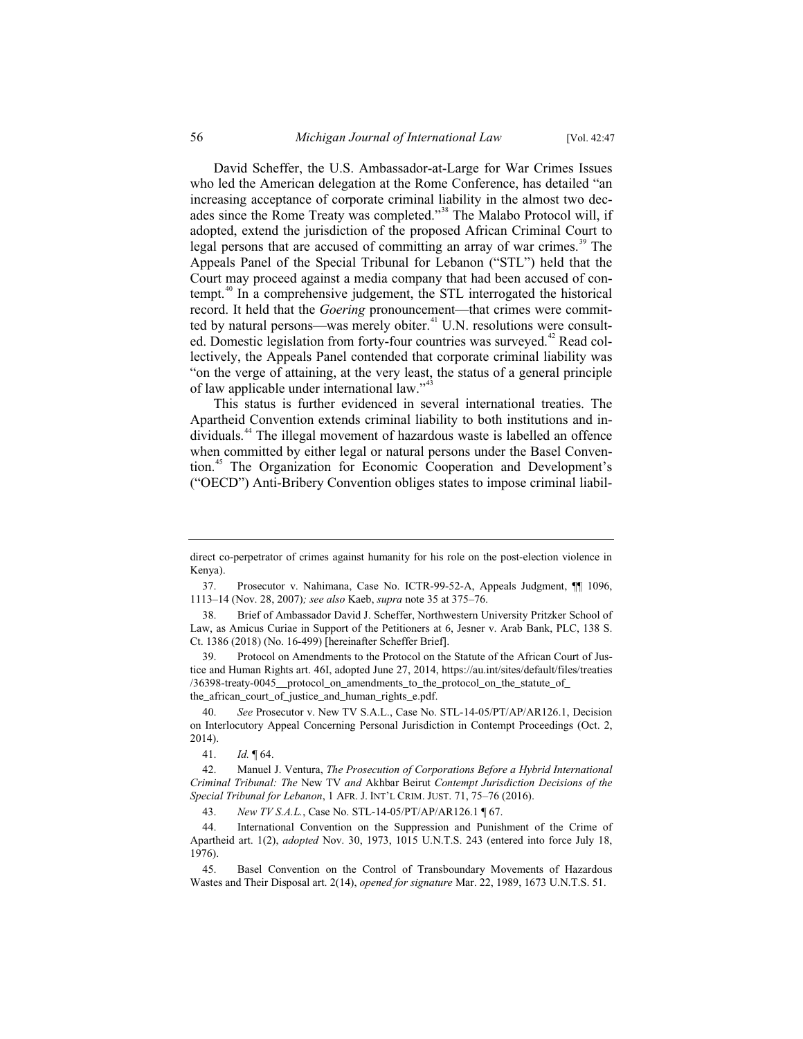David Scheffer, the U.S. Ambassador-at-Large for War Crimes Issues who led the American delegation at the Rome Conference, has detailed "an increasing acceptance of corporate criminal liability in the almost two decades since the Rome Treaty was completed."[38] The Malabo Protocol will, if adopted, extend the jurisdiction of the proposed African Criminal Court to legal persons that are accused of committing an array of war crimes.[39] The Appeals Panel of the Special Tribunal for Lebanon ("STL") held that the Court may proceed against a media company that had been accused of contempt.[40] In a comprehensive judgement, the STL interrogated the historical record. It held that the *Goering* pronouncement—that crimes were committed by natural persons—was merely obiter.[41] U.N. resolutions were consulted. Domestic legislation from forty-four countries was surveyed.[42] Read collectively, the Appeals Panel contended that corporate criminal liability was "on the verge of attaining, at the very least, the status of a general principle of law applicable under international law."[43]

This status is further evidenced in several international treaties. The Apartheid Convention extends criminal liability to both institutions and individuals.[44] The illegal movement of hazardous waste is labelled an offence when committed by either legal or natural persons under the Basel Convention.[45] The Organization for Economic Cooperation and Development's ("OECD") Anti-Bribery Convention obliges states to impose criminal liabil-

---

direct co-perpetrator of crimes against humanity for his role on the post-election violence in Kenya).

37. Prosecutor v. Nahimana, Case No. ICTR-99-52-A, Appeals Judgment, ¶¶ 1096, 1113–14 (Nov. 28, 2007)*; see also* Kaeb, *supra* note 35 at 375–76.

38. Brief of Ambassador David J. Scheffer, Northwestern University Pritzker School of Law, as Amicus Curiae in Support of the Petitioners at 6, Jesner v. Arab Bank, PLC, 138 S. Ct. 1386 (2018) (No. 16-499) [hereinafter Scheffer Brief].

39. Protocol on Amendments to the Protocol on the Statute of the African Court of Justice and Human Rights art. 46I, adopted June 27, 2014, https://au.int/sites/default/files/treaties/36398-treaty-0045__protocol_on_amendments_to_the_protocol_on_the_statute_of_the_african_court_of_justice_and_human_rights_e.pdf.

40. *See* Prosecutor v. New TV S.A.L., Case No. STL-14-05/PT/AP/AR126.1, Decision on Interlocutory Appeal Concerning Personal Jurisdiction in Contempt Proceedings (Oct. 2, 2014).

41. *Id.* ¶ 64.

42. Manuel J. Ventura, *The Prosecution of Corporations Before a Hybrid International Criminal Tribunal: The* New TV *and* Akhbar Beirut *Contempt Jurisdiction Decisions of the Special Tribunal for Lebanon*, 1 AFR. J. INT'L CRIM. JUST. 71, 75–76 (2016).

43. *New TV S.A.L.*, Case No. STL-14-05/PT/AP/AR126.1 ¶ 67.

44. International Convention on the Suppression and Punishment of the Crime of Apartheid art. 1(2), *adopted* Nov. 30, 1973, 1015 U.N.T.S. 243 (entered into force July 18, 1976).

45. Basel Convention on the Control of Transboundary Movements of Hazardous Wastes and Their Disposal art. 2(14), *opened for signature* Mar. 22, 1989, 1673 U.N.T.S. 51.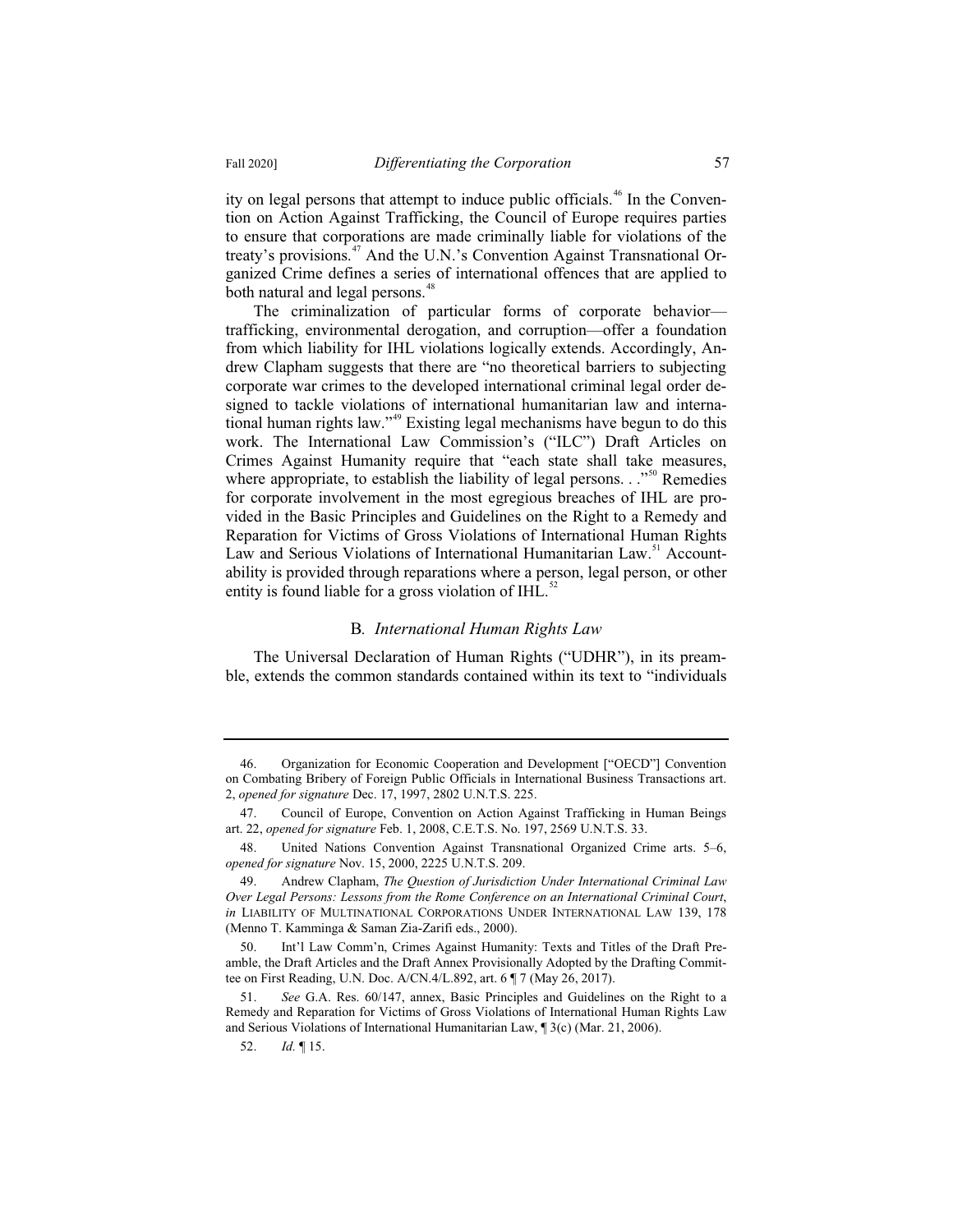ity on legal persons that attempt to induce public officials.[46] In the Convention on Action Against Trafficking, the Council of Europe requires parties to ensure that corporations are made criminally liable for violations of the treaty's provisions.[47] And the U.N.'s Convention Against Transnational Organized Crime defines a series of international offences that are applied to both natural and legal persons.[48]

The criminalization of particular forms of corporate behavior—trafficking, environmental derogation, and corruption—offer a foundation from which liability for IHL violations logically extends. Accordingly, Andrew Clapham suggests that there are "no theoretical barriers to subjecting corporate war crimes to the developed international criminal legal order designed to tackle violations of international humanitarian law and international human rights law."[49] Existing legal mechanisms have begun to do this work. The International Law Commission's ("ILC") Draft Articles on Crimes Against Humanity require that "each state shall take measures, where appropriate, to establish the liability of legal persons. . ."[50] Remedies for corporate involvement in the most egregious breaches of IHL are provided in the Basic Principles and Guidelines on the Right to a Remedy and Reparation for Victims of Gross Violations of International Human Rights Law and Serious Violations of International Humanitarian Law.[51] Accountability is provided through reparations where a person, legal person, or other entity is found liable for a gross violation of IHL.[52]

### B. *International Human Rights Law*

The Universal Declaration of Human Rights ("UDHR"), in its preamble, extends the common standards contained within its text to "individuals

---

46. Organization for Economic Cooperation and Development ["OECD"] Convention on Combating Bribery of Foreign Public Officials in International Business Transactions art. 2, *opened for signature* Dec. 17, 1997, 2802 U.N.T.S. 225.

47. Council of Europe, Convention on Action Against Trafficking in Human Beings art. 22, *opened for signature* Feb. 1, 2008, C.E.T.S. No. 197, 2569 U.N.T.S. 33.

48. United Nations Convention Against Transnational Organized Crime arts. 5–6, *opened for signature* Nov. 15, 2000, 2225 U.N.T.S. 209.

49. Andrew Clapham, *The Question of Jurisdiction Under International Criminal Law Over Legal Persons: Lessons from the Rome Conference on an International Criminal Court*, *in* LIABILITY OF MULTINATIONAL CORPORATIONS UNDER INTERNATIONAL LAW 139, 178 (Menno T. Kamminga & Saman Zia-Zarifi eds., 2000).

50. Int'l Law Comm'n, Crimes Against Humanity: Texts and Titles of the Draft Preamble, the Draft Articles and the Draft Annex Provisionally Adopted by the Drafting Committee on First Reading, U.N. Doc. A/CN.4/L.892, art. 6 ¶ 7 (May 26, 2017).

51. *See* G.A. Res. 60/147, annex, Basic Principles and Guidelines on the Right to a Remedy and Reparation for Victims of Gross Violations of International Human Rights Law and Serious Violations of International Humanitarian Law, ¶ 3(c) (Mar. 21, 2006).

52. *Id.* ¶ 15.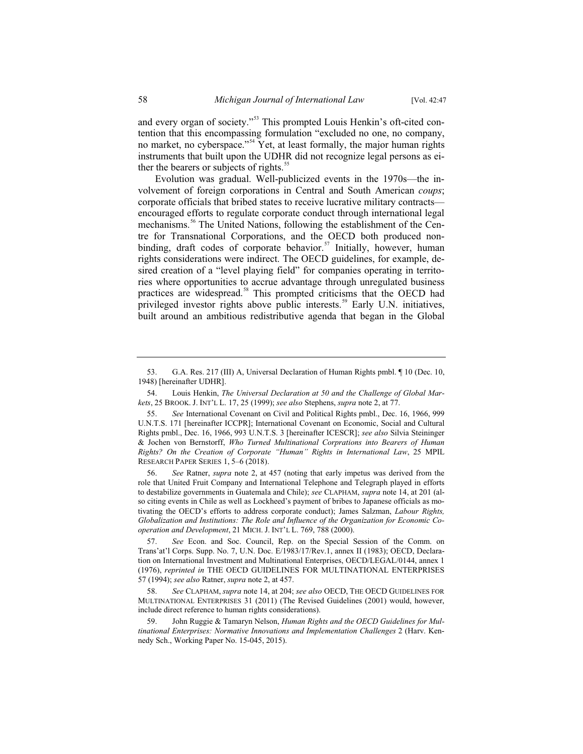and every organ of society."[53] This prompted Louis Henkin's oft-cited contention that this encompassing formulation "excluded no one, no company, no market, no cyberspace."[54] Yet, at least formally, the major human rights instruments that built upon the UDHR did not recognize legal persons as either the bearers or subjects of rights.[55]

Evolution was gradual. Well-publicized events in the 1970s—the involvement of foreign corporations in Central and South American *coups*; corporate officials that bribed states to receive lucrative military contracts—encouraged efforts to regulate corporate conduct through international legal mechanisms.[56] The United Nations, following the establishment of the Centre for Transnational Corporations, and the OECD both produced non-binding, draft codes of corporate behavior.[57] Initially, however, human rights considerations were indirect. The OECD guidelines, for example, desired creation of a "level playing field" for companies operating in territories where opportunities to accrue advantage through unregulated business practices are widespread.[58] This prompted criticisms that the OECD had privileged investor rights above public interests.[59] Early U.N. initiatives, built around an ambitious redistributive agenda that began in the Global

---

53. G.A. Res. 217 (III) A, Universal Declaration of Human Rights pmbl. ¶ 10 (Dec. 10, 1948) [hereinafter UDHR].

54. Louis Henkin, *The Universal Declaration at 50 and the Challenge of Global Markets*, 25 BROOK. J. INT'L L. 17, 25 (1999); *see also* Stephens, *supra* note 2, at 77.

55. *See* International Covenant on Civil and Political Rights pmbl., Dec. 16, 1966, 999 U.N.T.S. 171 [hereinafter ICCPR]; International Covenant on Economic, Social and Cultural Rights pmbl., Dec. 16, 1966, 993 U.N.T.S. 3 [hereinafter ICESCR]; *see also* Silvia Steininger & Jochen von Bernstorff, *Who Turned Multinational Corprations into Bearers of Human Rights? On the Creation of Corporate "Human" Rights in International Law*, 25 MPIL RESEARCH PAPER SERIES 1, 5–6 (2018).

56. *See* Ratner, *supra* note 2, at 457 (noting that early impetus was derived from the role that United Fruit Company and International Telephone and Telegraph played in efforts to destabilize governments in Guatemala and Chile); *see* CLAPHAM, *supra* note 14, at 201 (also citing events in Chile as well as Lockheed's payment of bribes to Japanese officials as motivating the OECD's efforts to address corporate conduct); James Salzman, *Labour Rights, Globalization and Institutions: The Role and Influence of the Organization for Economic Cooperation and Development*, 21 MICH. J. INT'L L. 769, 788 (2000).

57. *See* Econ. and Soc. Council, Rep. on the Special Session of the Comm. on Trans'at'l Corps. Supp. No. 7, U.N. Doc. E/1983/17/Rev.1, annex II (1983); OECD, Declaration on International Investment and Multinational Enterprises, OECD/LEGAL/0144, annex 1 (1976), *reprinted in* THE OECD GUIDELINES FOR MULTINATIONAL ENTERPRISES 57 (1994); *see also* Ratner, *supra* note 2, at 457.

58. *See* CLAPHAM, *supra* note 14, at 204; *see also* OECD, THE OECD GUIDELINES FOR MULTINATIONAL ENTERPRISES 31 (2011) (The Revised Guidelines (2001) would, however, include direct reference to human rights considerations).

59. John Ruggie & Tamaryn Nelson, *Human Rights and the OECD Guidelines for Multinational Enterprises: Normative Innovations and Implementation Challenges* 2 (Harv. Kennedy Sch., Working Paper No. 15-045, 2015).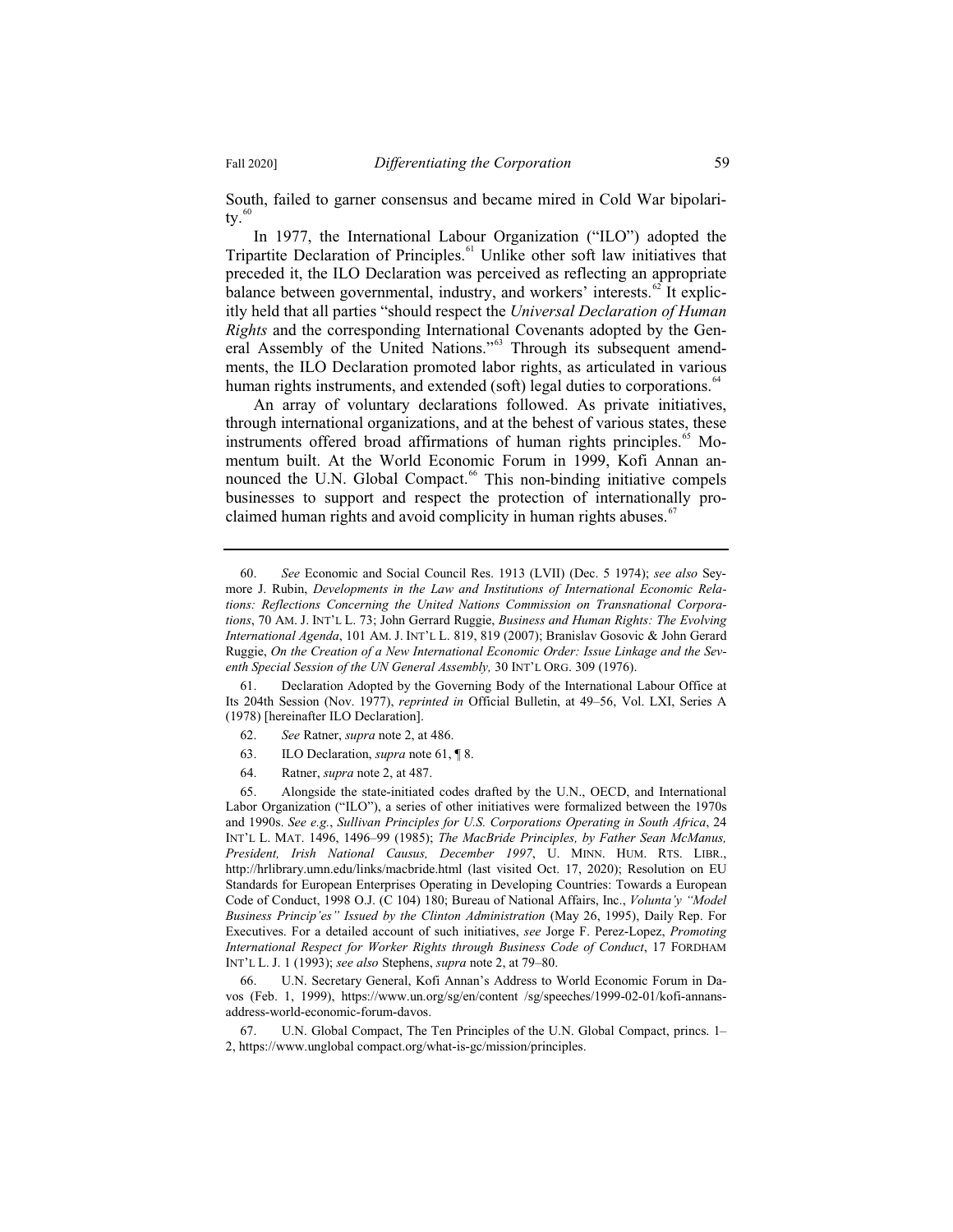South, failed to garner consensus and became mired in Cold War bipolarity.[60]

In 1977, the International Labour Organization ("ILO") adopted the Tripartite Declaration of Principles.[61] Unlike other soft law initiatives that preceded it, the ILO Declaration was perceived as reflecting an appropriate balance between governmental, industry, and workers' interests.[62] It explicitly held that all parties "should respect the *Universal Declaration of Human Rights* and the corresponding International Covenants adopted by the General Assembly of the United Nations."[63] Through its subsequent amendments, the ILO Declaration promoted labor rights, as articulated in various human rights instruments, and extended (soft) legal duties to corporations.[64]

An array of voluntary declarations followed. As private initiatives, through international organizations, and at the behest of various states, these instruments offered broad affirmations of human rights principles.[65] Momentum built. At the World Economic Forum in 1999, Kofi Annan announced the U.N. Global Compact.[66] This non-binding initiative compels businesses to support and respect the protection of internationally proclaimed human rights and avoid complicity in human rights abuses.[67]

---

60. *See* Economic and Social Council Res. 1913 (LVII) (Dec. 5 1974); *see also* Seymore J. Rubin, *Developments in the Law and Institutions of International Economic Relations: Reflections Concerning the United Nations Commission on Transnational Corporations*, 70 AM. J. INT'L L. 73; John Gerrard Ruggie, *Business and Human Rights: The Evolving International Agenda*, 101 AM. J. INT'L L. 819, 819 (2007); Branislav Gosovic & John Gerard Ruggie, *On the Creation of a New International Economic Order: Issue Linkage and the Seventh Special Session of the UN General Assembly,* 30 INT'L ORG. 309 (1976).

61. Declaration Adopted by the Governing Body of the International Labour Office at Its 204th Session (Nov. 1977), *reprinted in* Official Bulletin, at 49–56, Vol. LXI, Series A (1978) [hereinafter ILO Declaration].

62. *See* Ratner, *supra* note 2, at 486.

63. ILO Declaration, *supra* note 61, ¶ 8.

64. Ratner, *supra* note 2, at 487.

65. Alongside the state-initiated codes drafted by the U.N., OECD, and International Labor Organization ("ILO"), a series of other initiatives were formalized between the 1970s and 1990s. *See e.g.*, *Sullivan Principles for U.S. Corporations Operating in South Africa*, 24 INT'L L. MAT. 1496, 1496–99 (1985); *The MacBride Principles, by Father Sean McManus, President, Irish National Causus, December 1997*, U. MINN. HUM. RTS. LIBR., http://hrlibrary.umn.edu/links/macbride.html (last visited Oct. 17, 2020); Resolution on EU Standards for European Enterprises Operating in Developing Countries: Towards a European Code of Conduct, 1998 O.J. (C 104) 180; Bureau of National Affairs, Inc., *Volunta'y "Model Business Princip'es" Issued by the Clinton Administration* (May 26, 1995), Daily Rep. For Executives. For a detailed account of such initiatives, *see* Jorge F. Perez-Lopez, *Promoting International Respect for Worker Rights through Business Code of Conduct*, 17 FORDHAM INT'L L. J. 1 (1993); *see also* Stephens, *supra* note 2, at 79–80.

66. U.N. Secretary General, Kofi Annan's Address to World Economic Forum in Davos (Feb. 1, 1999), https://www.un.org/sg/en/content /sg/speeches/1999-02-01/kofi-annans-address-world-economic-forum-davos.

67. U.N. Global Compact, The Ten Principles of the U.N. Global Compact, princs. 1–2, https://www.unglobal compact.org/what-is-gc/mission/principles.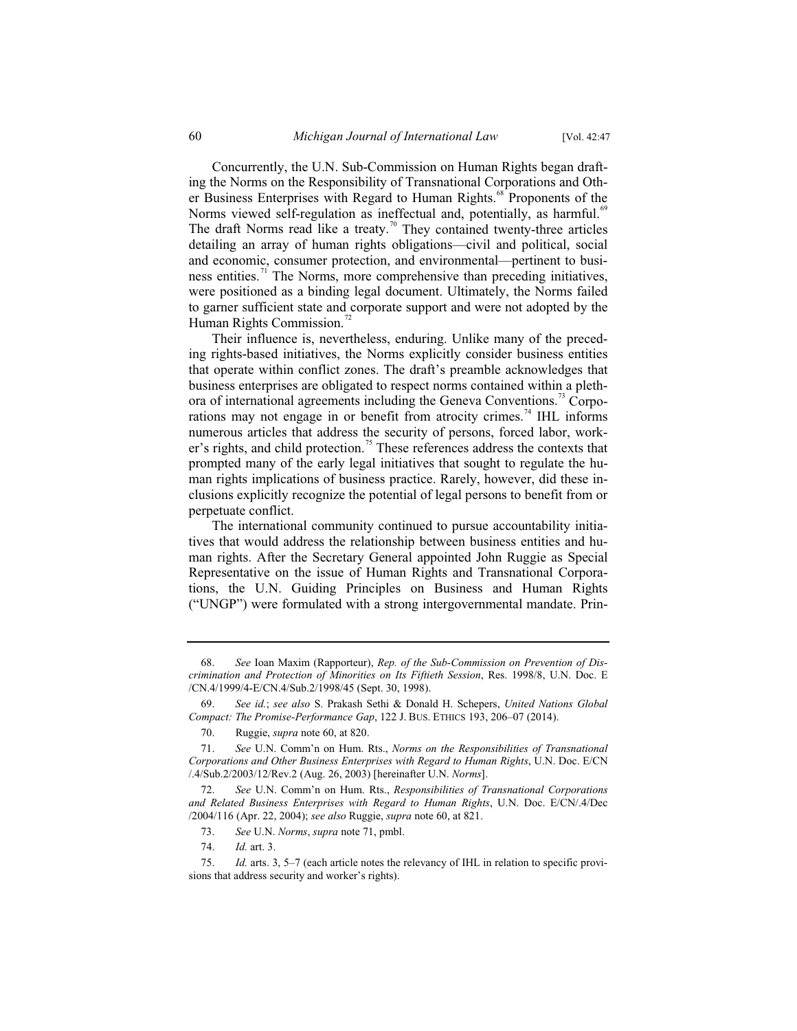Concurrently, the U.N. Sub-Commission on Human Rights began drafting the Norms on the Responsibility of Transnational Corporations and Other Business Enterprises with Regard to Human Rights.[68] Proponents of the Norms viewed self-regulation as ineffectual and, potentially, as harmful.[69] The draft Norms read like a treaty.[70] They contained twenty-three articles detailing an array of human rights obligations—civil and political, social and economic, consumer protection, and environmental—pertinent to business entities.[71] The Norms, more comprehensive than preceding initiatives, were positioned as a binding legal document. Ultimately, the Norms failed to garner sufficient state and corporate support and were not adopted by the Human Rights Commission.[72]

Their influence is, nevertheless, enduring. Unlike many of the preceding rights-based initiatives, the Norms explicitly consider business entities that operate within conflict zones. The draft's preamble acknowledges that business enterprises are obligated to respect norms contained within a plethora of international agreements including the Geneva Conventions.[73] Corporations may not engage in or benefit from atrocity crimes.[74] IHL informs numerous articles that address the security of persons, forced labor, worker's rights, and child protection.[75] These references address the contexts that prompted many of the early legal initiatives that sought to regulate the human rights implications of business practice. Rarely, however, did these inclusions explicitly recognize the potential of legal persons to benefit from or perpetuate conflict.

The international community continued to pursue accountability initiatives that would address the relationship between business entities and human rights. After the Secretary General appointed John Ruggie as Special Representative on the issue of Human Rights and Transnational Corporations, the U.N. Guiding Principles on Business and Human Rights ("UNGP") were formulated with a strong intergovernmental mandate. Prin-

---

68. *See* Ioan Maxim (Rapporteur), *Rep. of the Sub-Commission on Prevention of Discrimination and Protection of Minorities on Its Fiftieth Session*, Res. 1998/8, U.N. Doc. E /CN.4/1999/4-E/CN.4/Sub.2/1998/45 (Sept. 30, 1998).

69. *See id.*; *see also* S. Prakash Sethi & Donald H. Schepers, *United Nations Global Compact: The Promise-Performance Gap*, 122 J. BUS. ETHICS 193, 206–07 (2014).

70. Ruggie, *supra* note 60, at 820.

71. *See* U.N. Comm'n on Hum. Rts., *Norms on the Responsibilities of Transnational Corporations and Other Business Enterprises with Regard to Human Rights*, U.N. Doc. E/CN /.4/Sub.2/2003/12/Rev.2 (Aug. 26, 2003) [hereinafter U.N. *Norms*].

72. *See* U.N. Comm'n on Hum. Rts., *Responsibilities of Transnational Corporations and Related Business Enterprises with Regard to Human Rights*, U.N. Doc. E/CN/.4/Dec /2004/116 (Apr. 22, 2004); *see also* Ruggie, *supra* note 60, at 821.

73. *See* U.N. *Norms*, *supra* note 71, pmbl.

74. *Id.* art. 3.

75. *Id.* arts. 3, 5–7 (each article notes the relevancy of IHL in relation to specific provisions that address security and worker's rights).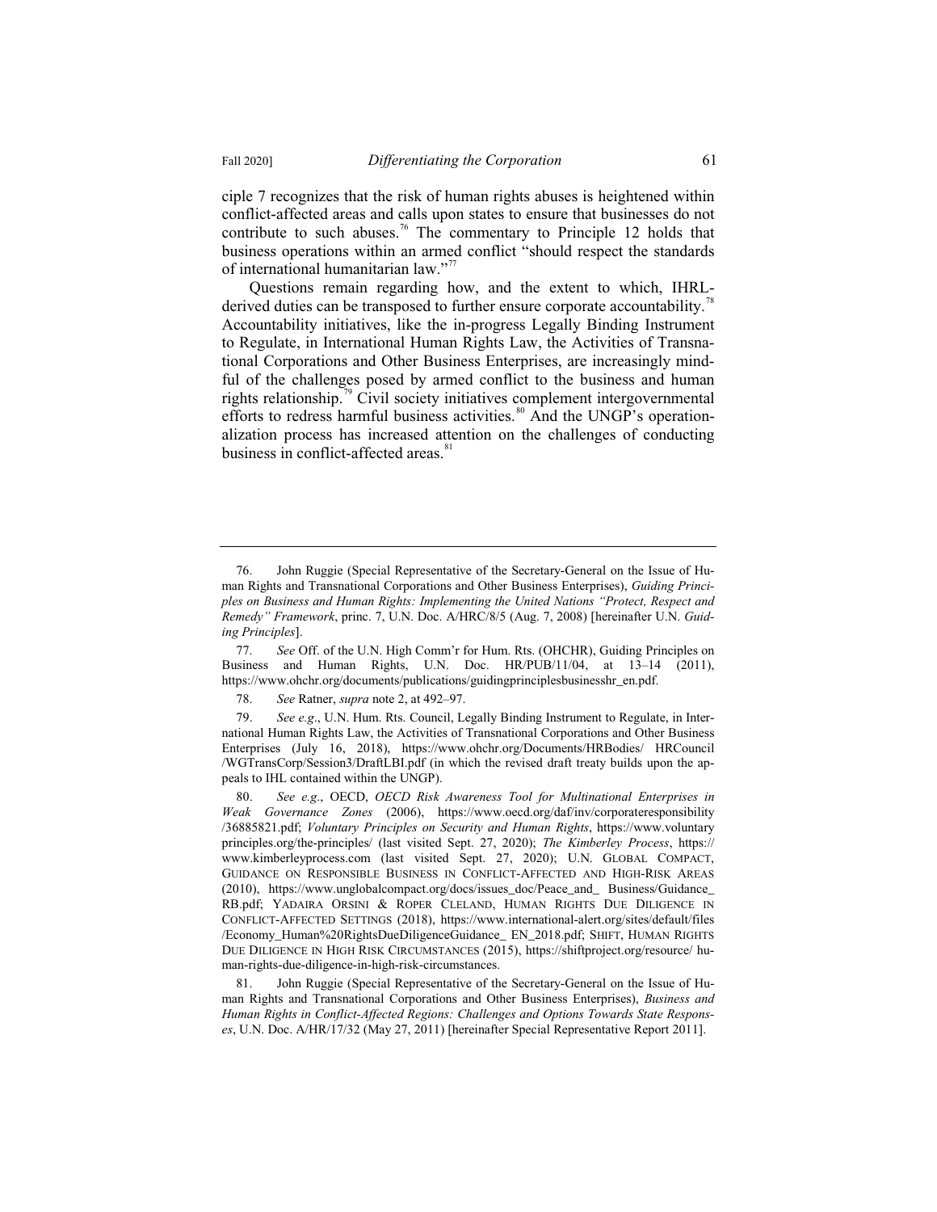ciple 7 recognizes that the risk of human rights abuses is heightened within conflict-affected areas and calls upon states to ensure that businesses do not contribute to such abuses.[76] The commentary to Principle 12 holds that business operations within an armed conflict "should respect the standards of international humanitarian law."[77]

Questions remain regarding how, and the extent to which, IHRL-derived duties can be transposed to further ensure corporate accountability.[78] Accountability initiatives, like the in-progress Legally Binding Instrument to Regulate, in International Human Rights Law, the Activities of Transnational Corporations and Other Business Enterprises, are increasingly mindful of the challenges posed by armed conflict to the business and human rights relationship.[79] Civil society initiatives complement intergovernmental efforts to redress harmful business activities.[80] And the UNGP's operationalization process has increased attention on the challenges of conducting business in conflict-affected areas.[81]

---

76. John Ruggie (Special Representative of the Secretary-General on the Issue of Human Rights and Transnational Corporations and Other Business Enterprises), *Guiding Principles on Business and Human Rights: Implementing the United Nations "Protect, Respect and Remedy" Framework*, princ. 7, U.N. Doc. A/HRC/8/5 (Aug. 7, 2008) [hereinafter U.N. *Guiding Principles*].

77. *See* Off. of the U.N. High Comm'r for Hum. Rts. (OHCHR), Guiding Principles on Business and Human Rights, U.N. Doc. HR/PUB/11/04, at 13–14 (2011), https://www.ohchr.org/documents/publications/guidingprinciplesbusinesshr_en.pdf.

78. *See* Ratner, *supra* note 2, at 492–97.

79. *See e.g*., U.N. Hum. Rts. Council, Legally Binding Instrument to Regulate, in International Human Rights Law, the Activities of Transnational Corporations and Other Business Enterprises (July 16, 2018), https://www.ohchr.org/Documents/HRBodies/ HRCouncil /WGTransCorp/Session3/DraftLBI.pdf (in which the revised draft treaty builds upon the appeals to IHL contained within the UNGP).

80. *See e.g*., OECD, *OECD Risk Awareness Tool for Multinational Enterprises in Weak Governance Zones* (2006), https://www.oecd.org/daf/inv/corporateresponsibility /36885821.pdf; *Voluntary Principles on Security and Human Rights*, https://www.voluntary principles.org/the-principles/ (last visited Sept. 27, 2020); *The Kimberley Process*, https:// www.kimberleyprocess.com (last visited Sept. 27, 2020); U.N. GLOBAL COMPACT, GUIDANCE ON RESPONSIBLE BUSINESS IN CONFLICT-AFFECTED AND HIGH-RISK AREAS (2010), https://www.unglobalcompact.org/docs/issues_doc/Peace_and_ Business/Guidance_ RB.pdf; YADAIRA ORSINI & ROPER CLELAND, HUMAN RIGHTS DUE DILIGENCE IN CONFLICT-AFFECTED SETTINGS (2018), https://www.international-alert.org/sites/default/files /Economy_Human%20RightsDueDiligenceGuidance_ EN_2018.pdf; SHIFT, HUMAN RIGHTS DUE DILIGENCE IN HIGH RISK CIRCUMSTANCES (2015), https://shiftproject.org/resource/ human-rights-due-diligence-in-high-risk-circumstances.

81. John Ruggie (Special Representative of the Secretary-General on the Issue of Human Rights and Transnational Corporations and Other Business Enterprises), *Business and Human Rights in Conflict-Affected Regions: Challenges and Options Towards State Responses*, U.N. Doc. A/HR/17/32 (May 27, 2011) [hereinafter Special Representative Report 2011].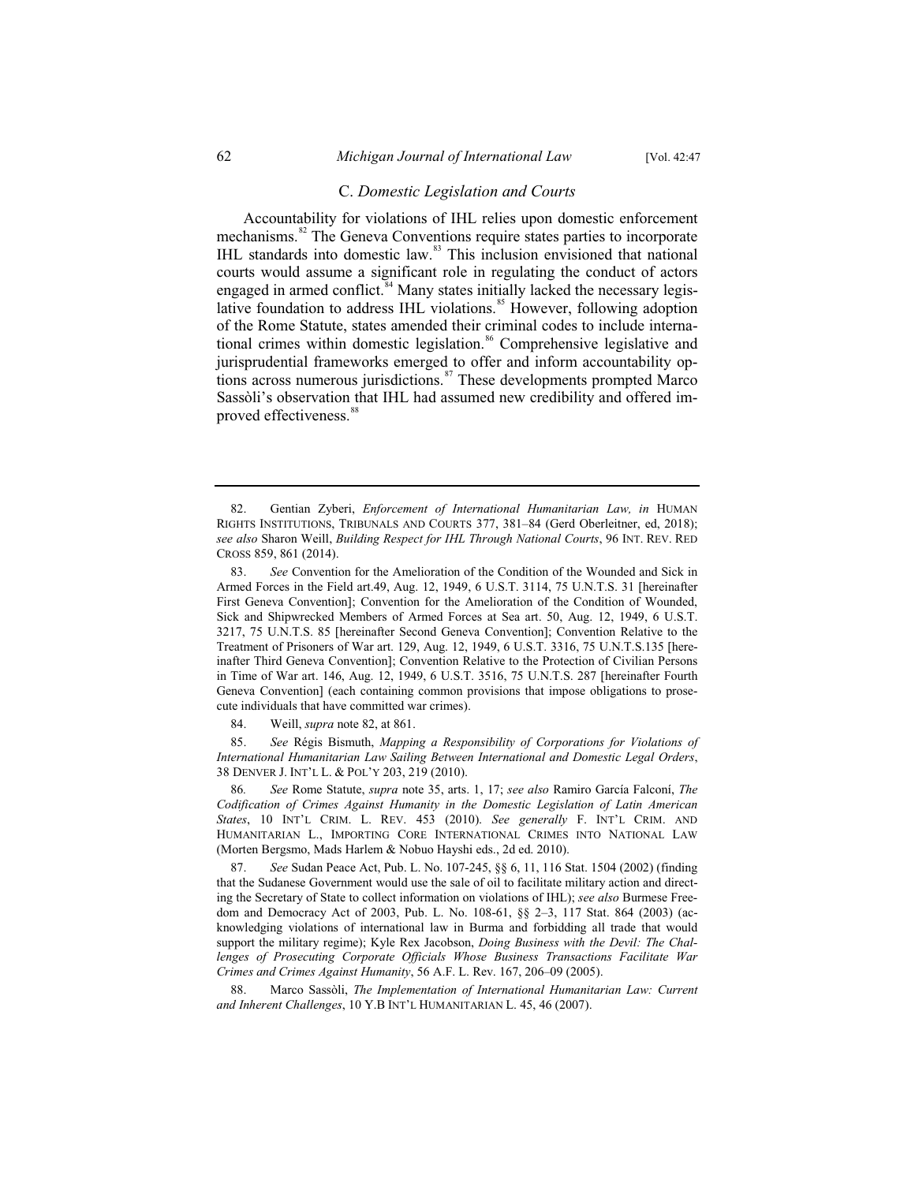### C. *Domestic Legislation and Courts*

Accountability for violations of IHL relies upon domestic enforcement mechanisms.[82] The Geneva Conventions require states parties to incorporate IHL standards into domestic law.[83] This inclusion envisioned that national courts would assume a significant role in regulating the conduct of actors engaged in armed conflict.[84] Many states initially lacked the necessary legislative foundation to address IHL violations.[85] However, following adoption of the Rome Statute, states amended their criminal codes to include international crimes within domestic legislation.[86] Comprehensive legislative and jurisprudential frameworks emerged to offer and inform accountability options across numerous jurisdictions.[87] These developments prompted Marco Sassòli's observation that IHL had assumed new credibility and offered improved effectiveness.[88]

---

82. Gentian Zyberi, *Enforcement of International Humanitarian Law, in* HUMAN RIGHTS INSTITUTIONS, TRIBUNALS AND COURTS 377, 381–84 (Gerd Oberleitner, ed, 2018); *see also* Sharon Weill, *Building Respect for IHL Through National Courts*, 96 INT. REV. RED CROSS 859, 861 (2014).

83. *See* Convention for the Amelioration of the Condition of the Wounded and Sick in Armed Forces in the Field art.49, Aug. 12, 1949, 6 U.S.T. 3114, 75 U.N.T.S. 31 [hereinafter First Geneva Convention]; Convention for the Amelioration of the Condition of Wounded, Sick and Shipwrecked Members of Armed Forces at Sea art. 50, Aug. 12, 1949, 6 U.S.T. 3217, 75 U.N.T.S. 85 [hereinafter Second Geneva Convention]; Convention Relative to the Treatment of Prisoners of War art. 129, Aug. 12, 1949, 6 U.S.T. 3316, 75 U.N.T.S.135 [hereinafter Third Geneva Convention]; Convention Relative to the Protection of Civilian Persons in Time of War art. 146, Aug. 12, 1949, 6 U.S.T. 3516, 75 U.N.T.S. 287 [hereinafter Fourth Geneva Convention] (each containing common provisions that impose obligations to prosecute individuals that have committed war crimes).

84. Weill, *supra* note 82, at 861.

85. *See* Régis Bismuth, *Mapping a Responsibility of Corporations for Violations of International Humanitarian Law Sailing Between International and Domestic Legal Orders*, 38 DENVER J. INT'L L. & POL'Y 203, 219 (2010).

86. *See* Rome Statute, *supra* note 35, arts. 1, 17; *see also* Ramiro García Falconí, *The Codification of Crimes Against Humanity in the Domestic Legislation of Latin American States*, 10 INT'L CRIM. L. REV. 453 (2010). *See generally* F. INT'L CRIM. AND HUMANITARIAN L., IMPORTING CORE INTERNATIONAL CRIMES INTO NATIONAL LAW (Morten Bergsmo, Mads Harlem & Nobuo Hayshi eds., 2d ed. 2010).

87. *See* Sudan Peace Act, Pub. L. No. 107-245, §§ 6, 11, 116 Stat. 1504 (2002) (finding that the Sudanese Government would use the sale of oil to facilitate military action and directing the Secretary of State to collect information on violations of IHL); *see also* Burmese Freedom and Democracy Act of 2003, Pub. L. No. 108-61, §§ 2–3, 117 Stat. 864 (2003) (acknowledging violations of international law in Burma and forbidding all trade that would support the military regime); Kyle Rex Jacobson, *Doing Business with the Devil: The Challenges of Prosecuting Corporate Officials Whose Business Transactions Facilitate War Crimes and Crimes Against Humanity*, 56 A.F. L. Rev. 167, 206–09 (2005).

88. Marco Sassòli, *The Implementation of International Humanitarian Law: Current and Inherent Challenges*, 10 Y.B INT'L HUMANITARIAN L. 45, 46 (2007).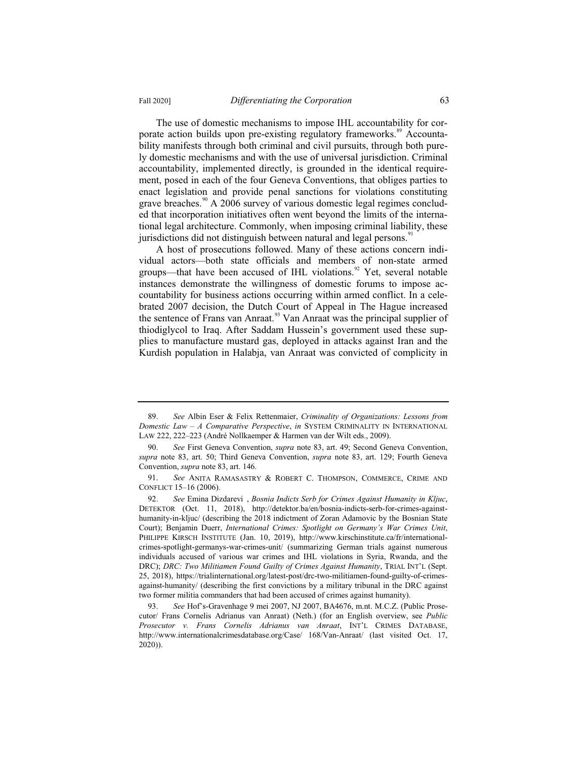The use of domestic mechanisms to impose IHL accountability for corporate action builds upon pre-existing regulatory frameworks.[89] Accountability manifests through both criminal and civil pursuits, through both purely domestic mechanisms and with the use of universal jurisdiction. Criminal accountability, implemented directly, is grounded in the identical requirement, posed in each of the four Geneva Conventions, that obliges parties to enact legislation and provide penal sanctions for violations constituting grave breaches.[90] A 2006 survey of various domestic legal regimes concluded that incorporation initiatives often went beyond the limits of the international legal architecture. Commonly, when imposing criminal liability, these jurisdictions did not distinguish between natural and legal persons.[91]

A host of prosecutions followed. Many of these actions concern individual actors—both state officials and members of non-state armed groups—that have been accused of IHL violations.[92] Yet, several notable instances demonstrate the willingness of domestic forums to impose accountability for business actions occurring within armed conflict. In a celebrated 2007 decision, the Dutch Court of Appeal in The Hague increased the sentence of Frans van Anraat.[93] Van Anraat was the principal supplier of thiodiglycol to Iraq. After Saddam Hussein's government used these supplies to manufacture mustard gas, deployed in attacks against Iran and the Kurdish population in Halabja, van Anraat was convicted of complicity in

---

89. *See* Albin Eser & Felix Rettenmaier, *Criminality of Organizations: Lessons from Domestic Law – A Comparative Perspective*, *in* SYSTEM CRIMINALITY IN INTERNATIONAL LAW 222, 222–223 (André Nollkaemper & Harmen van der Wilt eds., 2009).

90. *See* First Geneva Convention, *supra* note 83, art. 49; Second Geneva Convention, *supra* note 83, art. 50; Third Geneva Convention, *supra* note 83, art. 129; Fourth Geneva Convention, *supra* note 83, art. 146.

91. *See* ANITA RAMASASTRY & ROBERT C. THOMPSON, COMMERCE, CRIME AND CONFLICT 15–16 (2006).

92. *See* Emina Dizdarevi , *Bosnia Indicts Serb for Crimes Against Humanity in Kljuc*, DETEKTOR (Oct. 11, 2018), http://detektor.ba/en/bosnia-indicts-serb-for-crimes-against-humanity-in-kljuc/ (describing the 2018 indictment of Zoran Adamovic by the Bosnian State Court); Benjamin Duerr, *International Crimes: Spotlight on Germany's War Crimes Unit*, PHILIPPE KIRSCH INSTITUTE (Jan. 10, 2019), http://www.kirschinstitute.ca/fr/international-crimes-spotlight-germanys-war-crimes-unit/ (summarizing German trials against numerous individuals accused of various war crimes and IHL violations in Syria, Rwanda, and the DRC); *DRC: Two Militiamen Found Guilty of Crimes Against Humanity*, TRIAL INT'L (Sept. 25, 2018), https://trialinternational.org/latest-post/drc-two-militiamen-found-guilty-of-crimes-against-humanity/ (describing the first convictions by a military tribunal in the DRC against two former militia commanders that had been accused of crimes against humanity).

93. *See* Hof's-Gravenhage 9 mei 2007, NJ 2007, BA4676, m.nt. M.C.Z. (Public Prosecutor/ Frans Cornelis Adrianus van Anraat) (Neth.) (for an English overview, see *Public Prosecutor v. Frans Cornelis Adrianus van Anraat*, INT'L CRIMES DATABASE, http://www.internationalcrimesdatabase.org/Case/ 168/Van-Anraat/ (last visited Oct. 17, 2020)).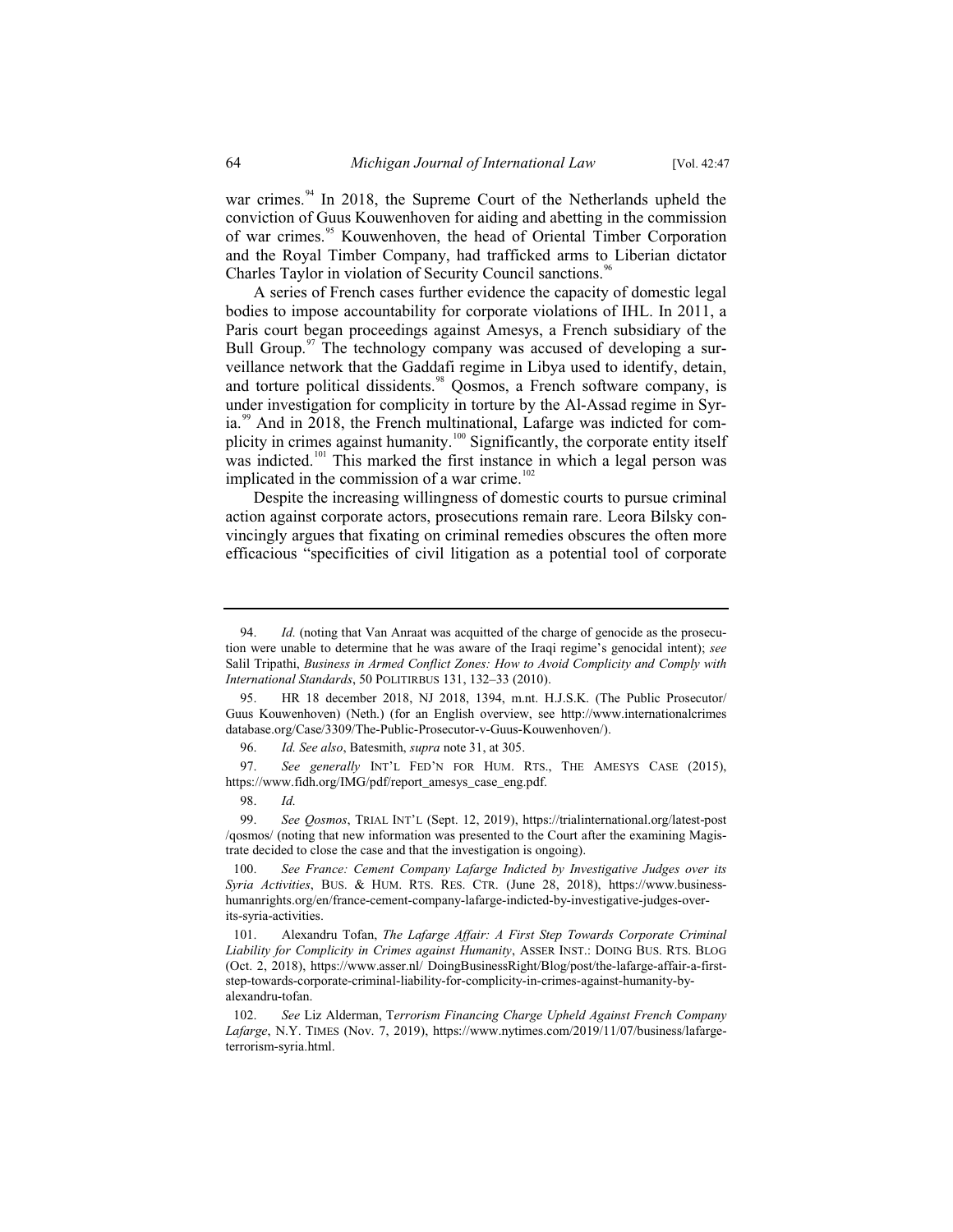war crimes.[94] In 2018, the Supreme Court of the Netherlands upheld the conviction of Guus Kouwenhoven for aiding and abetting in the commission of war crimes.[95] Kouwenhoven, the head of Oriental Timber Corporation and the Royal Timber Company, had trafficked arms to Liberian dictator Charles Taylor in violation of Security Council sanctions.[96]

A series of French cases further evidence the capacity of domestic legal bodies to impose accountability for corporate violations of IHL. In 2011, a Paris court began proceedings against Amesys, a French subsidiary of the Bull Group.[97] The technology company was accused of developing a surveillance network that the Gaddafi regime in Libya used to identify, detain, and torture political dissidents.[98] Qosmos, a French software company, is under investigation for complicity in torture by the Al-Assad regime in Syria.[99] And in 2018, the French multinational, Lafarge was indicted for complicity in crimes against humanity.[100] Significantly, the corporate entity itself was indicted.[101] This marked the first instance in which a legal person was implicated in the commission of a war crime.[102]

Despite the increasing willingness of domestic courts to pursue criminal action against corporate actors, prosecutions remain rare. Leora Bilsky convincingly argues that fixating on criminal remedies obscures the often more efficacious "specificities of civil litigation as a potential tool of corporate

---

94. *Id.* (noting that Van Anraat was acquitted of the charge of genocide as the prosecution were unable to determine that he was aware of the Iraqi regime's genocidal intent); *see* Salil Tripathi, *Business in Armed Conflict Zones: How to Avoid Complicity and Comply with International Standards*, 50 POLITIRBUS 131, 132–33 (2010).

95. HR 18 december 2018, NJ 2018, 1394, m.nt. H.J.S.K. (The Public Prosecutor/ Guus Kouwenhoven) (Neth.) (for an English overview, see http://www.internationalcrimes database.org/Case/3309/The-Public-Prosecutor-v-Guus-Kouwenhoven/).

96. *Id. See also*, Batesmith, *supra* note 31, at 305.

97. *See generally* INT'L FED'N FOR HUM. RTS., THE AMESYS CASE (2015), https://www.fidh.org/IMG/pdf/report_amesys_case_eng.pdf.

98. *Id.*

99. *See Qosmos*, TRIAL INT'L (Sept. 12, 2019), https://trialinternational.org/latest-post /qosmos/ (noting that new information was presented to the Court after the examining Magistrate decided to close the case and that the investigation is ongoing).

100. *See France: Cement Company Lafarge Indicted by Investigative Judges over its Syria Activities*, BUS. & HUM. RTS. RES. CTR. (June 28, 2018), https://www.business-humanrights.org/en/france-cement-company-lafarge-indicted-by-investigative-judges-over-its-syria-activities.

101. Alexandru Tofan, *The Lafarge Affair: A First Step Towards Corporate Criminal Liability for Complicity in Crimes against Humanity*, ASSER INST.: DOING BUS. RTS. BLOG (Oct. 2, 2018), https://www.asser.nl/ DoingBusinessRight/Blog/post/the-lafarge-affair-a-first-step-towards-corporate-criminal-liability-for-complicity-in-crimes-against-humanity-by-alexandru-tofan.

102. *See* Liz Alderman, T*errorism Financing Charge Upheld Against French Company Lafarge*, N.Y. TIMES (Nov. 7, 2019), https://www.nytimes.com/2019/11/07/business/lafarge-terrorism-syria.html.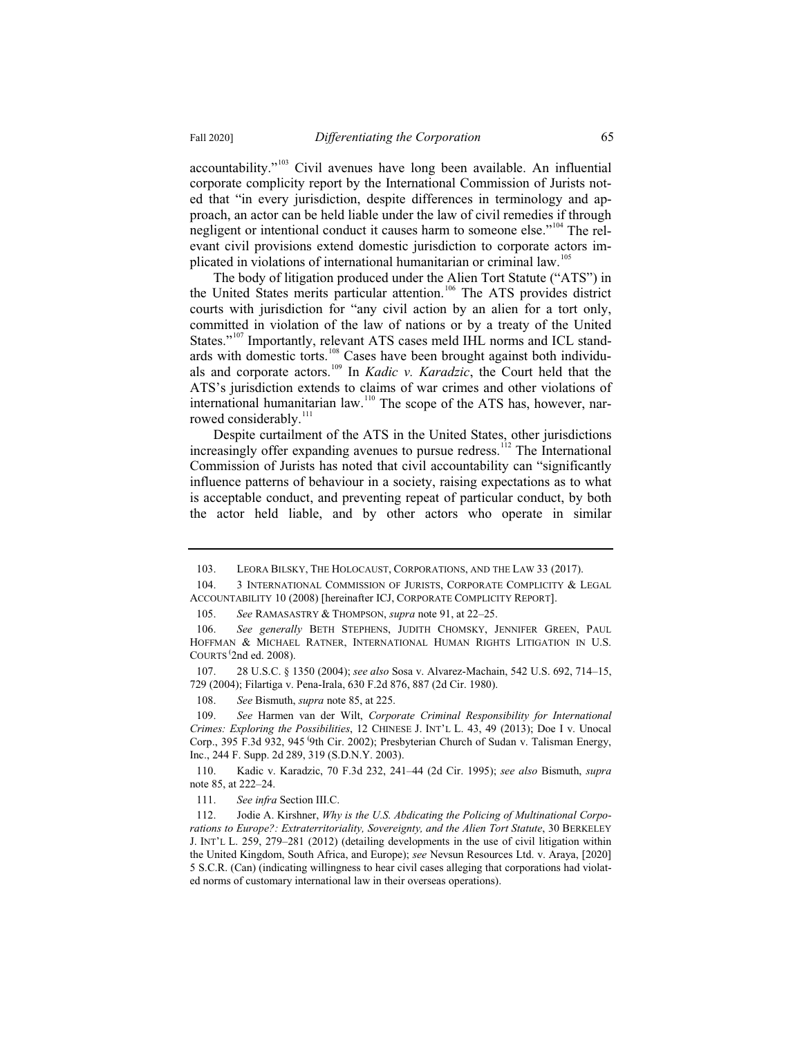accountability."[103] Civil avenues have long been available. An influential corporate complicity report by the International Commission of Jurists noted that "in every jurisdiction, despite differences in terminology and approach, an actor can be held liable under the law of civil remedies if through negligent or intentional conduct it causes harm to someone else."[104] The relevant civil provisions extend domestic jurisdiction to corporate actors implicated in violations of international humanitarian or criminal law.[105]

The body of litigation produced under the Alien Tort Statute ("ATS") in the United States merits particular attention.[106] The ATS provides district courts with jurisdiction for "any civil action by an alien for a tort only, committed in violation of the law of nations or by a treaty of the United States."[107] Importantly, relevant ATS cases meld IHL norms and ICL standards with domestic torts.[108] Cases have been brought against both individuals and corporate actors.[109] In *Kadic v. Karadzic*, the Court held that the ATS's jurisdiction extends to claims of war crimes and other violations of international humanitarian law.[110] The scope of the ATS has, however, narrowed considerably.[111]

Despite curtailment of the ATS in the United States, other jurisdictions increasingly offer expanding avenues to pursue redress.[112] The International Commission of Jurists has noted that civil accountability can "significantly influence patterns of behaviour in a society, raising expectations as to what is acceptable conduct, and preventing repeat of particular conduct, by both the actor held liable, and by other actors who operate in similar

---

103. LEORA BILSKY, THE HOLOCAUST, CORPORATIONS, AND THE LAW 33 (2017).

104. 3 INTERNATIONAL COMMISSION OF JURISTS, CORPORATE COMPLICITY & LEGAL ACCOUNTABILITY 10 (2008) [hereinafter ICJ, CORPORATE COMPLICITY REPORT].

105. *See* RAMASASTRY & THOMPSON, *supra* note 91, at 22–25.

106. *See generally* BETH STEPHENS, JUDITH CHOMSKY, JENNIFER GREEN, PAUL HOFFMAN & MICHAEL RATNER, INTERNATIONAL HUMAN RIGHTS LITIGATION IN U.S. COURTS (2nd ed. 2008).

107. 28 U.S.C. § 1350 (2004); *see also* Sosa v. Alvarez-Machain, 542 U.S. 692, 714–15, 729 (2004); Filartiga v. Pena-Irala, 630 F.2d 876, 887 (2d Cir. 1980).

108. *See* Bismuth, *supra* note 85, at 225.

109. *See* Harmen van der Wilt, *Corporate Criminal Responsibility for International Crimes: Exploring the Possibilities*, 12 CHINESE J. INT'L L. 43, 49 (2013); Doe I v. Unocal Corp., 395 F.3d 932, 945 (9th Cir. 2002); Presbyterian Church of Sudan v. Talisman Energy, Inc., 244 F. Supp. 2d 289, 319 (S.D.N.Y. 2003).

110. Kadic v. Karadzic, 70 F.3d 232, 241–44 (2d Cir. 1995); *see also* Bismuth, *supra* note 85, at 222–24.

111. *See infra* Section III.C.

112. Jodie A. Kirshner, *Why is the U.S. Abdicating the Policing of Multinational Corporations to Europe?: Extraterritoriality, Sovereignty, and the Alien Tort Statute*, 30 BERKELEY J. INT'L L. 259, 279–281 (2012) (detailing developments in the use of civil litigation within the United Kingdom, South Africa, and Europe); *see* Nevsun Resources Ltd. v. Araya, [2020] 5 S.C.R. (Can) (indicating willingness to hear civil cases alleging that corporations had violated norms of customary international law in their overseas operations).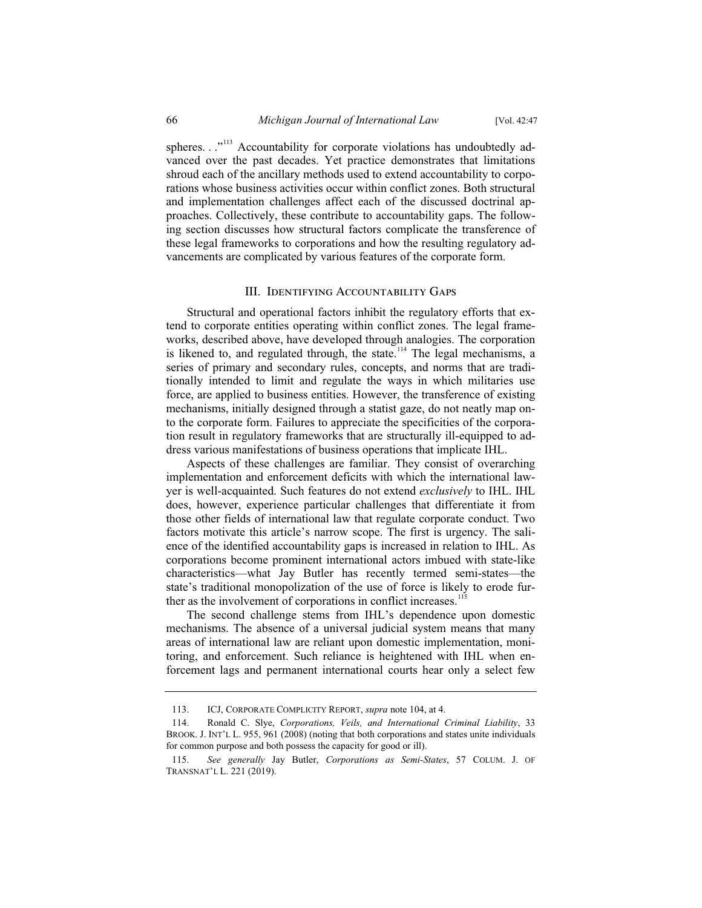spheres. . ."[113] Accountability for corporate violations has undoubtedly advanced over the past decades. Yet practice demonstrates that limitations shroud each of the ancillary methods used to extend accountability to corporations whose business activities occur within conflict zones. Both structural and implementation challenges affect each of the discussed doctrinal approaches. Collectively, these contribute to accountability gaps. The following section discusses how structural factors complicate the transference of these legal frameworks to corporations and how the resulting regulatory advancements are complicated by various features of the corporate form.

## III. Identifying Accountability Gaps

Structural and operational factors inhibit the regulatory efforts that extend to corporate entities operating within conflict zones. The legal frameworks, described above, have developed through analogies. The corporation is likened to, and regulated through, the state.[114] The legal mechanisms, a series of primary and secondary rules, concepts, and norms that are traditionally intended to limit and regulate the ways in which militaries use force, are applied to business entities. However, the transference of existing mechanisms, initially designed through a statist gaze, do not neatly map onto the corporate form. Failures to appreciate the specificities of the corporation result in regulatory frameworks that are structurally ill-equipped to address various manifestations of business operations that implicate IHL.

Aspects of these challenges are familiar. They consist of overarching implementation and enforcement deficits with which the international lawyer is well-acquainted. Such features do not extend *exclusively* to IHL. IHL does, however, experience particular challenges that differentiate it from those other fields of international law that regulate corporate conduct. Two factors motivate this article's narrow scope. The first is urgency. The salience of the identified accountability gaps is increased in relation to IHL. As corporations become prominent international actors imbued with state-like characteristics—what Jay Butler has recently termed semi-states—the state's traditional monopolization of the use of force is likely to erode further as the involvement of corporations in conflict increases.[115]

The second challenge stems from IHL's dependence upon domestic mechanisms. The absence of a universal judicial system means that many areas of international law are reliant upon domestic implementation, monitoring, and enforcement. Such reliance is heightened with IHL when enforcement lags and permanent international courts hear only a select few

---

113. ICJ, Corporate Complicity Report, *supra* note 104, at 4.

114. Ronald C. Slye, *Corporations, Veils, and International Criminal Liability*, 33 Brook. J. Int'l L. 955, 961 (2008) (noting that both corporations and states unite individuals for common purpose and both possess the capacity for good or ill).

115. *See generally* Jay Butler, *Corporations as Semi-States*, 57 Colum. J. of Transnat'l L. 221 (2019).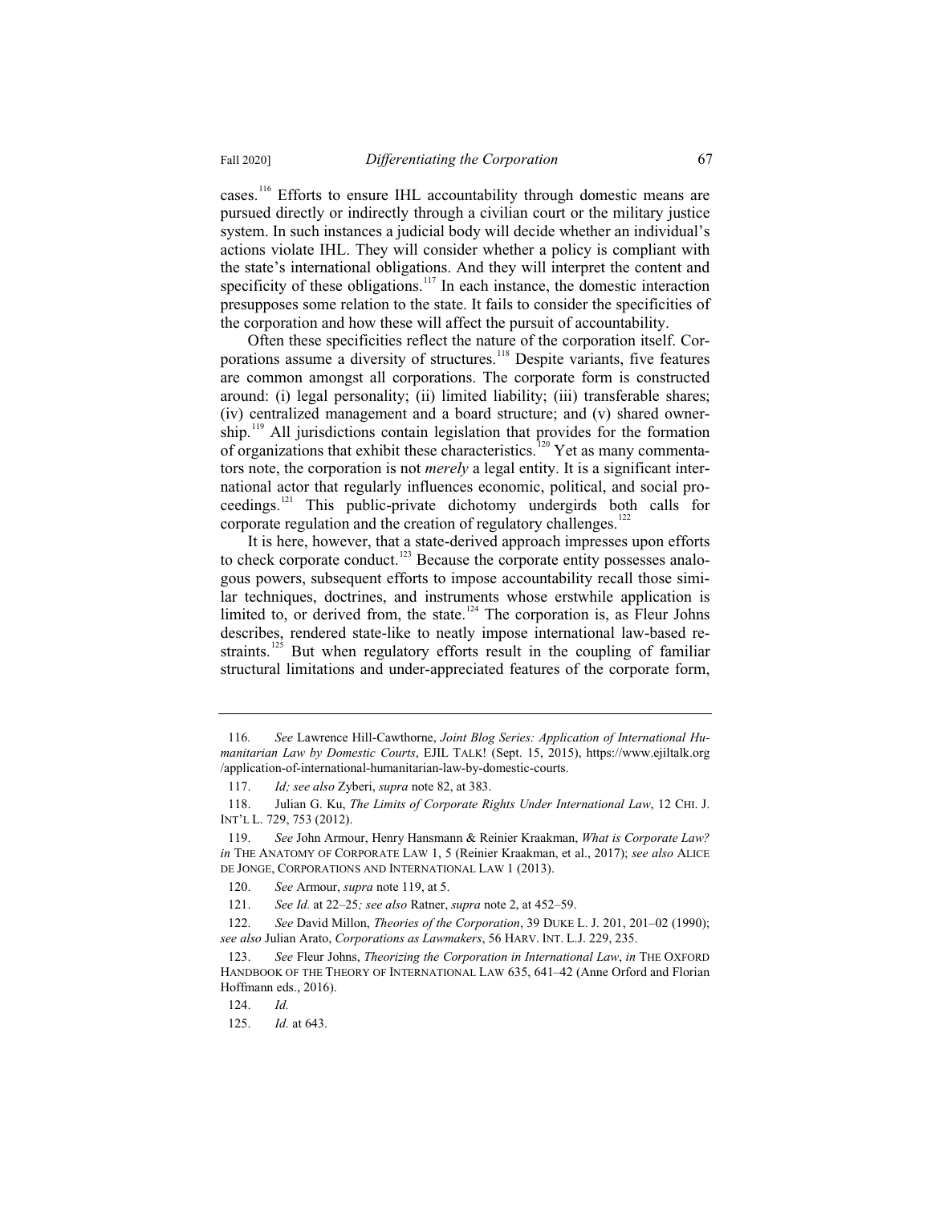cases.[116] Efforts to ensure IHL accountability through domestic means are pursued directly or indirectly through a civilian court or the military justice system. In such instances a judicial body will decide whether an individual's actions violate IHL. They will consider whether a policy is compliant with the state's international obligations. And they will interpret the content and specificity of these obligations.[117] In each instance, the domestic interaction presupposes some relation to the state. It fails to consider the specificities of the corporation and how these will affect the pursuit of accountability.

Often these specificities reflect the nature of the corporation itself. Corporations assume a diversity of structures.[118] Despite variants, five features are common amongst all corporations. The corporate form is constructed around: (i) legal personality; (ii) limited liability; (iii) transferable shares; (iv) centralized management and a board structure; and (v) shared ownership.[119] All jurisdictions contain legislation that provides for the formation of organizations that exhibit these characteristics.[120] Yet as many commentators note, the corporation is not *merely* a legal entity. It is a significant international actor that regularly influences economic, political, and social proceedings.[121] This public-private dichotomy undergirds both calls for corporate regulation and the creation of regulatory challenges.[122]

It is here, however, that a state-derived approach impresses upon efforts to check corporate conduct.[123] Because the corporate entity possesses analogous powers, subsequent efforts to impose accountability recall those similar techniques, doctrines, and instruments whose erstwhile application is limited to, or derived from, the state.[124] The corporation is, as Fleur Johns describes, rendered state-like to neatly impose international law-based restraints.[125] But when regulatory efforts result in the coupling of familiar structural limitations and under-appreciated features of the corporate form,

---

116. *See* Lawrence Hill-Cawthorne, *Joint Blog Series: Application of International Humanitarian Law by Domestic Courts*, EJIL TALK! (Sept. 15, 2015), https://www.ejiltalk.org/application-of-international-humanitarian-law-by-domestic-courts.

117. *Id; see also* Zyberi, *supra* note 82, at 383.

118. Julian G. Ku, *The Limits of Corporate Rights Under International Law*, 12 CHI. J. INT'L L. 729, 753 (2012).

119. *See* John Armour, Henry Hansmann & Reinier Kraakman, *What is Corporate Law? in* THE ANATOMY OF CORPORATE LAW 1, 5 (Reinier Kraakman, et al., 2017); *see also* ALICE DE JONGE, CORPORATIONS AND INTERNATIONAL LAW 1 (2013).

120. *See* Armour, *supra* note 119, at 5.

121. *See Id.* at 22–25*; see also* Ratner, *supra* note 2, at 452–59.

122. *See* David Millon, *Theories of the Corporation*, 39 DUKE L. J. 201, 201–02 (1990); *see also* Julian Arato, *Corporations as Lawmakers*, 56 HARV. INT. L.J. 229, 235.

123. *See* Fleur Johns, *Theorizing the Corporation in International Law*, *in* THE OXFORD HANDBOOK OF THE THEORY OF INTERNATIONAL LAW 635, 641–42 (Anne Orford and Florian Hoffmann eds., 2016).

124. *Id.*

125. *Id.* at 643.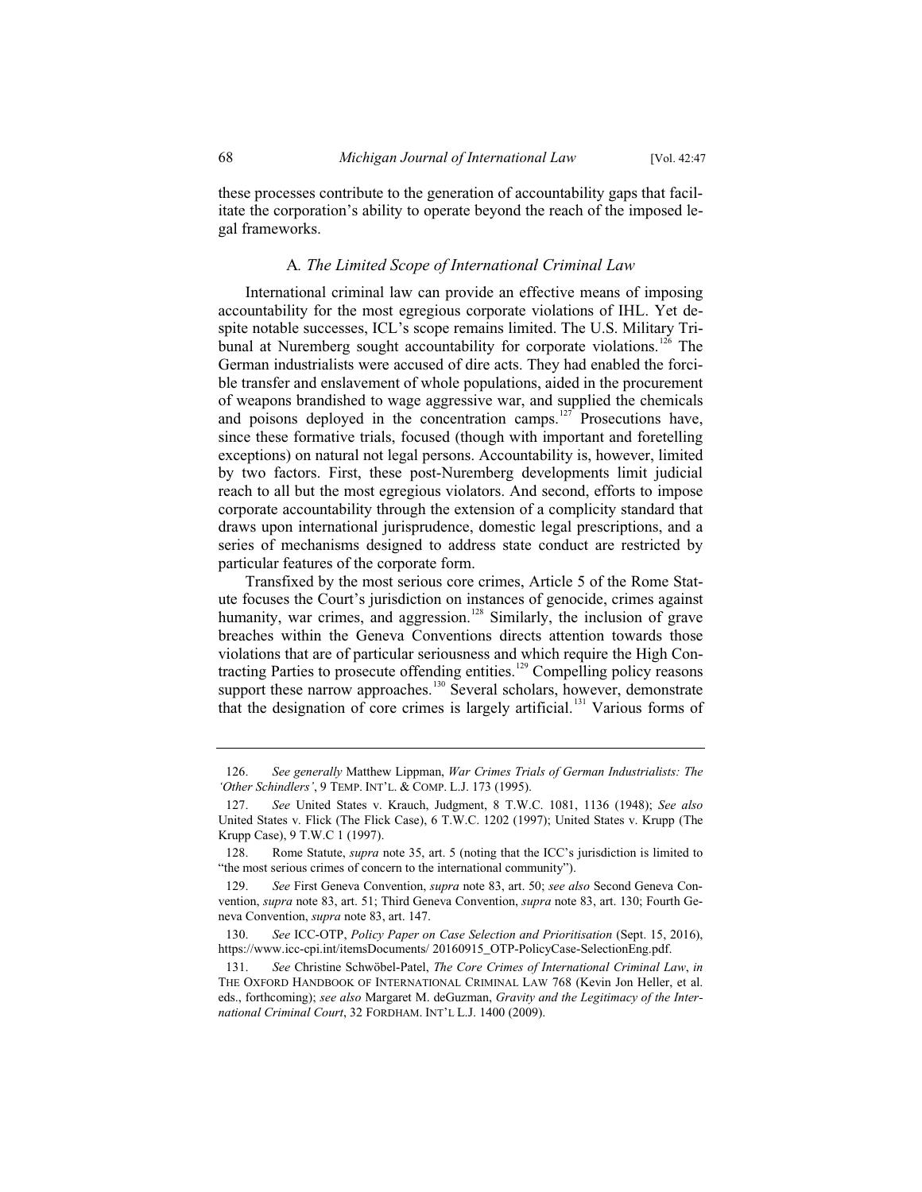these processes contribute to the generation of accountability gaps that facilitate the corporation's ability to operate beyond the reach of the imposed legal frameworks.

### A. *The Limited Scope of International Criminal Law*

International criminal law can provide an effective means of imposing accountability for the most egregious corporate violations of IHL. Yet despite notable successes, ICL's scope remains limited. The U.S. Military Tribunal at Nuremberg sought accountability for corporate violations.[126] The German industrialists were accused of dire acts. They had enabled the forcible transfer and enslavement of whole populations, aided in the procurement of weapons brandished to wage aggressive war, and supplied the chemicals and poisons deployed in the concentration camps.[127] Prosecutions have, since these formative trials, focused (though with important and foretelling exceptions) on natural not legal persons. Accountability is, however, limited by two factors. First, these post-Nuremberg developments limit judicial reach to all but the most egregious violators. And second, efforts to impose corporate accountability through the extension of a complicity standard that draws upon international jurisprudence, domestic legal prescriptions, and a series of mechanisms designed to address state conduct are restricted by particular features of the corporate form.

Transfixed by the most serious core crimes, Article 5 of the Rome Statute focuses the Court's jurisdiction on instances of genocide, crimes against humanity, war crimes, and aggression.[128] Similarly, the inclusion of grave breaches within the Geneva Conventions directs attention towards those violations that are of particular seriousness and which require the High Contracting Parties to prosecute offending entities.[129] Compelling policy reasons support these narrow approaches.[130] Several scholars, however, demonstrate that the designation of core crimes is largely artificial.[131] Various forms of

---

126. *See generally* Matthew Lippman, *War Crimes Trials of German Industrialists: The 'Other Schindlers'*, 9 TEMP. INT'L. & COMP. L.J. 173 (1995).

127. *See* United States v. Krauch, Judgment, 8 T.W.C. 1081, 1136 (1948); *See also* United States v. Flick (The Flick Case), 6 T.W.C. 1202 (1997); United States v. Krupp (The Krupp Case), 9 T.W.C 1 (1997).

128. Rome Statute, *supra* note 35, art. 5 (noting that the ICC's jurisdiction is limited to "the most serious crimes of concern to the international community").

129. *See* First Geneva Convention, *supra* note 83, art. 50; *see also* Second Geneva Convention, *supra* note 83, art. 51; Third Geneva Convention, *supra* note 83, art. 130; Fourth Geneva Convention, *supra* note 83, art. 147.

130. *See* ICC-OTP, *Policy Paper on Case Selection and Prioritisation* (Sept. 15, 2016), https://www.icc-cpi.int/itemsDocuments/ 20160915_OTP-PolicyCase-SelectionEng.pdf.

131. *See* Christine Schwöbel-Patel, *The Core Crimes of International Criminal Law*, *in* THE OXFORD HANDBOOK OF INTERNATIONAL CRIMINAL LAW 768 (Kevin Jon Heller, et al. eds., forthcoming); *see also* Margaret M. deGuzman, *Gravity and the Legitimacy of the International Criminal Court*, 32 FORDHAM. INT'L L.J. 1400 (2009).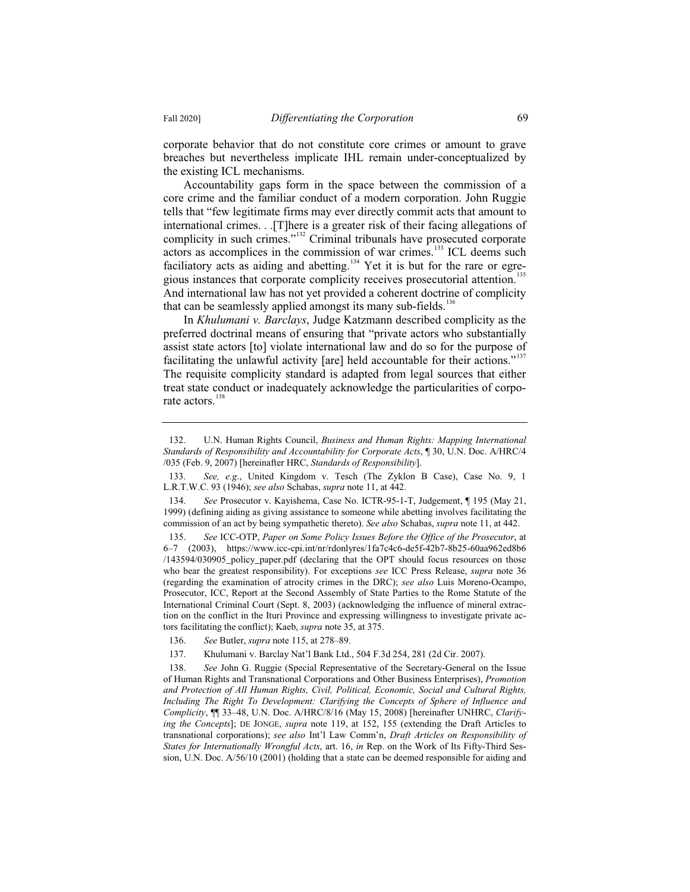corporate behavior that do not constitute core crimes or amount to grave breaches but nevertheless implicate IHL remain under-conceptualized by the existing ICL mechanisms.

Accountability gaps form in the space between the commission of a core crime and the familiar conduct of a modern corporation. John Ruggie tells that "few legitimate firms may ever directly commit acts that amount to international crimes. . .[T]here is a greater risk of their facing allegations of complicity in such crimes."[132] Criminal tribunals have prosecuted corporate actors as accomplices in the commission of war crimes.[133] ICL deems such faciliatory acts as aiding and abetting.[134] Yet it is but for the rare or egregious instances that corporate complicity receives prosecutorial attention.[135] And international law has not yet provided a coherent doctrine of complicity that can be seamlessly applied amongst its many sub-fields.[136]

In *Khulumani v. Barclays*, Judge Katzmann described complicity as the preferred doctrinal means of ensuring that "private actors who substantially assist state actors [to] violate international law and do so for the purpose of facilitating the unlawful activity [are] held accountable for their actions."[137] The requisite complicity standard is adapted from legal sources that either treat state conduct or inadequately acknowledge the particularities of corporate actors.[138]

---

132. U.N. Human Rights Council, *Business and Human Rights: Mapping International Standards of Responsibility and Accountability for Corporate Acts*, ¶ 30, U.N. Doc. A/HRC/4 /035 (Feb. 9, 2007) [hereinafter HRC, *Standards of Responsibility*].

133. *See, e.g.*, United Kingdom v. Tesch (The Zyklon B Case), Case No. 9, 1 L.R.T.W.C. 93 (1946); *see also* Schabas, *supra* note 11, at 442.

134. *See* Prosecutor v. Kayishema, Case No. ICTR-95-1-T, Judgement, ¶ 195 (May 21, 1999) (defining aiding as giving assistance to someone while abetting involves facilitating the commission of an act by being sympathetic thereto). *See also* Schabas, *supra* note 11, at 442.

135. *See* ICC-OTP, *Paper on Some Policy Issues Before the Office of the Prosecutor*, at 6–7 (2003), https://www.icc-cpi.int/nr/rdonlyres/1fa7c4c6-de5f-42b7-8b25-60aa962ed8b6 /143594/030905_policy_paper.pdf (declaring that the OPT should focus resources on those who bear the greatest responsibility). For exceptions *see* ICC Press Release, *supra* note 36 (regarding the examination of atrocity crimes in the DRC); *see also* Luis Moreno-Ocampo, Prosecutor, ICC, Report at the Second Assembly of State Parties to the Rome Statute of the International Criminal Court (Sept. 8, 2003) (acknowledging the influence of mineral extraction on the conflict in the Ituri Province and expressing willingness to investigate private actors facilitating the conflict); Kaeb, *supra* note 35, at 375.

136. *See* Butler, *supra* note 115, at 278–89.

137. Khulumani v. Barclay Nat'l Bank Ltd., 504 F.3d 254, 281 (2d Cir. 2007).

138. *See* John G. Ruggie (Special Representative of the Secretary-General on the Issue of Human Rights and Transnational Corporations and Other Business Enterprises), *Promotion and Protection of All Human Rights, Civil, Political, Economic, Social and Cultural Rights, Including The Right To Development: Clarifying the Concepts of Sphere of Influence and Complicity*, ¶¶ 33–48, U.N. Doc. A/HRC/8/16 (May 15, 2008) [hereinafter UNHRC, *Clarifying the Concepts*]; DE JONGE, *supra* note 119, at 152, 155 (extending the Draft Articles to transnational corporations); *see also* Int'l Law Comm'n, *Draft Articles on Responsibility of States for Internationally Wrongful Acts*, art. 16, *in* Rep. on the Work of Its Fifty-Third Session, U.N. Doc. A/56/10 (2001) (holding that a state can be deemed responsible for aiding and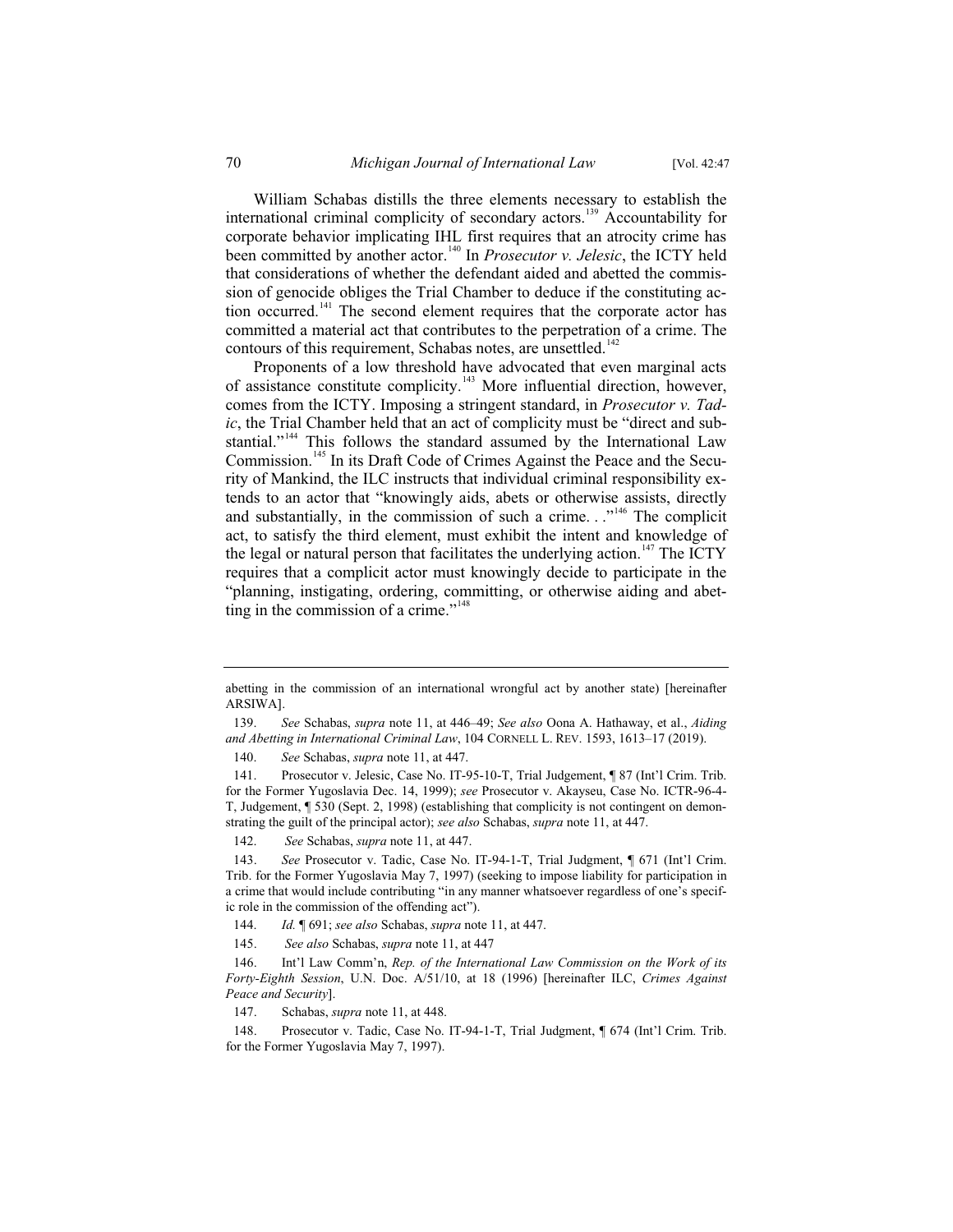William Schabas distills the three elements necessary to establish the international criminal complicity of secondary actors.[139] Accountability for corporate behavior implicating IHL first requires that an atrocity crime has been committed by another actor.[140] In *Prosecutor v. Jelesic*, the ICTY held that considerations of whether the defendant aided and abetted the commission of genocide obliges the Trial Chamber to deduce if the constituting action occurred.[141] The second element requires that the corporate actor has committed a material act that contributes to the perpetration of a crime. The contours of this requirement, Schabas notes, are unsettled.[142]

Proponents of a low threshold have advocated that even marginal acts of assistance constitute complicity.[143] More influential direction, however, comes from the ICTY. Imposing a stringent standard, in *Prosecutor v. Tadic*, the Trial Chamber held that an act of complicity must be "direct and substantial."[144] This follows the standard assumed by the International Law Commission.[145] In its Draft Code of Crimes Against the Peace and the Security of Mankind, the ILC instructs that individual criminal responsibility extends to an actor that "knowingly aids, abets or otherwise assists, directly and substantially, in the commission of such a crime. . ."[146] The complicit act, to satisfy the third element, must exhibit the intent and knowledge of the legal or natural person that facilitates the underlying action.[147] The ICTY requires that a complicit actor must knowingly decide to participate in the "planning, instigating, ordering, committing, or otherwise aiding and abetting in the commission of a crime."[148]

---

abetting in the commission of an international wrongful act by another state) [hereinafter ARSIWA].

139. *See* Schabas, *supra* note 11, at 446–49; *See also* Oona A. Hathaway, et al., *Aiding and Abetting in International Criminal Law*, 104 CORNELL L. REV. 1593, 1613–17 (2019).

140. *See* Schabas, *supra* note 11, at 447.

141. Prosecutor v. Jelesic, Case No. IT-95-10-T, Trial Judgement, ¶ 87 (Int'l Crim. Trib. for the Former Yugoslavia Dec. 14, 1999); *see* Prosecutor v. Akayseu, Case No. ICTR-96-4-T, Judgement, ¶ 530 (Sept. 2, 1998) (establishing that complicity is not contingent on demonstrating the guilt of the principal actor); *see also* Schabas, *supra* note 11, at 447.

142. *See* Schabas, *supra* note 11, at 447.

143. *See* Prosecutor v. Tadic, Case No. IT-94-1-T, Trial Judgment, ¶ 671 (Int'l Crim. Trib. for the Former Yugoslavia May 7, 1997) (seeking to impose liability for participation in a crime that would include contributing "in any manner whatsoever regardless of one's specific role in the commission of the offending act").

144. *Id.* ¶ 691; *see also* Schabas, *supra* note 11, at 447.

145. *See also* Schabas, *supra* note 11, at 447

146. Int'l Law Comm'n, *Rep. of the International Law Commission on the Work of its Forty-Eighth Session*, U.N. Doc. A/51/10, at 18 (1996) [hereinafter ILC, *Crimes Against Peace and Security*].

147. Schabas, *supra* note 11, at 448.

148. Prosecutor v. Tadic, Case No. IT-94-1-T, Trial Judgment, ¶ 674 (Int'l Crim. Trib. for the Former Yugoslavia May 7, 1997).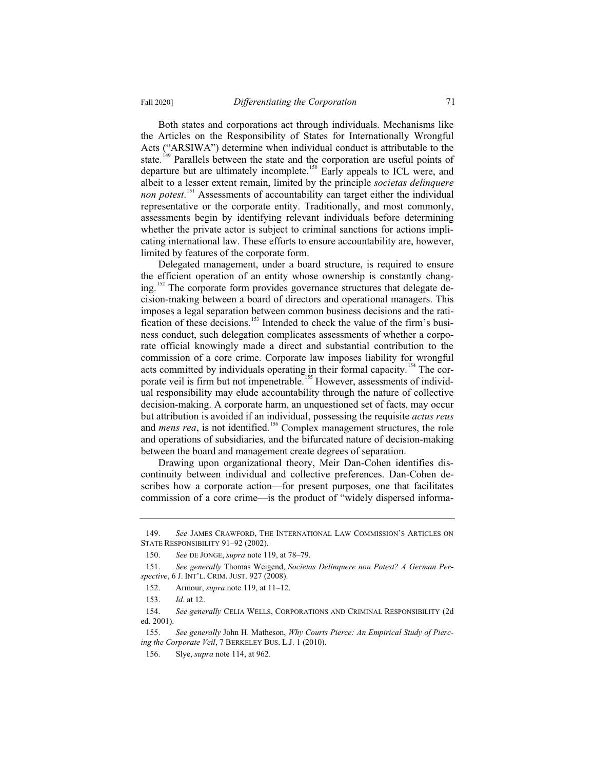Both states and corporations act through individuals. Mechanisms like the Articles on the Responsibility of States for Internationally Wrongful Acts ("ARSIWA") determine when individual conduct is attributable to the state.[149] Parallels between the state and the corporation are useful points of departure but are ultimately incomplete.[150] Early appeals to ICL were, and albeit to a lesser extent remain, limited by the principle *societas delinquere non potest*.[151] Assessments of accountability can target either the individual representative or the corporate entity. Traditionally, and most commonly, assessments begin by identifying relevant individuals before determining whether the private actor is subject to criminal sanctions for actions implicating international law. These efforts to ensure accountability are, however, limited by features of the corporate form.

Delegated management, under a board structure, is required to ensure the efficient operation of an entity whose ownership is constantly changing.[152] The corporate form provides governance structures that delegate decision-making between a board of directors and operational managers. This imposes a legal separation between common business decisions and the ratification of these decisions.[153] Intended to check the value of the firm's business conduct, such delegation complicates assessments of whether a corporate official knowingly made a direct and substantial contribution to the commission of a core crime. Corporate law imposes liability for wrongful acts committed by individuals operating in their formal capacity.[154] The corporate veil is firm but not impenetrable.[155] However, assessments of individual responsibility may elude accountability through the nature of collective decision-making. A corporate harm, an unquestioned set of facts, may occur but attribution is avoided if an individual, possessing the requisite *actus reus* and *mens rea*, is not identified.[156] Complex management structures, the role and operations of subsidiaries, and the bifurcated nature of decision-making between the board and management create degrees of separation.

Drawing upon organizational theory, Meir Dan-Cohen identifies discontinuity between individual and collective preferences. Dan-Cohen describes how a corporate action—for present purposes, one that facilitates commission of a core crime—is the product of "widely dispersed informa-

---

149. *See* JAMES CRAWFORD, THE INTERNATIONAL LAW COMMISSION'S ARTICLES ON STATE RESPONSIBILITY 91–92 (2002).

150. *See* DE JONGE, *supra* note 119, at 78–79.

151. *See generally* Thomas Weigend, *Societas Delinquere non Potest? A German Perspective*, 6 J. INT'L. CRIM. JUST. 927 (2008).

152. Armour, *supra* note 119, at 11–12.

153. *Id.* at 12.

154. *See generally* CELIA WELLS, CORPORATIONS AND CRIMINAL RESPONSIBILITY (2d ed. 2001).

155. *See generally* John H. Matheson, *Why Courts Pierce: An Empirical Study of Piercing the Corporate Veil*, 7 BERKELEY BUS. L.J. 1 (2010).

156. Slye, *supra* note 114, at 962.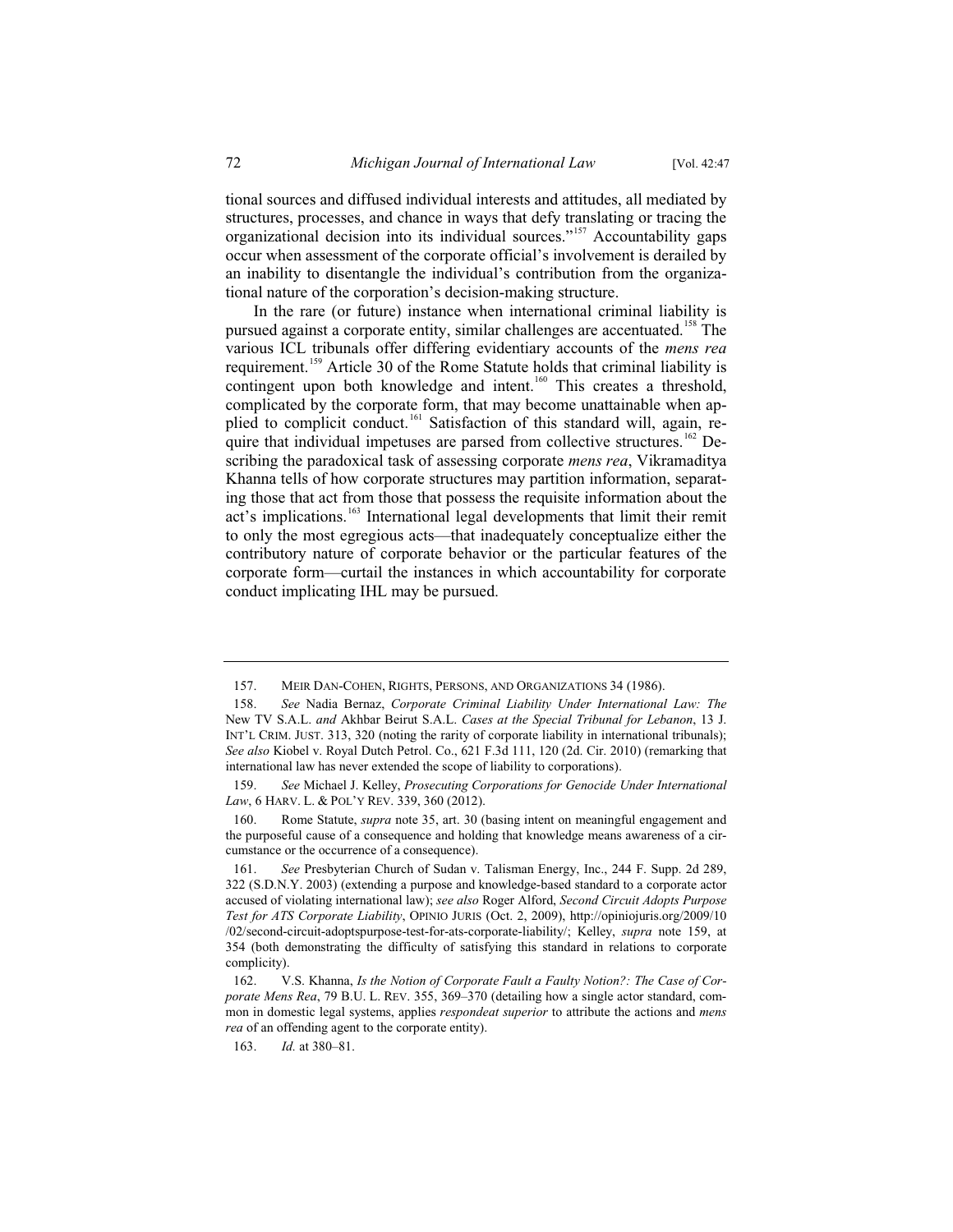tional sources and diffused individual interests and attitudes, all mediated by structures, processes, and chance in ways that defy translating or tracing the organizational decision into its individual sources."[157] Accountability gaps occur when assessment of the corporate official's involvement is derailed by an inability to disentangle the individual's contribution from the organizational nature of the corporation's decision-making structure.

In the rare (or future) instance when international criminal liability is pursued against a corporate entity, similar challenges are accentuated.[158] The various ICL tribunals offer differing evidentiary accounts of the *mens rea* requirement.[159] Article 30 of the Rome Statute holds that criminal liability is contingent upon both knowledge and intent.[160] This creates a threshold, complicated by the corporate form, that may become unattainable when applied to complicit conduct.[161] Satisfaction of this standard will, again, require that individual impetuses are parsed from collective structures.[162] Describing the paradoxical task of assessing corporate *mens rea*, Vikramaditya Khanna tells of how corporate structures may partition information, separating those that act from those that possess the requisite information about the act's implications.[163] International legal developments that limit their remit to only the most egregious acts—that inadequately conceptualize either the contributory nature of corporate behavior or the particular features of the corporate form—curtail the instances in which accountability for corporate conduct implicating IHL may be pursued.

---

157. MEIR DAN-COHEN, RIGHTS, PERSONS, AND ORGANIZATIONS 34 (1986).

158. *See* Nadia Bernaz, *Corporate Criminal Liability Under International Law: The* New TV S.A.L. *and* Akhbar Beirut S.A.L. *Cases at the Special Tribunal for Lebanon*, 13 J. INT'L CRIM. JUST. 313, 320 (noting the rarity of corporate liability in international tribunals); *See also* Kiobel v. Royal Dutch Petrol. Co., 621 F.3d 111, 120 (2d. Cir. 2010) (remarking that international law has never extended the scope of liability to corporations).

159. *See* Michael J. Kelley, *Prosecuting Corporations for Genocide Under International Law*, 6 HARV. L. & POL'Y REV. 339, 360 (2012).

160. Rome Statute, *supra* note 35, art. 30 (basing intent on meaningful engagement and the purposeful cause of a consequence and holding that knowledge means awareness of a circumstance or the occurrence of a consequence).

161. *See* Presbyterian Church of Sudan v. Talisman Energy, Inc., 244 F. Supp. 2d 289, 322 (S.D.N.Y. 2003) (extending a purpose and knowledge-based standard to a corporate actor accused of violating international law); *see also* Roger Alford, *Second Circuit Adopts Purpose Test for ATS Corporate Liability*, OPINIO JURIS (Oct. 2, 2009), http://opiniojuris.org/2009/10/02/second-circuit-adoptspurpose-test-for-ats-corporate-liability/; Kelley, *supra* note 159, at 354 (both demonstrating the difficulty of satisfying this standard in relations to corporate complicity).

162. V.S. Khanna, *Is the Notion of Corporate Fault a Faulty Notion?: The Case of Corporate Mens Rea*, 79 B.U. L. REV. 355, 369–370 (detailing how a single actor standard, common in domestic legal systems, applies *respondeat superior* to attribute the actions and *mens rea* of an offending agent to the corporate entity).

163. *Id.* at 380–81.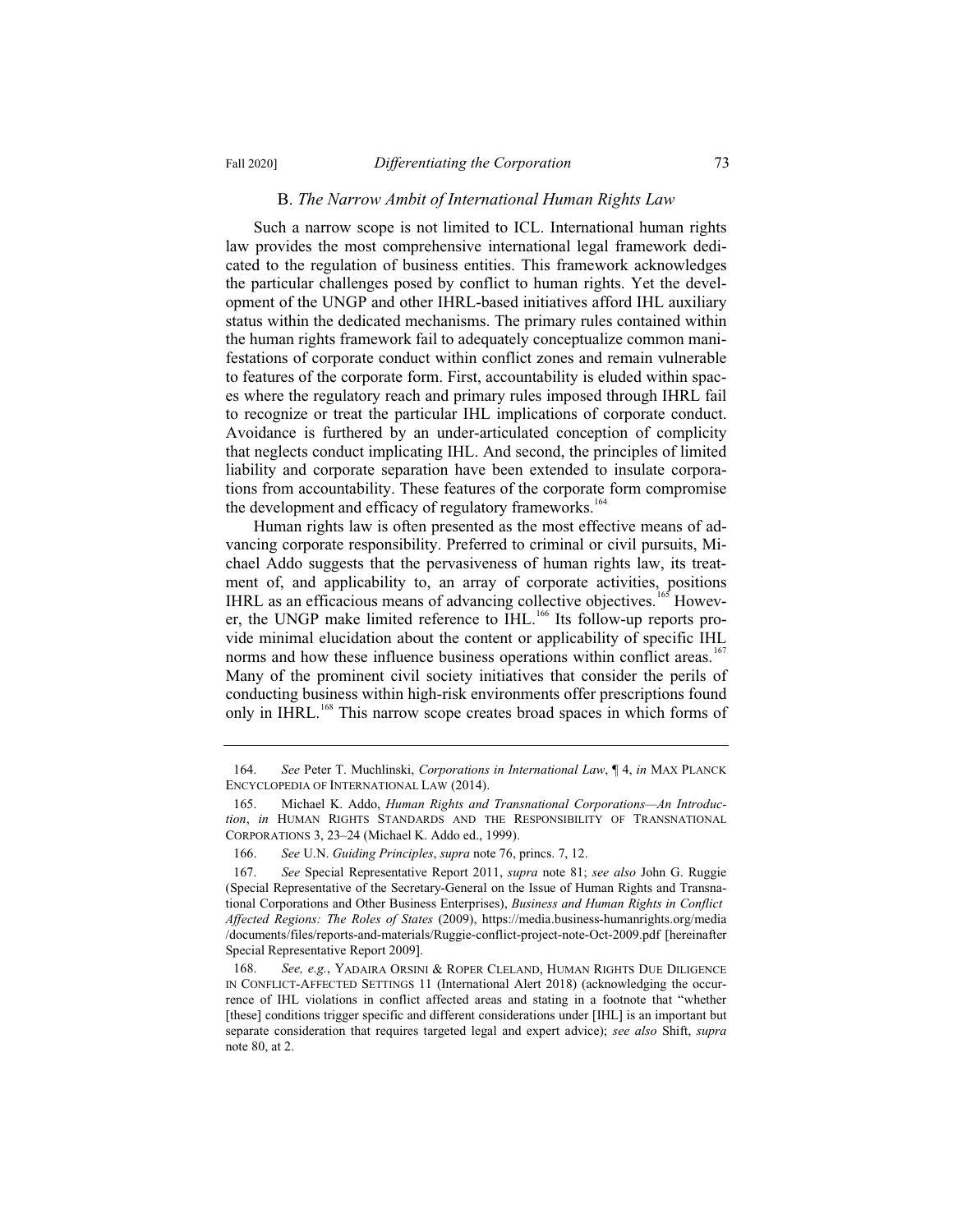### B. *The Narrow Ambit of International Human Rights Law*

Such a narrow scope is not limited to ICL. International human rights law provides the most comprehensive international legal framework dedicated to the regulation of business entities. This framework acknowledges the particular challenges posed by conflict to human rights. Yet the development of the UNGP and other IHRL-based initiatives afford IHL auxiliary status within the dedicated mechanisms. The primary rules contained within the human rights framework fail to adequately conceptualize common manifestations of corporate conduct within conflict zones and remain vulnerable to features of the corporate form. First, accountability is eluded within spaces where the regulatory reach and primary rules imposed through IHRL fail to recognize or treat the particular IHL implications of corporate conduct. Avoidance is furthered by an under-articulated conception of complicity that neglects conduct implicating IHL. And second, the principles of limited liability and corporate separation have been extended to insulate corporations from accountability. These features of the corporate form compromise the development and efficacy of regulatory frameworks.[164]

Human rights law is often presented as the most effective means of advancing corporate responsibility. Preferred to criminal or civil pursuits, Michael Addo suggests that the pervasiveness of human rights law, its treatment of, and applicability to, an array of corporate activities, positions IHRL as an efficacious means of advancing collective objectives.[165] However, the UNGP make limited reference to IHL.[166] Its follow-up reports provide minimal elucidation about the content or applicability of specific IHL norms and how these influence business operations within conflict areas.[167] Many of the prominent civil society initiatives that consider the perils of conducting business within high-risk environments offer prescriptions found only in IHRL.[168] This narrow scope creates broad spaces in which forms of

---

164. *See* Peter T. Muchlinski, *Corporations in International Law*, ¶ 4, *in* MAX PLANCK ENCYCLOPEDIA OF INTERNATIONAL LAW (2014).

165. Michael K. Addo, *Human Rights and Transnational Corporations—An Introduction*, *in* HUMAN RIGHTS STANDARDS AND THE RESPONSIBILITY OF TRANSNATIONAL CORPORATIONS 3, 23–24 (Michael K. Addo ed., 1999).

166. *See* U.N. *Guiding Principles*, *supra* note 76, princs. 7, 12.

167. *See* Special Representative Report 2011, *supra* note 81; *see also* John G. Ruggie (Special Representative of the Secretary-General on the Issue of Human Rights and Transnational Corporations and Other Business Enterprises), *Business and Human Rights in Conflict Affected Regions: The Roles of States* (2009), https://media.business-humanrights.org/media/documents/files/reports-and-materials/Ruggie-conflict-project-note-Oct-2009.pdf [hereinafter Special Representative Report 2009].

168. *See, e.g.*, YADAIRA ORSINI & ROPER CLELAND, HUMAN RIGHTS DUE DILIGENCE IN CONFLICT-AFFECTED SETTINGS 11 (International Alert 2018) (acknowledging the occurrence of IHL violations in conflict affected areas and stating in a footnote that "whether [these] conditions trigger specific and different considerations under [IHL] is an important but separate consideration that requires targeted legal and expert advice); *see also* Shift, *supra* note 80, at 2.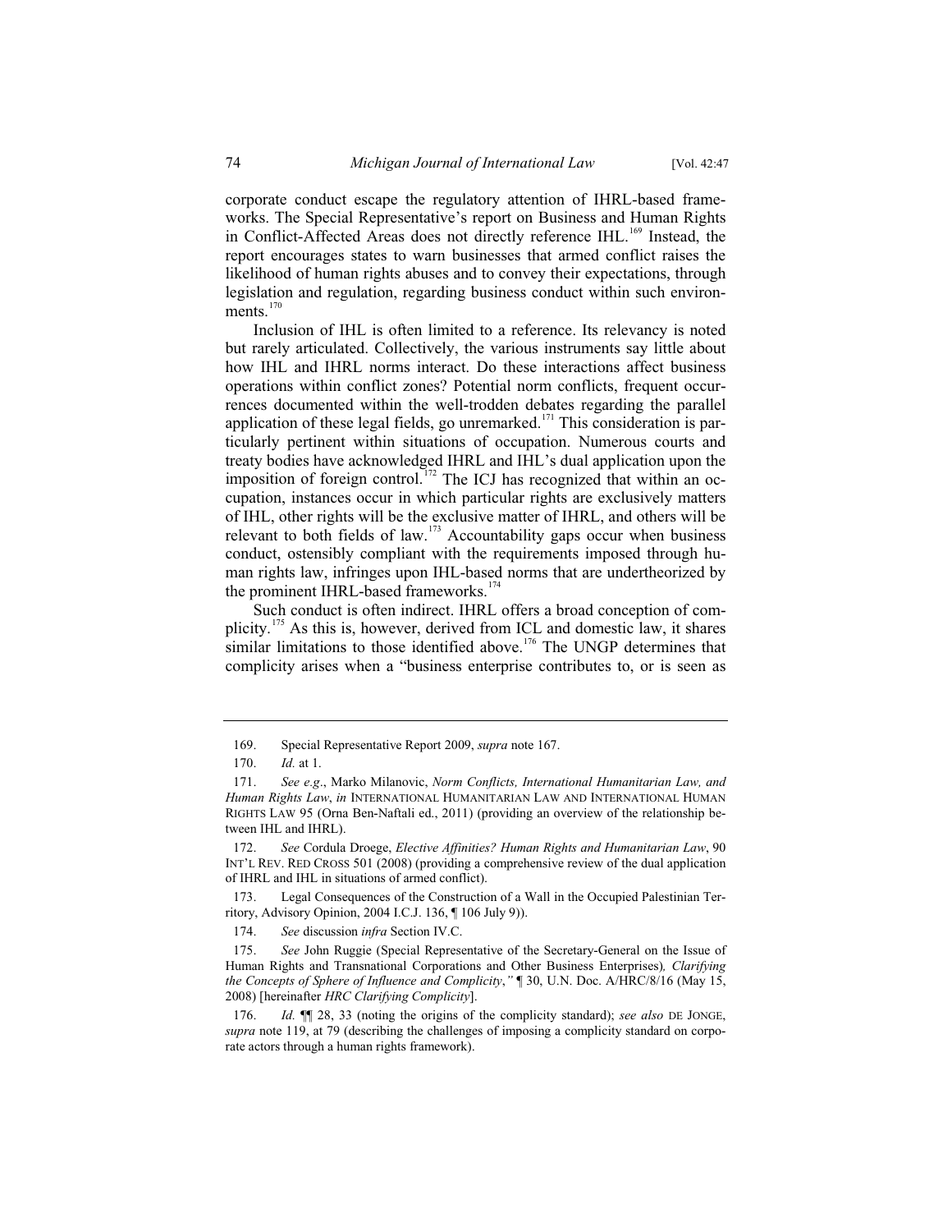corporate conduct escape the regulatory attention of IHRL-based frameworks. The Special Representative's report on Business and Human Rights in Conflict-Affected Areas does not directly reference IHL.[169] Instead, the report encourages states to warn businesses that armed conflict raises the likelihood of human rights abuses and to convey their expectations, through legislation and regulation, regarding business conduct within such environments.[170]

Inclusion of IHL is often limited to a reference. Its relevancy is noted but rarely articulated. Collectively, the various instruments say little about how IHL and IHRL norms interact. Do these interactions affect business operations within conflict zones? Potential norm conflicts, frequent occurrences documented within the well-trodden debates regarding the parallel application of these legal fields, go unremarked.[171] This consideration is particularly pertinent within situations of occupation. Numerous courts and treaty bodies have acknowledged IHRL and IHL's dual application upon the imposition of foreign control.[172] The ICJ has recognized that within an occupation, instances occur in which particular rights are exclusively matters of IHL, other rights will be the exclusive matter of IHRL, and others will be relevant to both fields of law.[173] Accountability gaps occur when business conduct, ostensibly compliant with the requirements imposed through human rights law, infringes upon IHL-based norms that are undertheorized by the prominent IHRL-based frameworks.[174]

Such conduct is often indirect. IHRL offers a broad conception of complicity.[175] As this is, however, derived from ICL and domestic law, it shares similar limitations to those identified above.[176] The UNGP determines that complicity arises when a "business enterprise contributes to, or is seen as

---

169. Special Representative Report 2009, *supra* note 167.

170. *Id.* at 1.

171. *See e.g*., Marko Milanovic, *Norm Conflicts, International Humanitarian Law, and Human Rights Law*, *in* INTERNATIONAL HUMANITARIAN LAW AND INTERNATIONAL HUMAN RIGHTS LAW 95 (Orna Ben-Naftali ed., 2011) (providing an overview of the relationship between IHL and IHRL).

172. *See* Cordula Droege, *Elective Affinities? Human Rights and Humanitarian Law*, 90 INT'L REV. RED CROSS 501 (2008) (providing a comprehensive review of the dual application of IHRL and IHL in situations of armed conflict).

173. Legal Consequences of the Construction of a Wall in the Occupied Palestinian Territory, Advisory Opinion, 2004 I.C.J. 136, ¶ 106 July 9)).

174. *See* discussion *infra* Section IV.C.

175. *See* John Ruggie (Special Representative of the Secretary-General on the Issue of Human Rights and Transnational Corporations and Other Business Enterprises)*, Clarifying the Concepts of Sphere of Influence and Complicity*,*"* ¶ 30, U.N. Doc. A/HRC/8/16 (May 15, 2008) [hereinafter *HRC Clarifying Complicity*].

176. *Id.* ¶¶ 28, 33 (noting the origins of the complicity standard); *see also* DE JONGE, *supra* note 119, at 79 (describing the challenges of imposing a complicity standard on corporate actors through a human rights framework).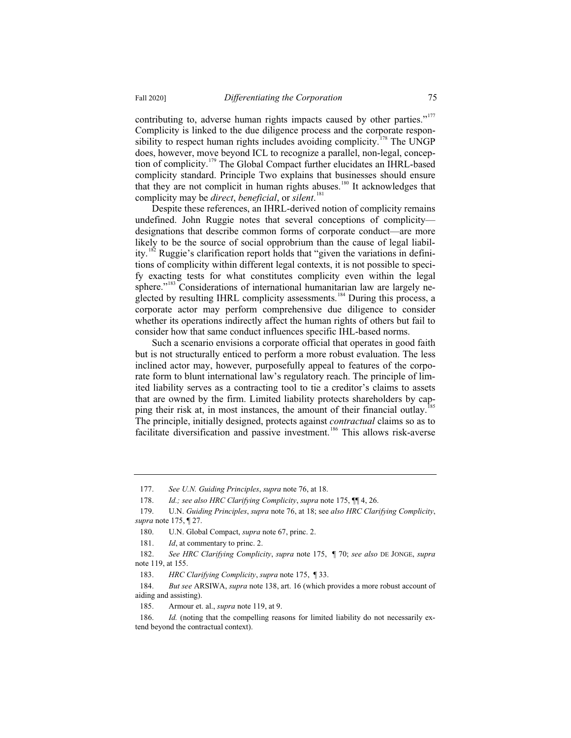contributing to, adverse human rights impacts caused by other parties."[177] Complicity is linked to the due diligence process and the corporate responsibility to respect human rights includes avoiding complicity.[178] The UNGP does, however, move beyond ICL to recognize a parallel, non-legal, conception of complicity.[179] The Global Compact further elucidates an IHRL-based complicity standard. Principle Two explains that businesses should ensure that they are not complicit in human rights abuses.[180] It acknowledges that complicity may be *direct*, *beneficial*, or *silent*.[181]

Despite these references, an IHRL-derived notion of complicity remains undefined. John Ruggie notes that several conceptions of complicity—designations that describe common forms of corporate conduct—are more likely to be the source of social opprobrium than the cause of legal liability.[182] Ruggie's clarification report holds that "given the variations in definitions of complicity within different legal contexts, it is not possible to specify exacting tests for what constitutes complicity even within the legal sphere."[183] Considerations of international humanitarian law are largely neglected by resulting IHRL complicity assessments.[184] During this process, a corporate actor may perform comprehensive due diligence to consider whether its operations indirectly affect the human rights of others but fail to consider how that same conduct influences specific IHL-based norms.

Such a scenario envisions a corporate official that operates in good faith but is not structurally enticed to perform a more robust evaluation. The less inclined actor may, however, purposefully appeal to features of the corporate form to blunt international law's regulatory reach. The principle of limited liability serves as a contracting tool to tie a creditor's claims to assets that are owned by the firm. Limited liability protects shareholders by capping their risk at, in most instances, the amount of their financial outlay.[185] The principle, initially designed, protects against *contractual* claims so as to facilitate diversification and passive investment.[186] This allows risk-averse

---

177. *See U.N. Guiding Principles*, *supra* note 76, at 18.

178. *Id.; see also HRC Clarifying Complicity*, *supra* note 175, ¶¶ 4, 26.

179. U.N. *Guiding Principles*, *supra* note 76, at 18; see *also HRC Clarifying Complicity*, *supra* note 175, ¶ 27.

180. U.N. Global Compact, *supra* note 67, princ. 2.

181. *Id*, at commentary to princ. 2.

182. *See HRC Clarifying Complicity*, *supra* note 175, ¶ 70; *see also* DE JONGE, *supra* note 119, at 155.

183. *HRC Clarifying Complicity*, *supra* note 175, ¶ 33.

184. *But see* ARSIWA, *supra* note 138, art. 16 (which provides a more robust account of aiding and assisting).

185. Armour et. al., *supra* note 119, at 9.

186. *Id.* (noting that the compelling reasons for limited liability do not necessarily extend beyond the contractual context).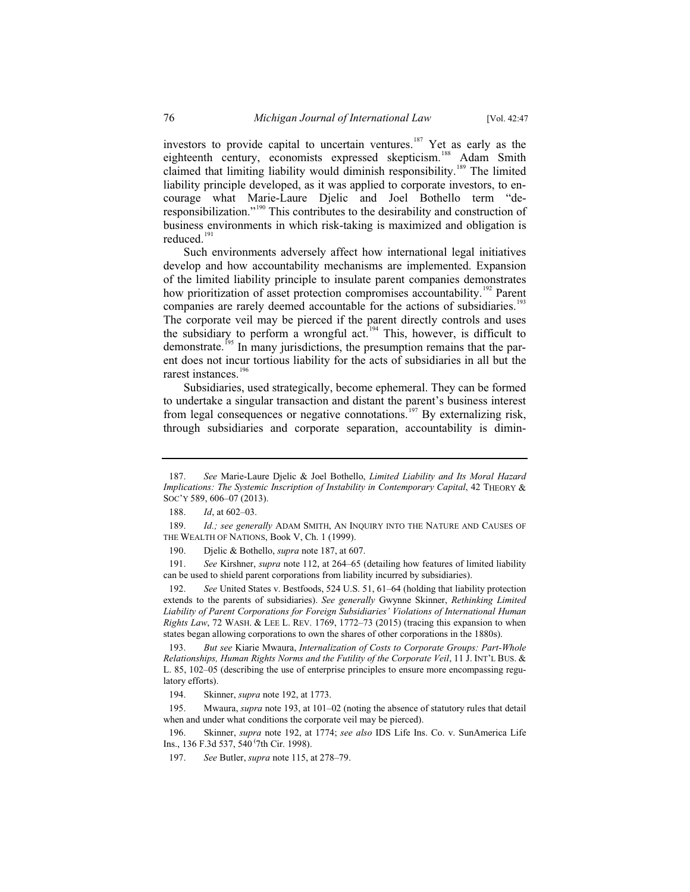investors to provide capital to uncertain ventures.[187] Yet as early as the eighteenth century, economists expressed skepticism.[188] Adam Smith claimed that limiting liability would diminish responsibility.[189] The limited liability principle developed, as it was applied to corporate investors, to encourage what Marie-Laure Djelic and Joel Bothello term "de-responsibilization."[190] This contributes to the desirability and construction of business environments in which risk-taking is maximized and obligation is reduced.[191]

Such environments adversely affect how international legal initiatives develop and how accountability mechanisms are implemented. Expansion of the limited liability principle to insulate parent companies demonstrates how prioritization of asset protection compromises accountability.[192] Parent companies are rarely deemed accountable for the actions of subsidiaries.[193] The corporate veil may be pierced if the parent directly controls and uses the subsidiary to perform a wrongful act.[194] This, however, is difficult to demonstrate.[195] In many jurisdictions, the presumption remains that the parent does not incur tortious liability for the acts of subsidiaries in all but the rarest instances.[196]

Subsidiaries, used strategically, become ephemeral. They can be formed to undertake a singular transaction and distant the parent's business interest from legal consequences or negative connotations.[197] By externalizing risk, through subsidiaries and corporate separation, accountability is dimin-

---

187. *See* Marie-Laure Djelic & Joel Bothello, *Limited Liability and Its Moral Hazard Implications: The Systemic Inscription of Instability in Contemporary Capital*, 42 THEORY & SOC'Y 589, 606–07 (2013).

188. *Id*, at 602–03.

189. *Id.; see generally* ADAM SMITH, AN INQUIRY INTO THE NATURE AND CAUSES OF THE WEALTH OF NATIONS, Book V, Ch. 1 (1999).

190. Djelic & Bothello, *supra* note 187, at 607.

191. *See* Kirshner, *supra* note 112, at 264–65 (detailing how features of limited liability can be used to shield parent corporations from liability incurred by subsidiaries).

192. *See* United States v. Bestfoods, 524 U.S. 51, 61–64 (holding that liability protection extends to the parents of subsidiaries). *See generally* Gwynne Skinner, *Rethinking Limited Liability of Parent Corporations for Foreign Subsidiaries' Violations of International Human Rights Law*, 72 WASH. & LEE L. REV. 1769, 1772–73 (2015) (tracing this expansion to when states began allowing corporations to own the shares of other corporations in the 1880s).

193. *But see* Kiarie Mwaura, *Internalization of Costs to Corporate Groups: Part-Whole Relationships, Human Rights Norms and the Futility of the Corporate Veil*, 11 J. INT'L BUS. & L. 85, 102–05 (describing the use of enterprise principles to ensure more encompassing regulatory efforts).

194. Skinner, *supra* note 192, at 1773.

195. Mwaura, *supra* note 193, at 101–02 (noting the absence of statutory rules that detail when and under what conditions the corporate veil may be pierced).

196. Skinner, *supra* note 192, at 1774; *see also* IDS Life Ins. Co. v. SunAmerica Life Ins., 136 F.3d 537, 540 (7th Cir. 1998).

197. *See* Butler, *supra* note 115, at 278–79.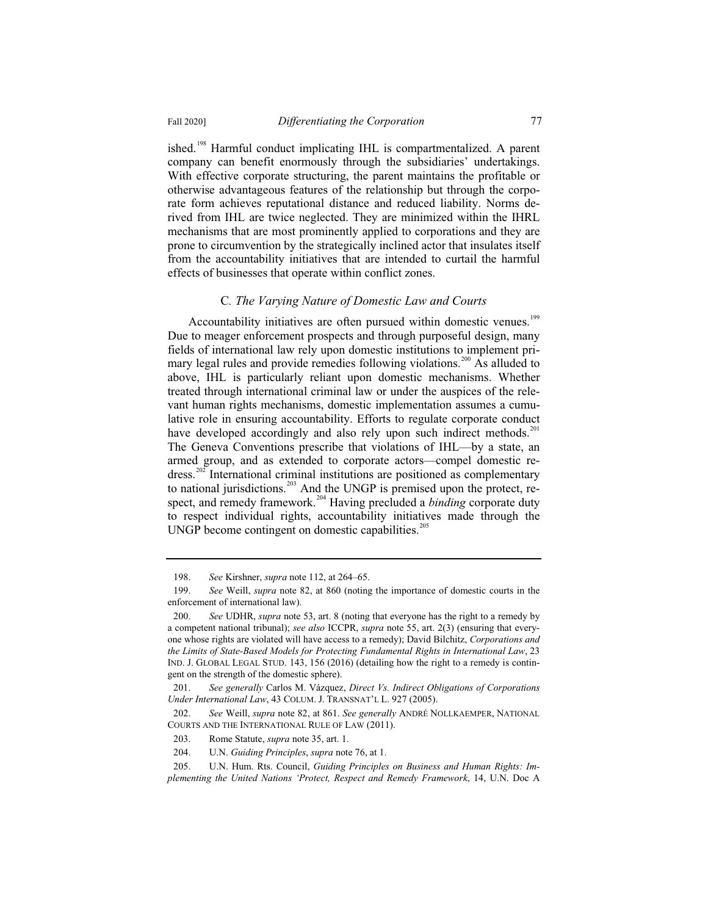ished.[198] Harmful conduct implicating IHL is compartmentalized. A parent company can benefit enormously through the subsidiaries' undertakings. With effective corporate structuring, the parent maintains the profitable or otherwise advantageous features of the relationship but through the corporate form achieves reputational distance and reduced liability. Norms derived from IHL are twice neglected. They are minimized within the IHRL mechanisms that are most prominently applied to corporations and they are prone to circumvention by the strategically inclined actor that insulates itself from the accountability initiatives that are intended to curtail the harmful effects of businesses that operate within conflict zones.

### C. *The Varying Nature of Domestic Law and Courts*

Accountability initiatives are often pursued within domestic venues.[199] Due to meager enforcement prospects and through purposeful design, many fields of international law rely upon domestic institutions to implement primary legal rules and provide remedies following violations.[200] As alluded to above, IHL is particularly reliant upon domestic mechanisms. Whether treated through international criminal law or under the auspices of the relevant human rights mechanisms, domestic implementation assumes a cumulative role in ensuring accountability. Efforts to regulate corporate conduct have developed accordingly and also rely upon such indirect methods.[201] The Geneva Conventions prescribe that violations of IHL—by a state, an armed group, and as extended to corporate actors—compel domestic redress.[202] International criminal institutions are positioned as complementary to national jurisdictions.[203] And the UNGP is premised upon the protect, respect, and remedy framework.[204] Having precluded a *binding* corporate duty to respect individual rights, accountability initiatives made through the UNGP become contingent on domestic capabilities.[205]

---

198. *See* Kirshner, *supra* note 112, at 264–65.

199. *See* Weill, *supra* note 82, at 860 (noting the importance of domestic courts in the enforcement of international law).

200. *See* UDHR, *supra* note 53, art. 8 (noting that everyone has the right to a remedy by a competent national tribunal); *see also* ICCPR, *supra* note 55, art. 2(3) (ensuring that everyone whose rights are violated will have access to a remedy); David Bilchitz, *Corporations and the Limits of State-Based Models for Protecting Fundamental Rights in International Law*, 23 IND. J. GLOBAL LEGAL STUD. 143, 156 (2016) (detailing how the right to a remedy is contingent on the strength of the domestic sphere).

201. *See generally* Carlos M. Vázquez, *Direct Vs. Indirect Obligations of Corporations Under International Law*, 43 COLUM. J. TRANSNAT'L L. 927 (2005).

202. *See* Weill, *supra* note 82, at 861. *See generally* ANDRÉ NOLLKAEMPER, NATIONAL COURTS AND THE INTERNATIONAL RULE OF LAW (2011).

203. Rome Statute, *supra* note 35, art. 1.

204. U.N. *Guiding Principles*, *supra* note 76, at 1.

205. U.N. Hum. Rts. Council, *Guiding Principles on Business and Human Rights: Implementing the United Nations 'Protect, Respect and Remedy Framework*, 14, U.N. Doc A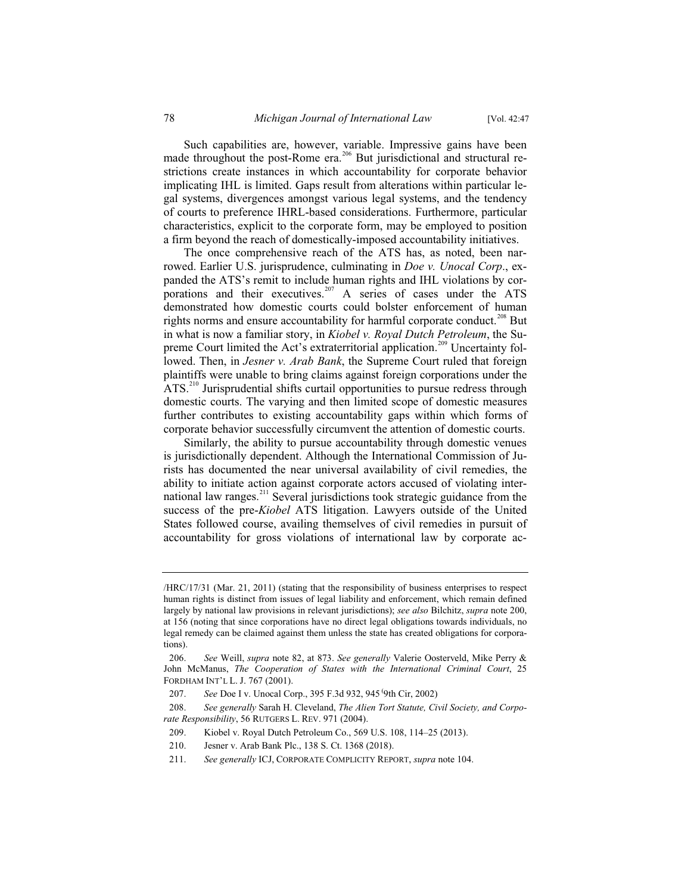Such capabilities are, however, variable. Impressive gains have been made throughout the post-Rome era.[206] But jurisdictional and structural restrictions create instances in which accountability for corporate behavior implicating IHL is limited. Gaps result from alterations within particular legal systems, divergences amongst various legal systems, and the tendency of courts to preference IHRL-based considerations. Furthermore, particular characteristics, explicit to the corporate form, may be employed to position a firm beyond the reach of domestically-imposed accountability initiatives.

The once comprehensive reach of the ATS has, as noted, been narrowed. Earlier U.S. jurisprudence, culminating in *Doe v. Unocal Corp*., expanded the ATS's remit to include human rights and IHL violations by corporations and their executives.[207] A series of cases under the ATS demonstrated how domestic courts could bolster enforcement of human rights norms and ensure accountability for harmful corporate conduct.[208] But in what is now a familiar story, in *Kiobel v. Royal Dutch Petroleum*, the Supreme Court limited the Act's extraterritorial application.[209] Uncertainty followed. Then, in *Jesner v. Arab Bank*, the Supreme Court ruled that foreign plaintiffs were unable to bring claims against foreign corporations under the ATS.[210] Jurisprudential shifts curtail opportunities to pursue redress through domestic courts. The varying and then limited scope of domestic measures further contributes to existing accountability gaps within which forms of corporate behavior successfully circumvent the attention of domestic courts.

Similarly, the ability to pursue accountability through domestic venues is jurisdictionally dependent. Although the International Commission of Jurists has documented the near universal availability of civil remedies, the ability to initiate action against corporate actors accused of violating international law ranges.[211] Several jurisdictions took strategic guidance from the success of the pre-*Kiobel* ATS litigation. Lawyers outside of the United States followed course, availing themselves of civil remedies in pursuit of accountability for gross violations of international law by corporate ac-

---

/HRC/17/31 (Mar. 21, 2011) (stating that the responsibility of business enterprises to respect human rights is distinct from issues of legal liability and enforcement, which remain defined largely by national law provisions in relevant jurisdictions); *see also* Bilchitz, *supra* note 200, at 156 (noting that since corporations have no direct legal obligations towards individuals, no legal remedy can be claimed against them unless the state has created obligations for corporations).

206. *See* Weill, *supra* note 82, at 873. *See generally* Valerie Oosterveld, Mike Perry & John McManus, *The Cooperation of States with the International Criminal Court*, 25 FORDHAM INT'L L. J. 767 (2001).

207. *See* Doe I v. Unocal Corp., 395 F.3d 932, 945 (9th Cir, 2002)

208. *See generally* Sarah H. Cleveland, *The Alien Tort Statute, Civil Society, and Corporate Responsibility*, 56 RUTGERS L. REV. 971 (2004).

209. Kiobel v. Royal Dutch Petroleum Co., 569 U.S. 108, 114–25 (2013).

210. Jesner v. Arab Bank Plc., 138 S. Ct. 1368 (2018).

211. *See generally* ICJ, CORPORATE COMPLICITY REPORT, *supra* note 104.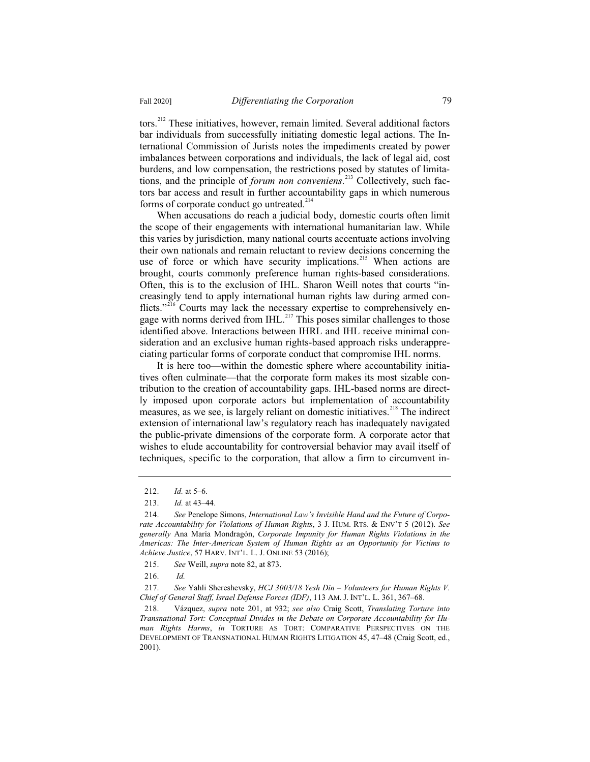tors.[212] These initiatives, however, remain limited. Several additional factors bar individuals from successfully initiating domestic legal actions. The International Commission of Jurists notes the impediments created by power imbalances between corporations and individuals, the lack of legal aid, cost burdens, and low compensation, the restrictions posed by statutes of limitations, and the principle of *forum non conveniens*.[213] Collectively, such factors bar access and result in further accountability gaps in which numerous forms of corporate conduct go untreated.[214]

When accusations do reach a judicial body, domestic courts often limit the scope of their engagements with international humanitarian law. While this varies by jurisdiction, many national courts accentuate actions involving their own nationals and remain reluctant to review decisions concerning the use of force or which have security implications.[215] When actions are brought, courts commonly preference human rights-based considerations. Often, this is to the exclusion of IHL. Sharon Weill notes that courts "increasingly tend to apply international human rights law during armed conflicts."[216] Courts may lack the necessary expertise to comprehensively engage with norms derived from IHL.[217] This poses similar challenges to those identified above. Interactions between IHRL and IHL receive minimal consideration and an exclusive human rights-based approach risks underappreciating particular forms of corporate conduct that compromise IHL norms.

It is here too—within the domestic sphere where accountability initiatives often culminate—that the corporate form makes its most sizable contribution to the creation of accountability gaps. IHL-based norms are directly imposed upon corporate actors but implementation of accountability measures, as we see, is largely reliant on domestic initiatives.[218] The indirect extension of international law's regulatory reach has inadequately navigated the public-private dimensions of the corporate form. A corporate actor that wishes to elude accountability for controversial behavior may avail itself of techniques, specific to the corporation, that allow a firm to circumvent in-

---

212. *Id.* at 5–6.

213. *Id.* at 43–44.

214. *See* Penelope Simons, *International Law's Invisible Hand and the Future of Corporate Accountability for Violations of Human Rights*, 3 J. HUM. RTS. & ENV'T 5 (2012). *See generally* Ana María Mondragón, *Corporate Impunity for Human Rights Violations in the Americas: The Inter-American System of Human Rights as an Opportunity for Victims to Achieve Justice*, 57 HARV. INT'L. L. J. ONLINE 53 (2016);

215. *See* Weill, *supra* note 82, at 873.

216. *Id.*

217. *See* Yahli Shereshevsky, *HCJ 3003/18 Yesh Din – Volunteers for Human Rights V. Chief of General Staff, Israel Defense Forces (IDF)*, 113 AM. J. INT'L. L. 361, 367–68.

218. Vázquez, *supra* note 201, at 932; *see also* Craig Scott, *Translating Torture into Transnational Tort: Conceptual Divides in the Debate on Corporate Accountability for Human Rights Harms*, *in* TORTURE AS TORT: COMPARATIVE PERSPECTIVES ON THE DEVELOPMENT OF TRANSNATIONAL HUMAN RIGHTS LITIGATION 45, 47–48 (Craig Scott, ed., 2001).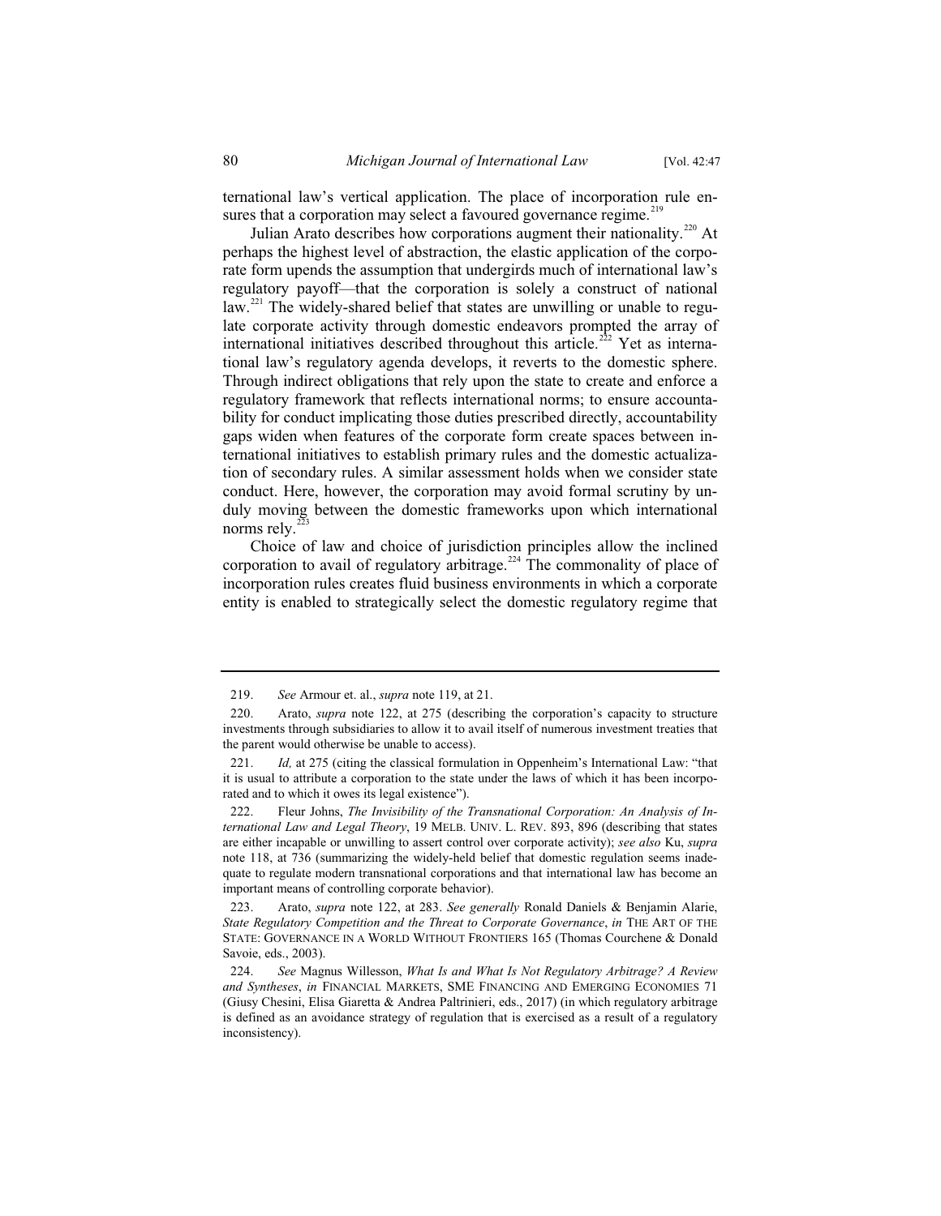ternational law's vertical application. The place of incorporation rule ensures that a corporation may select a favoured governance regime.[219]

Julian Arato describes how corporations augment their nationality.[220] At perhaps the highest level of abstraction, the elastic application of the corporate form upends the assumption that undergirds much of international law's regulatory payoff—that the corporation is solely a construct of national law.[221] The widely-shared belief that states are unwilling or unable to regulate corporate activity through domestic endeavors prompted the array of international initiatives described throughout this article.[222] Yet as international law's regulatory agenda develops, it reverts to the domestic sphere. Through indirect obligations that rely upon the state to create and enforce a regulatory framework that reflects international norms; to ensure accountability for conduct implicating those duties prescribed directly, accountability gaps widen when features of the corporate form create spaces between international initiatives to establish primary rules and the domestic actualization of secondary rules. A similar assessment holds when we consider state conduct. Here, however, the corporation may avoid formal scrutiny by unduly moving between the domestic frameworks upon which international norms rely.[223]

Choice of law and choice of jurisdiction principles allow the inclined corporation to avail of regulatory arbitrage.[224] The commonality of place of incorporation rules creates fluid business environments in which a corporate entity is enabled to strategically select the domestic regulatory regime that

---

219. *See* Armour et. al., *supra* note 119, at 21.

220. Arato, *supra* note 122, at 275 (describing the corporation's capacity to structure investments through subsidiaries to allow it to avail itself of numerous investment treaties that the parent would otherwise be unable to access).

221. *Id,* at 275 (citing the classical formulation in Oppenheim's International Law: "that it is usual to attribute a corporation to the state under the laws of which it has been incorporated and to which it owes its legal existence").

222. Fleur Johns, *The Invisibility of the Transnational Corporation: An Analysis of International Law and Legal Theory*, 19 MELB. UNIV. L. REV. 893, 896 (describing that states are either incapable or unwilling to assert control over corporate activity); *see also* Ku, *supra* note 118, at 736 (summarizing the widely-held belief that domestic regulation seems inadequate to regulate modern transnational corporations and that international law has become an important means of controlling corporate behavior).

223. Arato, *supra* note 122, at 283. *See generally* Ronald Daniels & Benjamin Alarie, *State Regulatory Competition and the Threat to Corporate Governance*, *in* THE ART OF THE STATE: GOVERNANCE IN A WORLD WITHOUT FRONTIERS 165 (Thomas Courchene & Donald Savoie, eds., 2003).

224. *See* Magnus Willesson, *What Is and What Is Not Regulatory Arbitrage? A Review and Syntheses*, *in* FINANCIAL MARKETS, SME FINANCING AND EMERGING ECONOMIES 71 (Giusy Chesini, Elisa Giaretta & Andrea Paltrinieri, eds., 2017) (in which regulatory arbitrage is defined as an avoidance strategy of regulation that is exercised as a result of a regulatory inconsistency).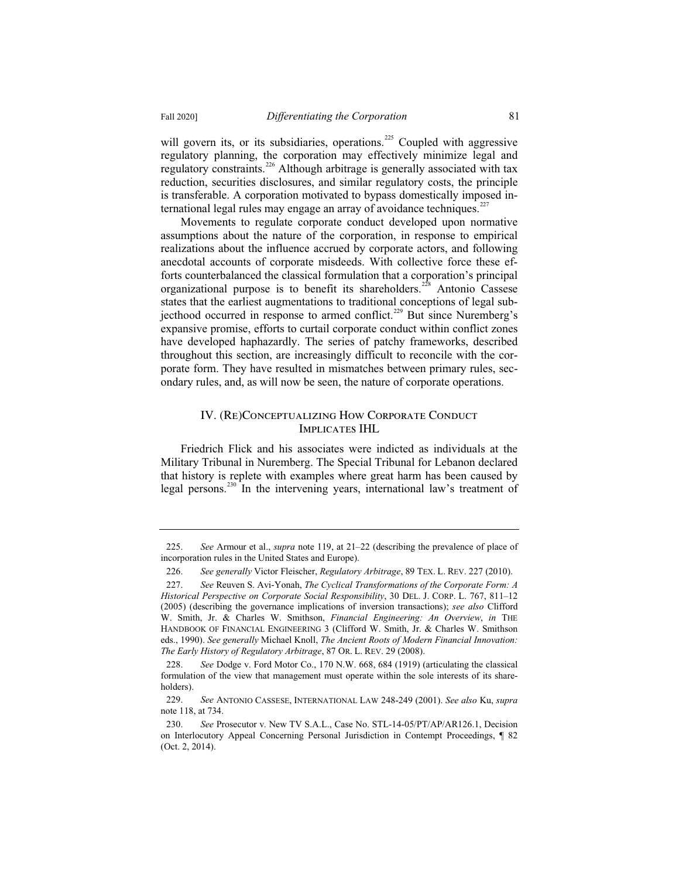will govern its, or its subsidiaries, operations.[225] Coupled with aggressive regulatory planning, the corporation may effectively minimize legal and regulatory constraints.[226] Although arbitrage is generally associated with tax reduction, securities disclosures, and similar regulatory costs, the principle is transferable. A corporation motivated to bypass domestically imposed international legal rules may engage an array of avoidance techniques.[227]

Movements to regulate corporate conduct developed upon normative assumptions about the nature of the corporation, in response to empirical realizations about the influence accrued by corporate actors, and following anecdotal accounts of corporate misdeeds. With collective force these efforts counterbalanced the classical formulation that a corporation's principal organizational purpose is to benefit its shareholders.[228] Antonio Cassese states that the earliest augmentations to traditional conceptions of legal subjecthood occurred in response to armed conflict.[229] But since Nuremberg's expansive promise, efforts to curtail corporate conduct within conflict zones have developed haphazardly. The series of patchy frameworks, described throughout this section, are increasingly difficult to reconcile with the corporate form. They have resulted in mismatches between primary rules, secondary rules, and, as will now be seen, the nature of corporate operations.

## IV. (Re)Conceptualizing How Corporate Conduct Implicates IHL

Friedrich Flick and his associates were indicted as individuals at the Military Tribunal in Nuremberg. The Special Tribunal for Lebanon declared that history is replete with examples where great harm has been caused by legal persons.[230] In the intervening years, international law's treatment of

---

225. *See* Armour et al., *supra* note 119, at 21–22 (describing the prevalence of place of incorporation rules in the United States and Europe).

226. *See generally* Victor Fleischer, *Regulatory Arbitrage*, 89 TEX. L. REV. 227 (2010).

227. *See* Reuven S. Avi-Yonah, *The Cyclical Transformations of the Corporate Form: A Historical Perspective on Corporate Social Responsibility*, 30 DEL. J. CORP. L. 767, 811–12 (2005) (describing the governance implications of inversion transactions); *see also* Clifford W. Smith, Jr. & Charles W. Smithson, *Financial Engineering: An Overview*, *in* THE HANDBOOK OF FINANCIAL ENGINEERING 3 (Clifford W. Smith, Jr. & Charles W. Smithson eds., 1990). *See generally* Michael Knoll, *The Ancient Roots of Modern Financial Innovation: The Early History of Regulatory Arbitrage*, 87 OR. L. REV. 29 (2008).

228. *See* Dodge v. Ford Motor Co., 170 N.W. 668, 684 (1919) (articulating the classical formulation of the view that management must operate within the sole interests of its shareholders).

229. *See* ANTONIO CASSESE, INTERNATIONAL LAW 248-249 (2001). *See also* Ku, *supra* note 118, at 734.

230. *See* Prosecutor v. New TV S.A.L., Case No. STL-14-05/PT/AP/AR126.1, Decision on Interlocutory Appeal Concerning Personal Jurisdiction in Contempt Proceedings, ¶ 82 (Oct. 2, 2014).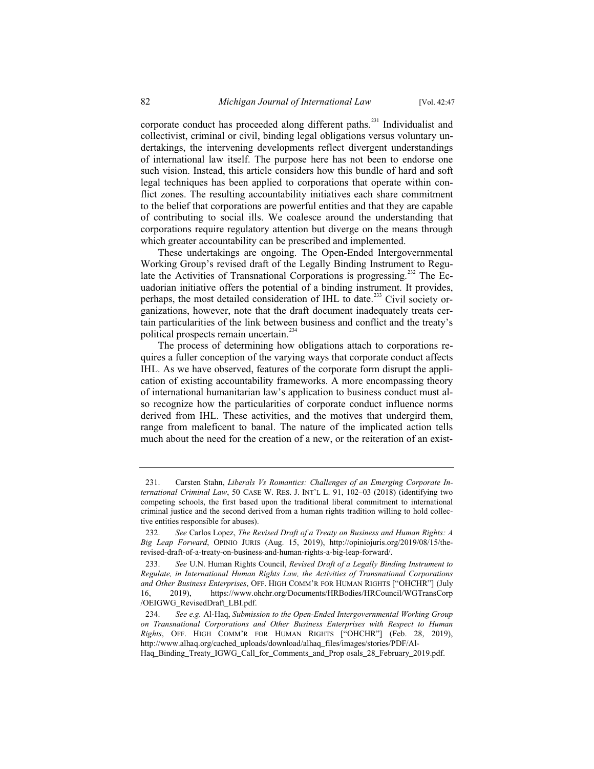corporate conduct has proceeded along different paths.[231] Individualist and collectivist, criminal or civil, binding legal obligations versus voluntary undertakings, the intervening developments reflect divergent understandings of international law itself. The purpose here has not been to endorse one such vision. Instead, this article considers how this bundle of hard and soft legal techniques has been applied to corporations that operate within conflict zones. The resulting accountability initiatives each share commitment to the belief that corporations are powerful entities and that they are capable of contributing to social ills. We coalesce around the understanding that corporations require regulatory attention but diverge on the means through which greater accountability can be prescribed and implemented.

These undertakings are ongoing. The Open-Ended Intergovernmental Working Group's revised draft of the Legally Binding Instrument to Regulate the Activities of Transnational Corporations is progressing.[232] The Ecuadorian initiative offers the potential of a binding instrument. It provides, perhaps, the most detailed consideration of IHL to date.[233] Civil society organizations, however, note that the draft document inadequately treats certain particularities of the link between business and conflict and the treaty's political prospects remain uncertain.[234]

The process of determining how obligations attach to corporations requires a fuller conception of the varying ways that corporate conduct affects IHL. As we have observed, features of the corporate form disrupt the application of existing accountability frameworks. A more encompassing theory of international humanitarian law's application to business conduct must also recognize how the particularities of corporate conduct influence norms derived from IHL. These activities, and the motives that undergird them, range from maleficent to banal. The nature of the implicated action tells much about the need for the creation of a new, or the reiteration of an exist-

---

231. Carsten Stahn, *Liberals Vs Romantics: Challenges of an Emerging Corporate International Criminal Law*, 50 CASE W. RES. J. INT'L L. 91, 102–03 (2018) (identifying two competing schools, the first based upon the traditional liberal commitment to international criminal justice and the second derived from a human rights tradition willing to hold collective entities responsible for abuses).

232. *See* Carlos Lopez, *The Revised Draft of a Treaty on Business and Human Rights: A Big Leap Forward*, OPINIO JURIS (Aug. 15, 2019), http://opiniojuris.org/2019/08/15/the-revised-draft-of-a-treaty-on-business-and-human-rights-a-big-leap-forward/.

233. *See* U.N. Human Rights Council, *Revised Draft of a Legally Binding Instrument to Regulate, in International Human Rights Law, the Activities of Transnational Corporations and Other Business Enterprises*, OFF. HIGH COMM'R FOR HUMAN RIGHTS ["OHCHR"] (July 16, 2019), https://www.ohchr.org/Documents/HRBodies/HRCouncil/WGTransCorp/OEIGWG_RevisedDraft_LBI.pdf.

234. *See e.g.* Al-Haq, *Submission to the Open-Ended Intergovernmental Working Group on Transnational Corporations and Other Business Enterprises with Respect to Human Rights*, OFF. HIGH COMM'R FOR HUMAN RIGHTS ["OHCHR"] (Feb. 28, 2019), http://www.alhaq.org/cached_uploads/download/alhaq_files/images/stories/PDF/Al-Haq_Binding_Treaty_IGWG_Call_for_Comments_and_Prop osals_28_February_2019.pdf.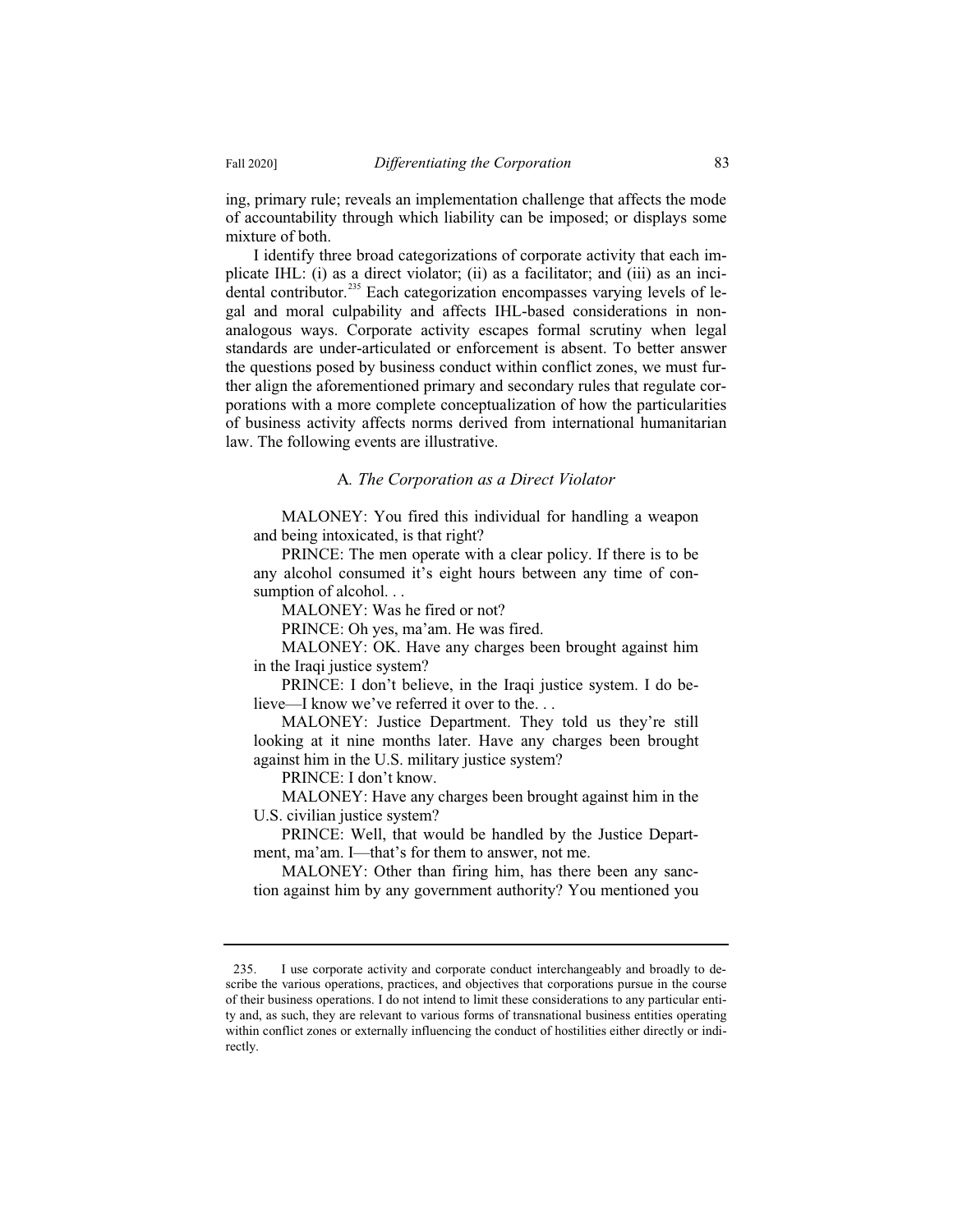ing, primary rule; reveals an implementation challenge that affects the mode of accountability through which liability can be imposed; or displays some mixture of both.

I identify three broad categorizations of corporate activity that each implicate IHL: (i) as a direct violator; (ii) as a facilitator; and (iii) as an incidental contributor.[235] Each categorization encompasses varying levels of legal and moral culpability and affects IHL-based considerations in non-analogous ways. Corporate activity escapes formal scrutiny when legal standards are under-articulated or enforcement is absent. To better answer the questions posed by business conduct within conflict zones, we must further align the aforementioned primary and secondary rules that regulate corporations with a more complete conceptualization of how the particularities of business activity affects norms derived from international humanitarian law. The following events are illustrative.

### A. *The Corporation as a Direct Violator*

> MALONEY: You fired this individual for handling a weapon and being intoxicated, is that right?
>
> PRINCE: The men operate with a clear policy. If there is to be any alcohol consumed it's eight hours between any time of consumption of alcohol. . .
>
> MALONEY: Was he fired or not?
>
> PRINCE: Oh yes, ma'am. He was fired.
>
> MALONEY: OK. Have any charges been brought against him in the Iraqi justice system?
>
> PRINCE: I don't believe, in the Iraqi justice system. I do believe—I know we've referred it over to the. . .
>
> MALONEY: Justice Department. They told us they're still looking at it nine months later. Have any charges been brought against him in the U.S. military justice system?
>
> PRINCE: I don't know.
>
> MALONEY: Have any charges been brought against him in the U.S. civilian justice system?
>
> PRINCE: Well, that would be handled by the Justice Department, ma'am. I—that's for them to answer, not me.
>
> MALONEY: Other than firing him, has there been any sanction against him by any government authority? You mentioned you

---

235. I use corporate activity and corporate conduct interchangeably and broadly to describe the various operations, practices, and objectives that corporations pursue in the course of their business operations. I do not intend to limit these considerations to any particular entity and, as such, they are relevant to various forms of transnational business entities operating within conflict zones or externally influencing the conduct of hostilities either directly or indirectly.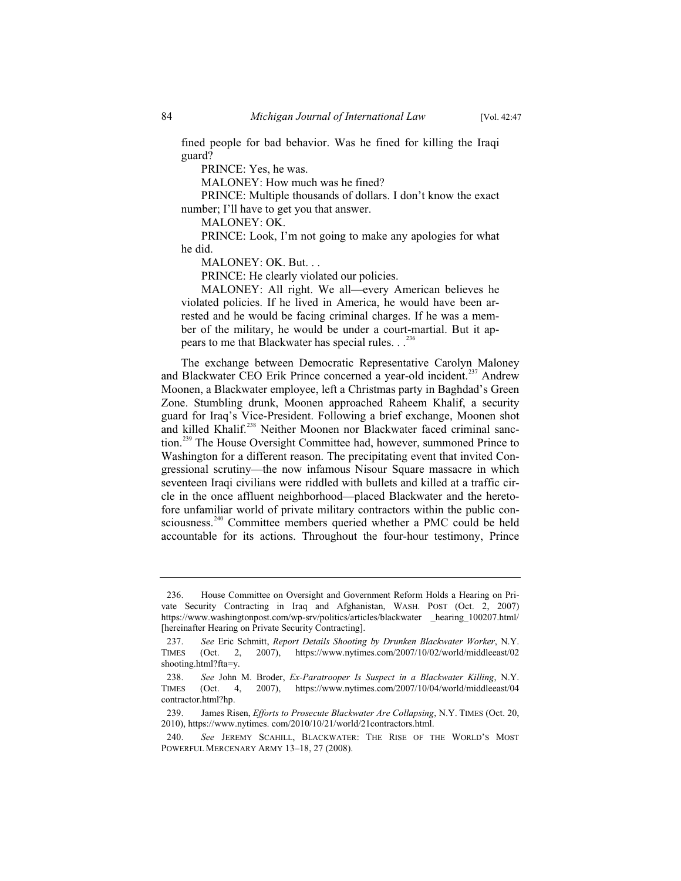fined people for bad behavior. Was he fined for killing the Iraqi guard?

PRINCE: Yes, he was.

MALONEY: How much was he fined?

PRINCE: Multiple thousands of dollars. I don't know the exact number; I'll have to get you that answer.

MALONEY: OK.

PRINCE: Look, I'm not going to make any apologies for what he did.

MALONEY: OK. But. . .

PRINCE: He clearly violated our policies.

MALONEY: All right. We all—every American believes he violated policies. If he lived in America, he would have been arrested and he would be facing criminal charges. If he was a member of the military, he would be under a court-martial. But it appears to me that Blackwater has special rules. . .[236]

The exchange between Democratic Representative Carolyn Maloney and Blackwater CEO Erik Prince concerned a year-old incident.[237] Andrew Moonen, a Blackwater employee, left a Christmas party in Baghdad's Green Zone. Stumbling drunk, Moonen approached Raheem Khalif, a security guard for Iraq's Vice-President. Following a brief exchange, Moonen shot and killed Khalif.[238] Neither Moonen nor Blackwater faced criminal sanction.[239] The House Oversight Committee had, however, summoned Prince to Washington for a different reason. The precipitating event that invited Congressional scrutiny—the now infamous Nisour Square massacre in which seventeen Iraqi civilians were riddled with bullets and killed at a traffic circle in the once affluent neighborhood—placed Blackwater and the heretofore unfamiliar world of private military contractors within the public consciousness.[240] Committee members queried whether a PMC could be held accountable for its actions. Throughout the four-hour testimony, Prince

236. House Committee on Oversight and Government Reform Holds a Hearing on Private Security Contracting in Iraq and Afghanistan, WASH. POST (Oct. 2, 2007) https://www.washingtonpost.com/wp-srv/politics/articles/blackwater _hearing_100207.html/ [hereinafter Hearing on Private Security Contracting].

237. *See* Eric Schmitt, *Report Details Shooting by Drunken Blackwater Worker*, N.Y. TIMES (Oct. 2, 2007), https://www.nytimes.com/2007/10/02/world/middleeast/02 shooting.html?fta=y.

238. *See* John M. Broder, *Ex-Paratrooper Is Suspect in a Blackwater Killing*, N.Y. TIMES (Oct. 4, 2007), https://www.nytimes.com/2007/10/04/world/middleeast/04 contractor.html?hp.

239. James Risen, *Efforts to Prosecute Blackwater Are Collapsing*, N.Y. TIMES (Oct. 20, 2010), https://www.nytimes. com/2010/10/21/world/21contractors.html.

240. *See* JEREMY SCAHILL, BLACKWATER: THE RISE OF THE WORLD'S MOST POWERFUL MERCENARY ARMY 13–18, 27 (2008).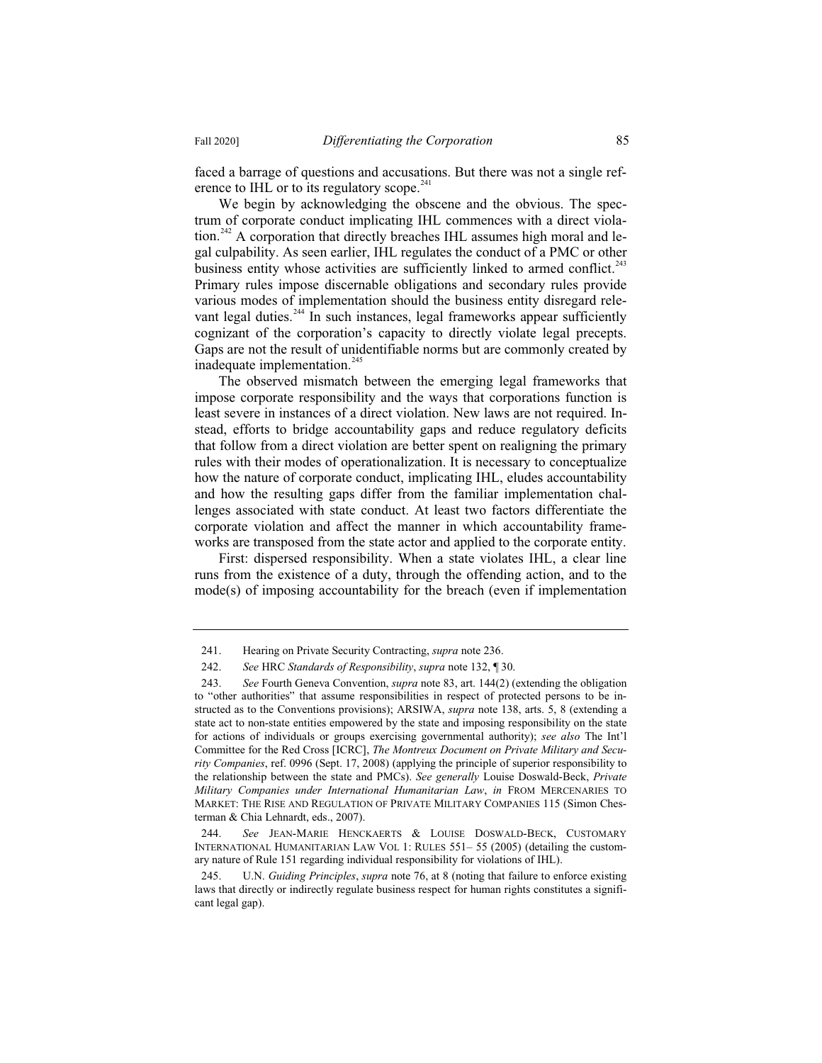faced a barrage of questions and accusations. But there was not a single reference to IHL or to its regulatory scope.[241]

We begin by acknowledging the obscene and the obvious. The spectrum of corporate conduct implicating IHL commences with a direct violation.[242] A corporation that directly breaches IHL assumes high moral and legal culpability. As seen earlier, IHL regulates the conduct of a PMC or other business entity whose activities are sufficiently linked to armed conflict.[243] Primary rules impose discernable obligations and secondary rules provide various modes of implementation should the business entity disregard relevant legal duties.[244] In such instances, legal frameworks appear sufficiently cognizant of the corporation's capacity to directly violate legal precepts. Gaps are not the result of unidentifiable norms but are commonly created by inadequate implementation.[245]

The observed mismatch between the emerging legal frameworks that impose corporate responsibility and the ways that corporations function is least severe in instances of a direct violation. New laws are not required. Instead, efforts to bridge accountability gaps and reduce regulatory deficits that follow from a direct violation are better spent on realigning the primary rules with their modes of operationalization. It is necessary to conceptualize how the nature of corporate conduct, implicating IHL, eludes accountability and how the resulting gaps differ from the familiar implementation challenges associated with state conduct. At least two factors differentiate the corporate violation and affect the manner in which accountability frameworks are transposed from the state actor and applied to the corporate entity.

First: dispersed responsibility. When a state violates IHL, a clear line runs from the existence of a duty, through the offending action, and to the mode(s) of imposing accountability for the breach (even if implementation

---

241. Hearing on Private Security Contracting, *supra* note 236.

242. *See* HRC *Standards of Responsibility*, *supra* note 132, ¶ 30.

243. *See* Fourth Geneva Convention, *supra* note 83, art. 144(2) (extending the obligation to "other authorities" that assume responsibilities in respect of protected persons to be instructed as to the Conventions provisions); ARSIWA, *supra* note 138, arts. 5, 8 (extending a state act to non-state entities empowered by the state and imposing responsibility on the state for actions of individuals or groups exercising governmental authority); *see also* The Int'l Committee for the Red Cross [ICRC], *The Montreux Document on Private Military and Security Companies*, ref. 0996 (Sept. 17, 2008) (applying the principle of superior responsibility to the relationship between the state and PMCs). *See generally* Louise Doswald-Beck, *Private Military Companies under International Humanitarian Law*, *in* FROM MERCENARIES TO MARKET: THE RISE AND REGULATION OF PRIVATE MILITARY COMPANIES 115 (Simon Chesterman & Chia Lehnardt, eds., 2007).

244. *See* JEAN-MARIE HENCKAERTS & LOUISE DOSWALD-BECK, CUSTOMARY INTERNATIONAL HUMANITARIAN LAW VOL 1: RULES 551– 55 (2005) (detailing the customary nature of Rule 151 regarding individual responsibility for violations of IHL).

245. U.N. *Guiding Principles*, *supra* note 76, at 8 (noting that failure to enforce existing laws that directly or indirectly regulate business respect for human rights constitutes a significant legal gap).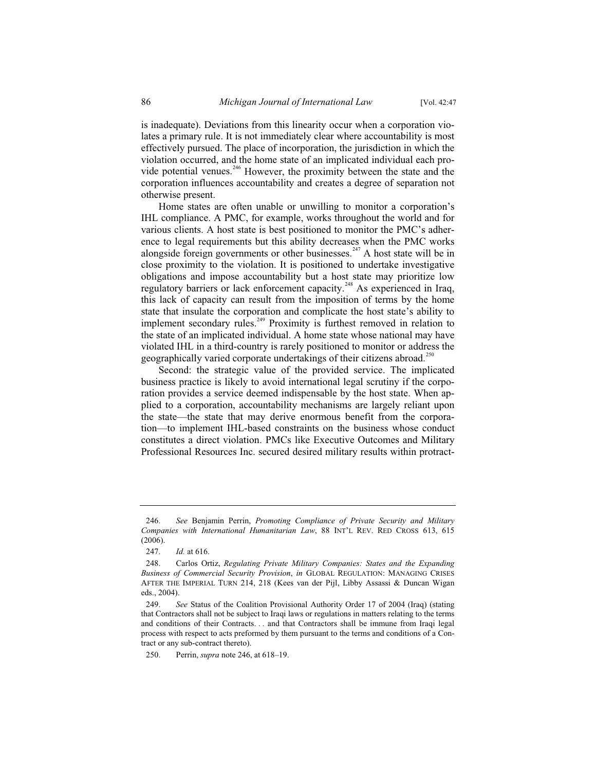is inadequate). Deviations from this linearity occur when a corporation violates a primary rule. It is not immediately clear where accountability is most effectively pursued. The place of incorporation, the jurisdiction in which the violation occurred, and the home state of an implicated individual each provide potential venues.[246] However, the proximity between the state and the corporation influences accountability and creates a degree of separation not otherwise present.

Home states are often unable or unwilling to monitor a corporation's IHL compliance. A PMC, for example, works throughout the world and for various clients. A host state is best positioned to monitor the PMC's adherence to legal requirements but this ability decreases when the PMC works alongside foreign governments or other businesses.[247] A host state will be in close proximity to the violation. It is positioned to undertake investigative obligations and impose accountability but a host state may prioritize low regulatory barriers or lack enforcement capacity.[248] As experienced in Iraq, this lack of capacity can result from the imposition of terms by the home state that insulate the corporation and complicate the host state's ability to implement secondary rules.[249] Proximity is furthest removed in relation to the state of an implicated individual. A home state whose national may have violated IHL in a third-country is rarely positioned to monitor or address the geographically varied corporate undertakings of their citizens abroad.[250]

Second: the strategic value of the provided service. The implicated business practice is likely to avoid international legal scrutiny if the corporation provides a service deemed indispensable by the host state. When applied to a corporation, accountability mechanisms are largely reliant upon the state—the state that may derive enormous benefit from the corporation—to implement IHL-based constraints on the business whose conduct constitutes a direct violation. PMCs like Executive Outcomes and Military Professional Resources Inc. secured desired military results within protract-

---

246. *See* Benjamin Perrin, *Promoting Compliance of Private Security and Military Companies with International Humanitarian Law*, 88 INT'L REV. RED CROSS 613, 615 (2006).

247. *Id.* at 616.

248. Carlos Ortiz, *Regulating Private Military Companies: States and the Expanding Business of Commercial Security Provision*, *in* GLOBAL REGULATION: MANAGING CRISES AFTER THE IMPERIAL TURN 214, 218 (Kees van der Pijl, Libby Assassi & Duncan Wigan eds., 2004).

249. *See* Status of the Coalition Provisional Authority Order 17 of 2004 (Iraq) (stating that Contractors shall not be subject to Iraqi laws or regulations in matters relating to the terms and conditions of their Contracts. . . and that Contractors shall be immune from Iraqi legal process with respect to acts preformed by them pursuant to the terms and conditions of a Contract or any sub-contract thereto).

250. Perrin, *supra* note 246, at 618–19.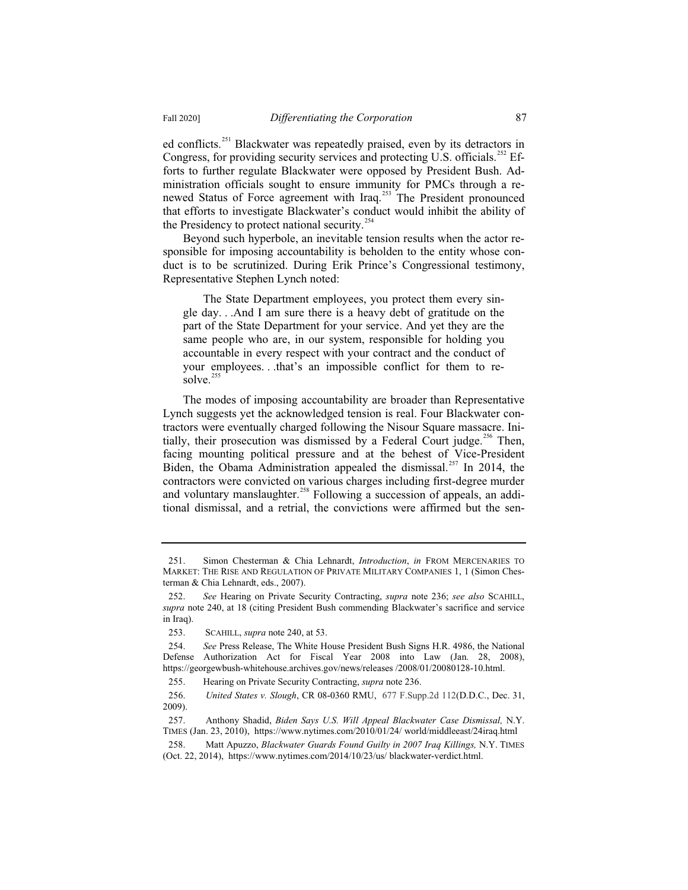ed conflicts.[251] Blackwater was repeatedly praised, even by its detractors in Congress, for providing security services and protecting U.S. officials.[252] Efforts to further regulate Blackwater were opposed by President Bush. Administration officials sought to ensure immunity for PMCs through a renewed Status of Force agreement with Iraq.[253] The President pronounced that efforts to investigate Blackwater's conduct would inhibit the ability of the Presidency to protect national security.[254]

Beyond such hyperbole, an inevitable tension results when the actor responsible for imposing accountability is beholden to the entity whose conduct is to be scrutinized. During Erik Prince's Congressional testimony, Representative Stephen Lynch noted:

> The State Department employees, you protect them every single day. . .And I am sure there is a heavy debt of gratitude on the part of the State Department for your service. And yet they are the same people who are, in our system, responsible for holding you accountable in every respect with your contract and the conduct of your employees. . .that's an impossible conflict for them to resolve.[255]

The modes of imposing accountability are broader than Representative Lynch suggests yet the acknowledged tension is real. Four Blackwater contractors were eventually charged following the Nisour Square massacre. Initially, their prosecution was dismissed by a Federal Court judge.[256] Then, facing mounting political pressure and at the behest of Vice-President Biden, the Obama Administration appealed the dismissal.[257] In 2014, the contractors were convicted on various charges including first-degree murder and voluntary manslaughter.[258] Following a succession of appeals, an additional dismissal, and a retrial, the convictions were affirmed but the sen-

---

251. Simon Chesterman & Chia Lehnardt, *Introduction*, *in* FROM MERCENARIES TO MARKET: THE RISE AND REGULATION OF PRIVATE MILITARY COMPANIES 1, 1 (Simon Chesterman & Chia Lehnardt, eds., 2007).

252. *See* Hearing on Private Security Contracting, *supra* note 236; *see also* SCAHILL, *supra* note 240, at 18 (citing President Bush commending Blackwater's sacrifice and service in Iraq).

253. SCAHILL, *supra* note 240, at 53.

254. *See* Press Release, The White House President Bush Signs H.R. 4986, the National Defense Authorization Act for Fiscal Year 2008 into Law (Jan. 28, 2008), https://georgewbush-whitehouse.archives.gov/news/releases /2008/01/20080128-10.html.

255. Hearing on Private Security Contracting, *supra* note 236.

256. *United States v. Slough*, CR 08-0360 RMU, 677 F.Supp.2d 112(D.D.C., Dec. 31, 2009).

257. Anthony Shadid, *Biden Says U.S. Will Appeal Blackwater Case Dismissal,* N.Y. TIMES (Jan. 23, 2010), https://www.nytimes.com/2010/01/24/ world/middleeast/24iraq.html

258. Matt Apuzzo, *Blackwater Guards Found Guilty in 2007 Iraq Killings,* N.Y. TIMES (Oct. 22, 2014), https://www.nytimes.com/2014/10/23/us/ blackwater-verdict.html.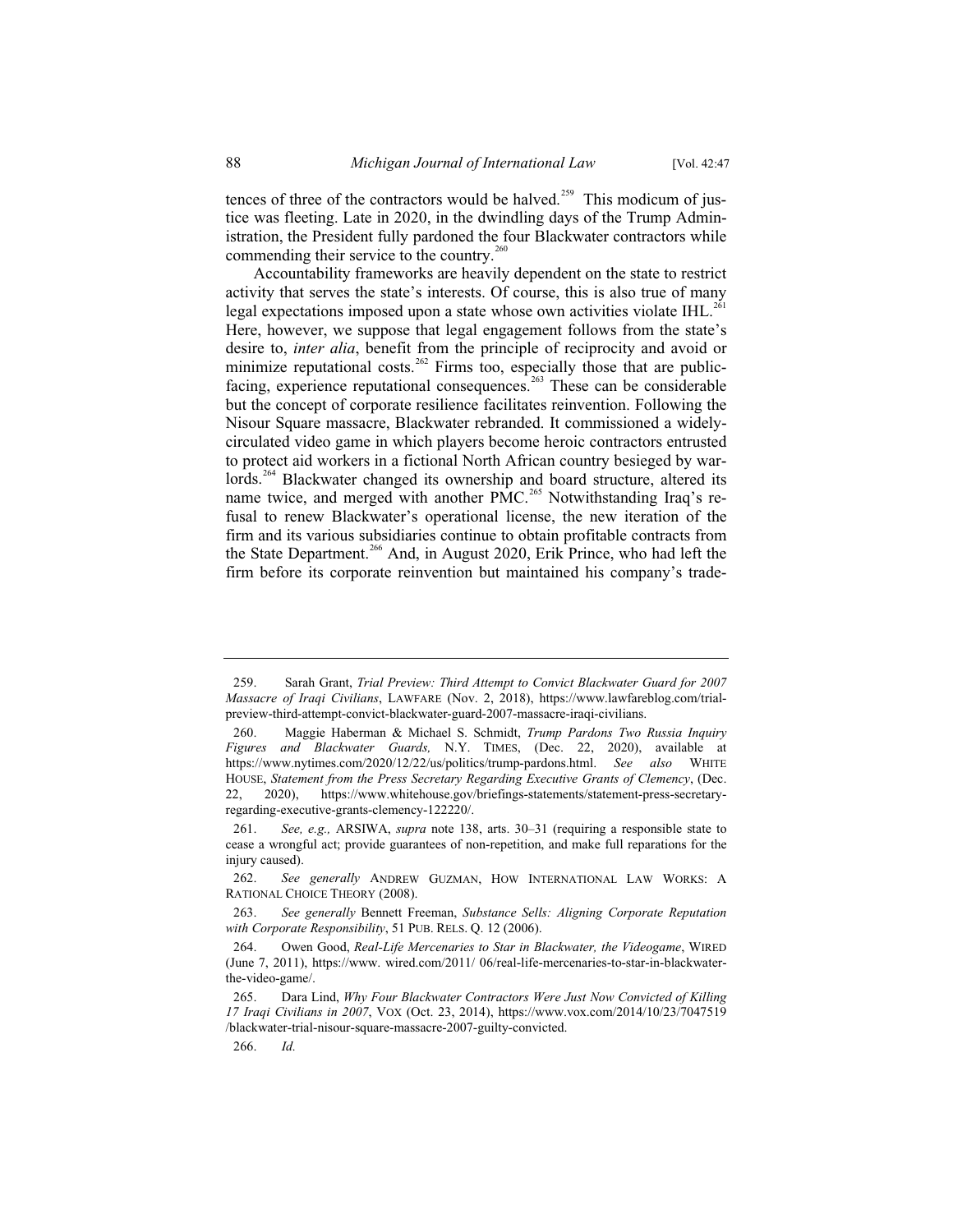tences of three of the contractors would be halved.[259] This modicum of justice was fleeting. Late in 2020, in the dwindling days of the Trump Administration, the President fully pardoned the four Blackwater contractors while commending their service to the country.[260]

Accountability frameworks are heavily dependent on the state to restrict activity that serves the state's interests. Of course, this is also true of many legal expectations imposed upon a state whose own activities violate IHL.[261] Here, however, we suppose that legal engagement follows from the state's desire to, *inter alia*, benefit from the principle of reciprocity and avoid or minimize reputational costs.[262] Firms too, especially those that are public-facing, experience reputational consequences.[263] These can be considerable but the concept of corporate resilience facilitates reinvention. Following the Nisour Square massacre, Blackwater rebranded. It commissioned a widely-circulated video game in which players become heroic contractors entrusted to protect aid workers in a fictional North African country besieged by warlords.[264] Blackwater changed its ownership and board structure, altered its name twice, and merged with another PMC.[265] Notwithstanding Iraq's refusal to renew Blackwater's operational license, the new iteration of the firm and its various subsidiaries continue to obtain profitable contracts from the State Department.[266] And, in August 2020, Erik Prince, who had left the firm before its corporate reinvention but maintained his company's trade-

---

259. Sarah Grant, *Trial Preview: Third Attempt to Convict Blackwater Guard for 2007 Massacre of Iraqi Civilians*, LAWFARE (Nov. 2, 2018), https://www.lawfareblog.com/trial-preview-third-attempt-convict-blackwater-guard-2007-massacre-iraqi-civilians.

260. Maggie Haberman & Michael S. Schmidt, *Trump Pardons Two Russia Inquiry Figures and Blackwater Guards,* N.Y. TIMES, (Dec. 22, 2020), available at https://www.nytimes.com/2020/12/22/us/politics/trump-pardons.html. *See also* WHITE HOUSE, *Statement from the Press Secretary Regarding Executive Grants of Clemency*, (Dec. 22, 2020), https://www.whitehouse.gov/briefings-statements/statement-press-secretary-regarding-executive-grants-clemency-122220/.

261. *See, e.g.,* ARSIWA, *supra* note 138, arts. 30–31 (requiring a responsible state to cease a wrongful act; provide guarantees of non-repetition, and make full reparations for the injury caused).

262. *See generally* ANDREW GUZMAN, HOW INTERNATIONAL LAW WORKS: A RATIONAL CHOICE THEORY (2008).

263. *See generally* Bennett Freeman, *Substance Sells: Aligning Corporate Reputation with Corporate Responsibility*, 51 PUB. RELS. Q. 12 (2006).

264. Owen Good, *Real-Life Mercenaries to Star in Blackwater, the Videogame*, WIRED (June 7, 2011), https://www. wired.com/2011/ 06/real-life-mercenaries-to-star-in-blackwater-the-video-game/.

265. Dara Lind, *Why Four Blackwater Contractors Were Just Now Convicted of Killing 17 Iraqi Civilians in 2007*, VOX (Oct. 23, 2014), https://www.vox.com/2014/10/23/7047519 /blackwater-trial-nisour-square-massacre-2007-guilty-convicted.

266. *Id.*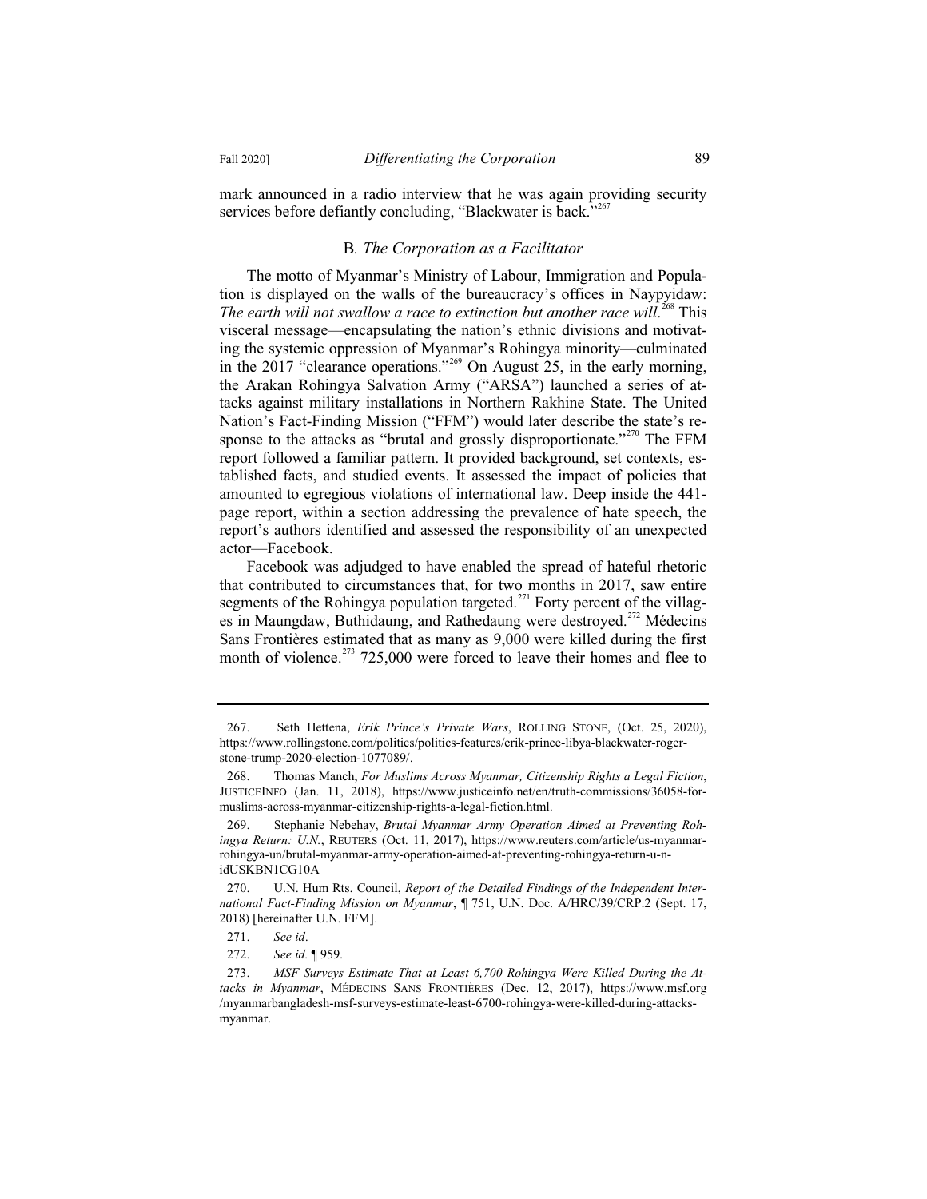mark announced in a radio interview that he was again providing security services before defiantly concluding, "Blackwater is back."[267]

### B. *The Corporation as a Facilitator*

The motto of Myanmar's Ministry of Labour, Immigration and Population is displayed on the walls of the bureaucracy's offices in Naypyidaw: *The earth will not swallow a race to extinction but another race will*.[268] This visceral message—encapsulating the nation's ethnic divisions and motivating the systemic oppression of Myanmar's Rohingya minority—culminated in the 2017 "clearance operations."[269] On August 25, in the early morning, the Arakan Rohingya Salvation Army ("ARSA") launched a series of attacks against military installations in Northern Rakhine State. The United Nation's Fact-Finding Mission ("FFM") would later describe the state's response to the attacks as "brutal and grossly disproportionate."[270] The FFM report followed a familiar pattern. It provided background, set contexts, established facts, and studied events. It assessed the impact of policies that amounted to egregious violations of international law. Deep inside the 441-page report, within a section addressing the prevalence of hate speech, the report's authors identified and assessed the responsibility of an unexpected actor—Facebook.

Facebook was adjudged to have enabled the spread of hateful rhetoric that contributed to circumstances that, for two months in 2017, saw entire segments of the Rohingya population targeted.[271] Forty percent of the villages in Maungdaw, Buthidaung, and Rathedaung were destroyed.[272] Médecins Sans Frontières estimated that as many as 9,000 were killed during the first month of violence.[273] 725,000 were forced to leave their homes and flee to

---

267. Seth Hettena, *Erik Prince's Private Wars*, ROLLING STONE, (Oct. 25, 2020), https://www.rollingstone.com/politics/politics-features/erik-prince-libya-blackwater-roger-stone-trump-2020-election-1077089/.

268. Thomas Manch, *For Muslims Across Myanmar, Citizenship Rights a Legal Fiction*, JUSTICEINFO (Jan. 11, 2018), https://www.justiceinfo.net/en/truth-commissions/36058-for-muslims-across-myanmar-citizenship-rights-a-legal-fiction.html.

269. Stephanie Nebehay, *Brutal Myanmar Army Operation Aimed at Preventing Rohingya Return: U.N.*, REUTERS (Oct. 11, 2017), https://www.reuters.com/article/us-myanmar-rohingya-un/brutal-myanmar-army-operation-aimed-at-preventing-rohingya-return-u-n-idUSKBN1CG10A

270. U.N. Hum Rts. Council, *Report of the Detailed Findings of the Independent International Fact-Finding Mission on Myanmar*, ¶ 751, U.N. Doc. A/HRC/39/CRP.2 (Sept. 17, 2018) [hereinafter U.N. FFM].

271. *See id*.

272. *See id.* ¶ 959.

273. *MSF Surveys Estimate That at Least 6,700 Rohingya Were Killed During the Attacks in Myanmar*, MÉDECINS SANS FRONTIÈRES (Dec. 12, 2017), https://www.msf.org /myanmarbangladesh-msf-surveys-estimate-least-6700-rohingya-were-killed-during-attacks-myanmar.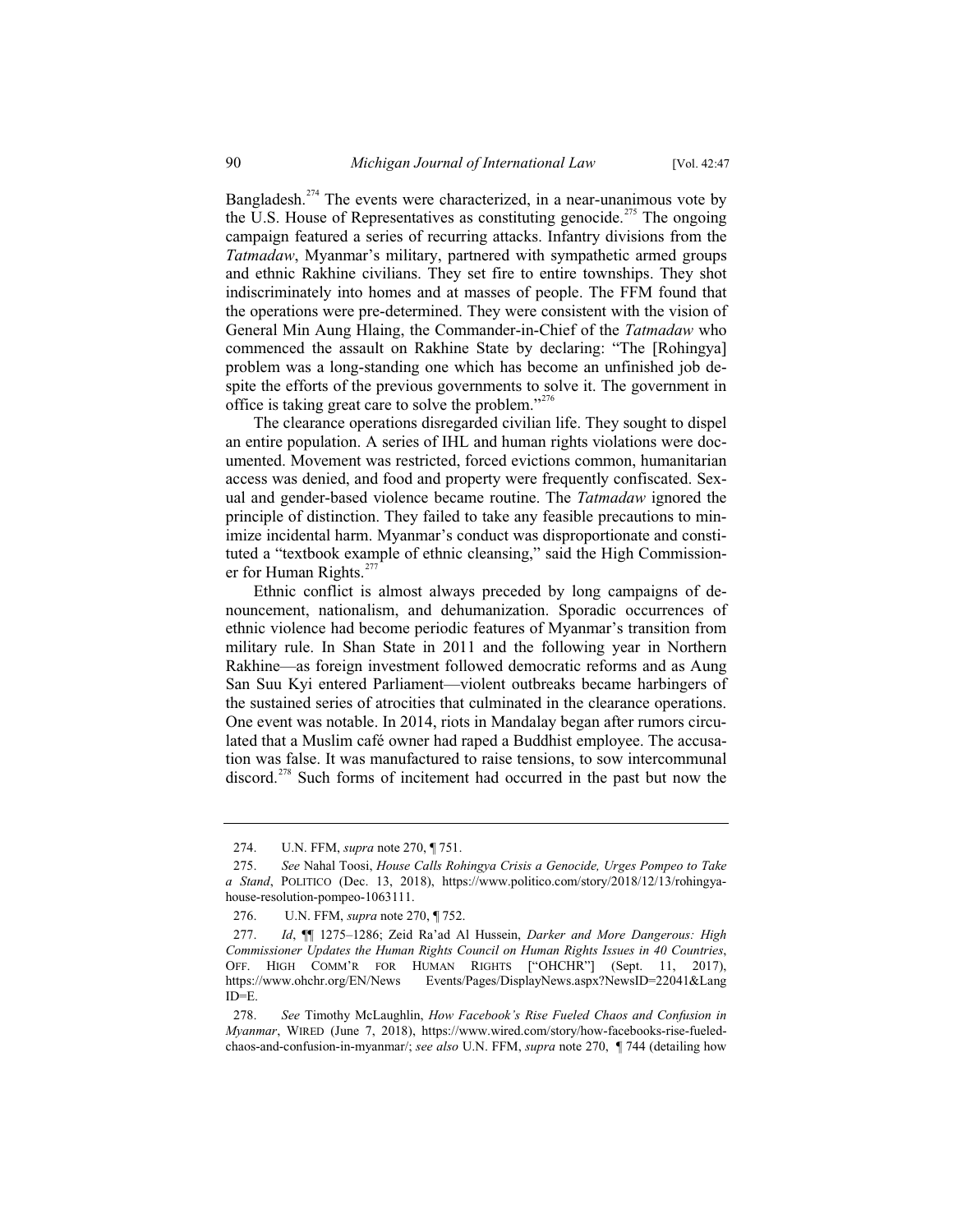Bangladesh.[274] The events were characterized, in a near-unanimous vote by the U.S. House of Representatives as constituting genocide.[275] The ongoing campaign featured a series of recurring attacks. Infantry divisions from the *Tatmadaw*, Myanmar's military, partnered with sympathetic armed groups and ethnic Rakhine civilians. They set fire to entire townships. They shot indiscriminately into homes and at masses of people. The FFM found that the operations were pre-determined. They were consistent with the vision of General Min Aung Hlaing, the Commander-in-Chief of the *Tatmadaw* who commenced the assault on Rakhine State by declaring: "The [Rohingya] problem was a long-standing one which has become an unfinished job despite the efforts of the previous governments to solve it. The government in office is taking great care to solve the problem."[276]

The clearance operations disregarded civilian life. They sought to dispel an entire population. A series of IHL and human rights violations were documented. Movement was restricted, forced evictions common, humanitarian access was denied, and food and property were frequently confiscated. Sexual and gender-based violence became routine. The *Tatmadaw* ignored the principle of distinction. They failed to take any feasible precautions to minimize incidental harm. Myanmar's conduct was disproportionate and constituted a "textbook example of ethnic cleansing," said the High Commissioner for Human Rights.[277]

Ethnic conflict is almost always preceded by long campaigns of denouncement, nationalism, and dehumanization. Sporadic occurrences of ethnic violence had become periodic features of Myanmar's transition from military rule. In Shan State in 2011 and the following year in Northern Rakhine—as foreign investment followed democratic reforms and as Aung San Suu Kyi entered Parliament—violent outbreaks became harbingers of the sustained series of atrocities that culminated in the clearance operations. One event was notable. In 2014, riots in Mandalay began after rumors circulated that a Muslim café owner had raped a Buddhist employee. The accusation was false. It was manufactured to raise tensions, to sow intercommunal discord.[278] Such forms of incitement had occurred in the past but now the

---

274. U.N. FFM, *supra* note 270, ¶ 751.

275. *See* Nahal Toosi, *House Calls Rohingya Crisis a Genocide, Urges Pompeo to Take a Stand*, POLITICO (Dec. 13, 2018), https://www.politico.com/story/2018/12/13/rohingya-house-resolution-pompeo-1063111.

276. U.N. FFM, *supra* note 270, ¶ 752.

277. *Id*, ¶¶ 1275–1286; Zeid Ra'ad Al Hussein, *Darker and More Dangerous: High Commissioner Updates the Human Rights Council on Human Rights Issues in 40 Countries*, OFF. HIGH COMM'R FOR HUMAN RIGHTS ["OHCHR"] (Sept. 11, 2017), https://www.ohchr.org/EN/News Events/Pages/DisplayNews.aspx?NewsID=22041&LangID=E.

278. *See* Timothy McLaughlin, *How Facebook's Rise Fueled Chaos and Confusion in Myanmar*, WIRED (June 7, 2018), https://www.wired.com/story/how-facebooks-rise-fueled-chaos-and-confusion-in-myanmar/; *see also* U.N. FFM, *supra* note 270, ¶ 744 (detailing how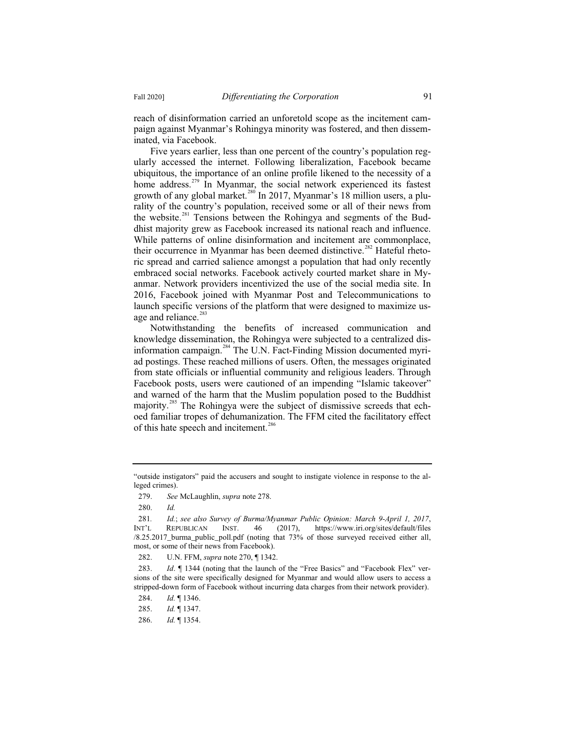reach of disinformation carried an unforetold scope as the incitement campaign against Myanmar's Rohingya minority was fostered, and then disseminated, via Facebook.

Five years earlier, less than one percent of the country's population regularly accessed the internet. Following liberalization, Facebook became ubiquitous, the importance of an online profile likened to the necessity of a home address.[279] In Myanmar, the social network experienced its fastest growth of any global market.[280] In 2017, Myanmar's 18 million users, a plurality of the country's population, received some or all of their news from the website.[281] Tensions between the Rohingya and segments of the Buddhist majority grew as Facebook increased its national reach and influence. While patterns of online disinformation and incitement are commonplace, their occurrence in Myanmar has been deemed distinctive.[282] Hateful rhetoric spread and carried salience amongst a population that had only recently embraced social networks. Facebook actively courted market share in Myanmar. Network providers incentivized the use of the social media site. In 2016, Facebook joined with Myanmar Post and Telecommunications to launch specific versions of the platform that were designed to maximize usage and reliance.[283]

Notwithstanding the benefits of increased communication and knowledge dissemination, the Rohingya were subjected to a centralized disinformation campaign.[284] The U.N. Fact-Finding Mission documented myriad postings. These reached millions of users. Often, the messages originated from state officials or influential community and religious leaders. Through Facebook posts, users were cautioned of an impending "Islamic takeover" and warned of the harm that the Muslim population posed to the Buddhist majority.[285] The Rohingya were the subject of dismissive screeds that echoed familiar tropes of dehumanization. The FFM cited the facilitatory effect of this hate speech and incitement.[286]

---

"outside instigators" paid the accusers and sought to instigate violence in response to the alleged crimes).

279. *See* McLaughlin, *supra* note 278.

280. *Id.*

281. *Id.*; *see also Survey of Burma/Myanmar Public Opinion: March 9-April 1, 2017*, INT'L REPUBLICAN INST. 46 (2017), https://www.iri.org/sites/default/files/8.25.2017_burma_public_poll.pdf (noting that 73% of those surveyed received either all, most, or some of their news from Facebook).

282. U.N. FFM, *supra* note 270, ¶ 1342.

283. *Id*. ¶ 1344 (noting that the launch of the "Free Basics" and "Facebook Flex" versions of the site were specifically designed for Myanmar and would allow users to access a stripped-down form of Facebook without incurring data charges from their network provider).

284. *Id.* ¶ 1346.

285. *Id.* ¶ 1347.

286. *Id.* ¶ 1354.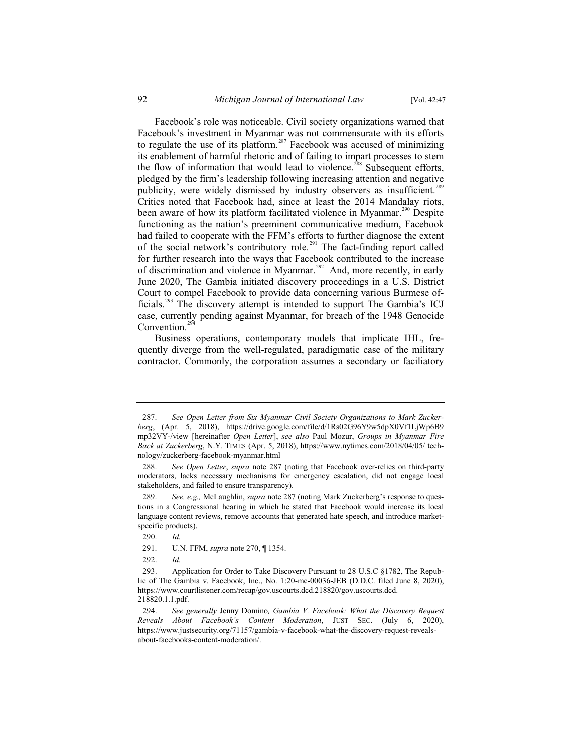Facebook's role was noticeable. Civil society organizations warned that Facebook's investment in Myanmar was not commensurate with its efforts to regulate the use of its platform.[287] Facebook was accused of minimizing its enablement of harmful rhetoric and of failing to impart processes to stem the flow of information that would lead to violence.[288] Subsequent efforts, pledged by the firm's leadership following increasing attention and negative publicity, were widely dismissed by industry observers as insufficient.[289] Critics noted that Facebook had, since at least the 2014 Mandalay riots, been aware of how its platform facilitated violence in Myanmar.[290] Despite functioning as the nation's preeminent communicative medium, Facebook had failed to cooperate with the FFM's efforts to further diagnose the extent of the social network's contributory role.[291] The fact-finding report called for further research into the ways that Facebook contributed to the increase of discrimination and violence in Myanmar.[292] And, more recently, in early June 2020, The Gambia initiated discovery proceedings in a U.S. District Court to compel Facebook to provide data concerning various Burmese officials.[293] The discovery attempt is intended to support The Gambia's ICJ case, currently pending against Myanmar, for breach of the 1948 Genocide Convention.[294]

Business operations, contemporary models that implicate IHL, frequently diverge from the well-regulated, paradigmatic case of the military contractor. Commonly, the corporation assumes a secondary or facilitatory

---

287. *See Open Letter from Six Myanmar Civil Society Organizations to Mark Zuckerberg*, (Apr. 5, 2018), https://drive.google.com/file/d/1Rs02G96Y9w5dpX0Vf1LjWp6B9mp32VY-/view [hereinafter *Open Letter*], *see also* Paul Mozur, *Groups in Myanmar Fire Back at Zuckerberg*, N.Y. TIMES (Apr. 5, 2018), https://www.nytimes.com/2018/04/05/ technology/zuckerberg-facebook-myanmar.html

288. *See Open Letter*, *supra* note 287 (noting that Facebook over-relies on third-party moderators, lacks necessary mechanisms for emergency escalation, did not engage local stakeholders, and failed to ensure transparency).

289. *See, e.g.,* McLaughlin, *supra* note 287 (noting Mark Zuckerberg's response to questions in a Congressional hearing in which he stated that Facebook would increase its local language content reviews, remove accounts that generated hate speech, and introduce market-specific products).

290. *Id.*

291. U.N. FFM, *supra* note 270, ¶ 1354.

292. *Id.*

293. Application for Order to Take Discovery Pursuant to 28 U.S.C §1782, The Republic of The Gambia v. Facebook, Inc., No. 1:20-mc-00036-JEB (D.D.C. filed June 8, 2020), https://www.courtlistener.com/recap/gov.uscourts.dcd.218820/gov.uscourts.dcd.218820.1.1.pdf.

294. *See generally* Jenny Domino*, Gambia V. Facebook: What the Discovery Request Reveals About Facebook's Content Moderation*, JUST SEC. (July 6, 2020), https://www.justsecurity.org/71157/gambia-v-facebook-what-the-discovery-request-reveals-about-facebooks-content-moderation/.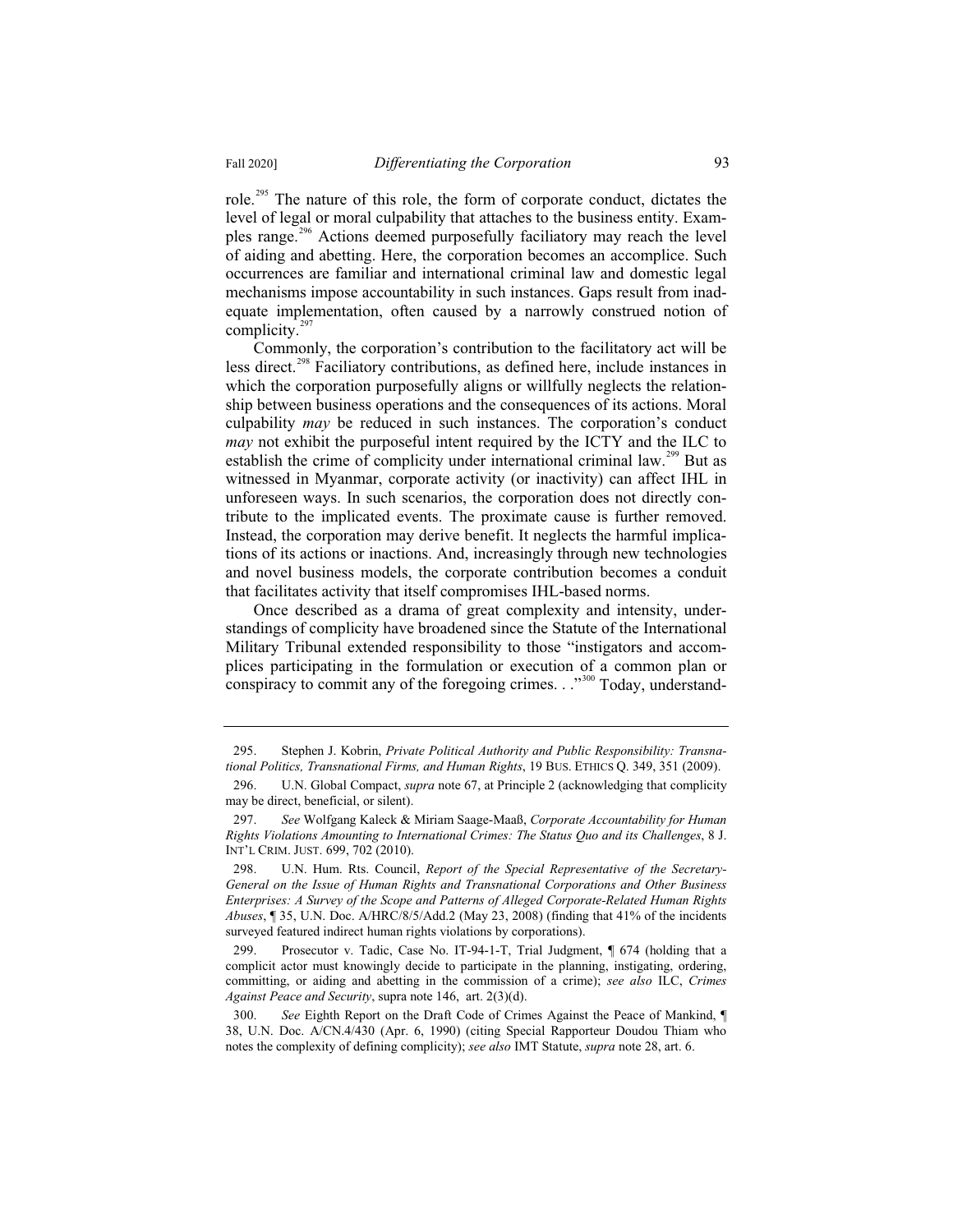role.[295] The nature of this role, the form of corporate conduct, dictates the level of legal or moral culpability that attaches to the business entity. Examples range.[296] Actions deemed purposefully faciliatory may reach the level of aiding and abetting. Here, the corporation becomes an accomplice. Such occurrences are familiar and international criminal law and domestic legal mechanisms impose accountability in such instances. Gaps result from inadequate implementation, often caused by a narrowly construed notion of complicity.[297]

Commonly, the corporation's contribution to the facilitatory act will be less direct.[298] Faciliatory contributions, as defined here, include instances in which the corporation purposefully aligns or willfully neglects the relationship between business operations and the consequences of its actions. Moral culpability *may* be reduced in such instances. The corporation's conduct *may* not exhibit the purposeful intent required by the ICTY and the ILC to establish the crime of complicity under international criminal law.[299] But as witnessed in Myanmar, corporate activity (or inactivity) can affect IHL in unforeseen ways. In such scenarios, the corporation does not directly contribute to the implicated events. The proximate cause is further removed. Instead, the corporation may derive benefit. It neglects the harmful implications of its actions or inactions. And, increasingly through new technologies and novel business models, the corporate contribution becomes a conduit that facilitates activity that itself compromises IHL-based norms.

Once described as a drama of great complexity and intensity, understandings of complicity have broadened since the Statute of the International Military Tribunal extended responsibility to those "instigators and accomplices participating in the formulation or execution of a common plan or conspiracy to commit any of the foregoing crimes. . ."[300] Today, understand-

---

295. Stephen J. Kobrin, *Private Political Authority and Public Responsibility: Transnational Politics, Transnational Firms, and Human Rights*, 19 BUS. ETHICS Q. 349, 351 (2009).

296. U.N. Global Compact, *supra* note 67, at Principle 2 (acknowledging that complicity may be direct, beneficial, or silent).

297. *See* Wolfgang Kaleck & Miriam Saage-Maaß, *Corporate Accountability for Human Rights Violations Amounting to International Crimes: The Status Quo and its Challenges*, 8 J. INT'L CRIM. JUST. 699, 702 (2010).

298. U.N. Hum. Rts. Council, *Report of the Special Representative of the Secretary-General on the Issue of Human Rights and Transnational Corporations and Other Business Enterprises: A Survey of the Scope and Patterns of Alleged Corporate-Related Human Rights Abuses*, ¶ 35, U.N. Doc. A/HRC/8/5/Add.2 (May 23, 2008) (finding that 41% of the incidents surveyed featured indirect human rights violations by corporations).

299. Prosecutor v. Tadic, Case No. IT-94-1-T, Trial Judgment, ¶ 674 (holding that a complicit actor must knowingly decide to participate in the planning, instigating, ordering, committing, or aiding and abetting in the commission of a crime); *see also* ILC, *Crimes Against Peace and Security*, supra note 146, art. 2(3)(d).

300. *See* Eighth Report on the Draft Code of Crimes Against the Peace of Mankind, ¶ 38, U.N. Doc. A/CN.4/430 (Apr. 6, 1990) (citing Special Rapporteur Doudou Thiam who notes the complexity of defining complicity); *see also* IMT Statute, *supra* note 28, art. 6.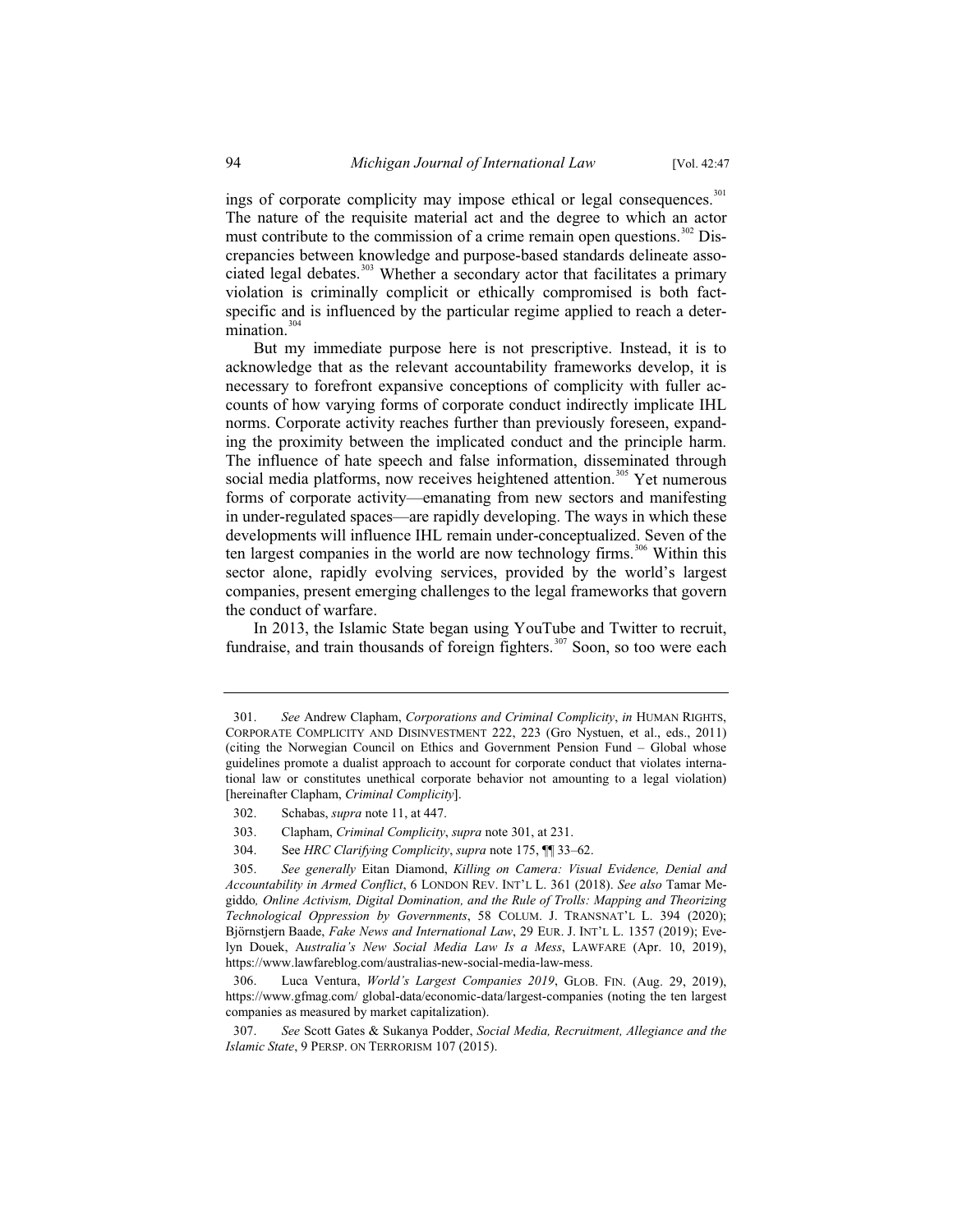ings of corporate complicity may impose ethical or legal consequences.[301] The nature of the requisite material act and the degree to which an actor must contribute to the commission of a crime remain open questions.[302] Discrepancies between knowledge and purpose-based standards delineate associated legal debates.[303] Whether a secondary actor that facilitates a primary violation is criminally complicit or ethically compromised is both fact-specific and is influenced by the particular regime applied to reach a determination.[304]

But my immediate purpose here is not prescriptive. Instead, it is to acknowledge that as the relevant accountability frameworks develop, it is necessary to forefront expansive conceptions of complicity with fuller accounts of how varying forms of corporate conduct indirectly implicate IHL norms. Corporate activity reaches further than previously foreseen, expanding the proximity between the implicated conduct and the principle harm. The influence of hate speech and false information, disseminated through social media platforms, now receives heightened attention.[305] Yet numerous forms of corporate activity—emanating from new sectors and manifesting in under-regulated spaces—are rapidly developing. The ways in which these developments will influence IHL remain under-conceptualized. Seven of the ten largest companies in the world are now technology firms.[306] Within this sector alone, rapidly evolving services, provided by the world's largest companies, present emerging challenges to the legal frameworks that govern the conduct of warfare.

In 2013, the Islamic State began using YouTube and Twitter to recruit, fundraise, and train thousands of foreign fighters.[307] Soon, so too were each

---

301. *See* Andrew Clapham, *Corporations and Criminal Complicity*, *in* HUMAN RIGHTS, CORPORATE COMPLICITY AND DISINVESTMENT 222, 223 (Gro Nystuen, et al., eds., 2011) (citing the Norwegian Council on Ethics and Government Pension Fund – Global whose guidelines promote a dualist approach to account for corporate conduct that violates international law or constitutes unethical corporate behavior not amounting to a legal violation) [hereinafter Clapham, *Criminal Complicity*].

302. Schabas, *supra* note 11, at 447.

303. Clapham, *Criminal Complicity*, *supra* note 301, at 231.

304. See *HRC Clarifying Complicity*, *supra* note 175, ¶¶ 33–62.

305. *See generally* Eitan Diamond, *Killing on Camera: Visual Evidence, Denial and Accountability in Armed Conflict*, 6 LONDON REV. INT'L L. 361 (2018). *See also* Tamar Megiddo*, Online Activism, Digital Domination, and the Rule of Trolls: Mapping and Theorizing Technological Oppression by Governments*, 58 COLUM. J. TRANSNAT'L L. 394 (2020); Björnstjern Baade, *Fake News and International Law*, 29 EUR. J. INT'L L. 1357 (2019); Evelyn Douek, A*ustralia's New Social Media Law Is a Mess*, LAWFARE (Apr. 10, 2019), https://www.lawfareblog.com/australias-new-social-media-law-mess.

306. Luca Ventura, *World's Largest Companies 2019*, GLOB. FIN. (Aug. 29, 2019), https://www.gfmag.com/ global-data/economic-data/largest-companies (noting the ten largest companies as measured by market capitalization).

307. *See* Scott Gates & Sukanya Podder, *Social Media, Recruitment, Allegiance and the Islamic State*, 9 PERSP. ON TERRORISM 107 (2015).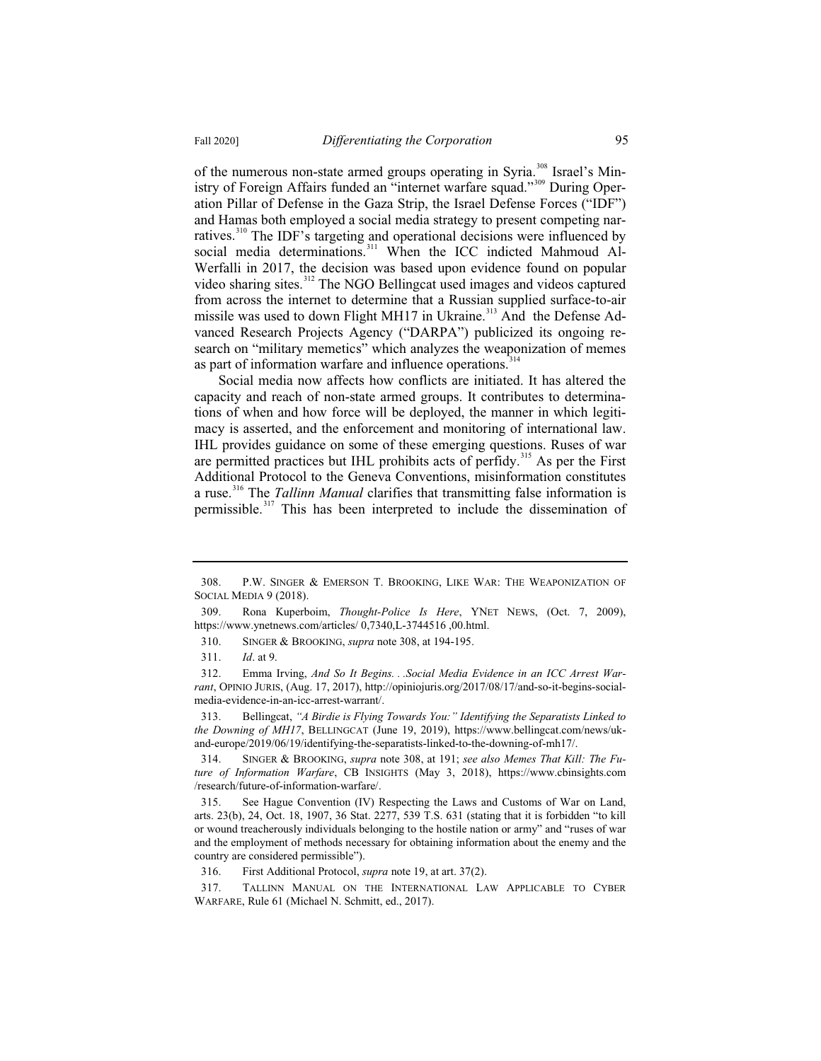of the numerous non-state armed groups operating in Syria.[308] Israel's Ministry of Foreign Affairs funded an "internet warfare squad."[309] During Operation Pillar of Defense in the Gaza Strip, the Israel Defense Forces ("IDF") and Hamas both employed a social media strategy to present competing narratives.[310] The IDF's targeting and operational decisions were influenced by social media determinations.[311] When the ICC indicted Mahmoud Al-Werfalli in 2017, the decision was based upon evidence found on popular video sharing sites.[312] The NGO Bellingcat used images and videos captured from across the internet to determine that a Russian supplied surface-to-air missile was used to down Flight MH17 in Ukraine.[313] And the Defense Advanced Research Projects Agency ("DARPA") publicized its ongoing research on "military memetics" which analyzes the weaponization of memes as part of information warfare and influence operations.[314]

Social media now affects how conflicts are initiated. It has altered the capacity and reach of non-state armed groups. It contributes to determinations of when and how force will be deployed, the manner in which legitimacy is asserted, and the enforcement and monitoring of international law. IHL provides guidance on some of these emerging questions. Ruses of war are permitted practices but IHL prohibits acts of perfidy.[315] As per the First Additional Protocol to the Geneva Conventions, misinformation constitutes a ruse.[316] The *Tallinn Manual* clarifies that transmitting false information is permissible.[317] This has been interpreted to include the dissemination of

---

308. P.W. SINGER & EMERSON T. BROOKING, LIKE WAR: THE WEAPONIZATION OF SOCIAL MEDIA 9 (2018).

309. Rona Kuperboim, *Thought-Police Is Here*, YNET NEWS, (Oct. 7, 2009), https://www.ynetnews.com/articles/ 0,7340,L-3744516 ,00.html.

310. SINGER & BROOKING, *supra* note 308, at 194-195.

311. *Id*. at 9.

312. Emma Irving, *And So It Begins. . .Social Media Evidence in an ICC Arrest Warrant*, OPINIO JURIS, (Aug. 17, 2017), http://opiniojuris.org/2017/08/17/and-so-it-begins-social-media-evidence-in-an-icc-arrest-warrant/.

313. Bellingcat, *"A Birdie is Flying Towards You:" Identifying the Separatists Linked to the Downing of MH17*, BELLINGCAT (June 19, 2019), https://www.bellingcat.com/news/uk-and-europe/2019/06/19/identifying-the-separatists-linked-to-the-downing-of-mh17/.

314. SINGER & BROOKING, *supra* note 308, at 191; *see also Memes That Kill: The Future of Information Warfare*, CB INSIGHTS (May 3, 2018), https://www.cbinsights.com /research/future-of-information-warfare/.

315. See Hague Convention (IV) Respecting the Laws and Customs of War on Land, arts. 23(b), 24, Oct. 18, 1907, 36 Stat. 2277, 539 T.S. 631 (stating that it is forbidden "to kill or wound treacherously individuals belonging to the hostile nation or army" and "ruses of war and the employment of methods necessary for obtaining information about the enemy and the country are considered permissible").

316. First Additional Protocol, *supra* note 19, at art. 37(2).

317. TALLINN MANUAL ON THE INTERNATIONAL LAW APPLICABLE TO CYBER WARFARE, Rule 61 (Michael N. Schmitt, ed., 2017).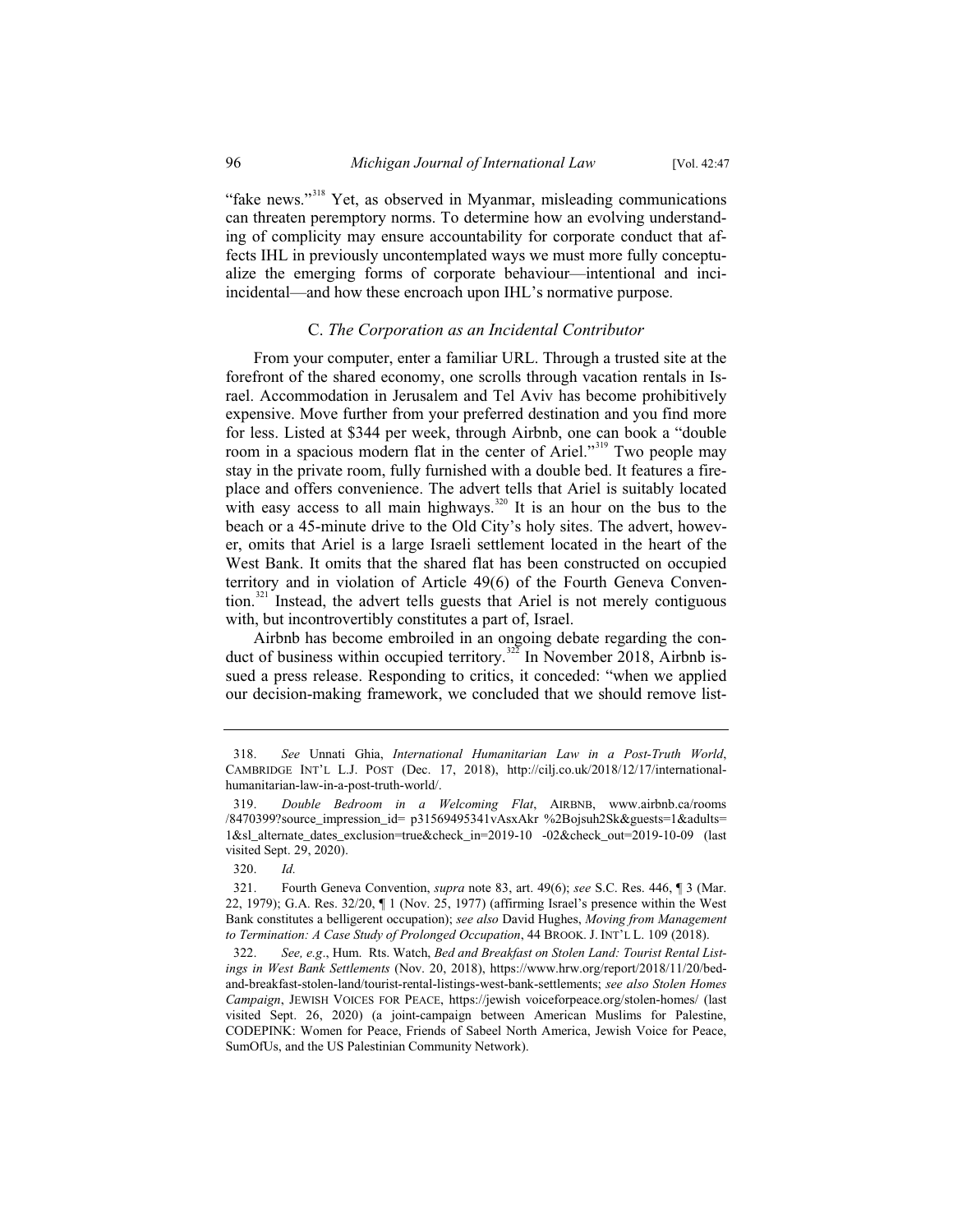"fake news."[318] Yet, as observed in Myanmar, misleading communications can threaten peremptory norms. To determine how an evolving understanding of complicity may ensure accountability for corporate conduct that affects IHL in previously uncontemplated ways we must more fully conceptualize the emerging forms of corporate behaviour—intentional and inci-incidental—and how these encroach upon IHL's normative purpose.

### C. *The Corporation as an Incidental Contributor*

From your computer, enter a familiar URL. Through a trusted site at the forefront of the shared economy, one scrolls through vacation rentals in Israel. Accommodation in Jerusalem and Tel Aviv has become prohibitively expensive. Move further from your preferred destination and you find more for less. Listed at $344 per week, through Airbnb, one can book a "double room in a spacious modern flat in the center of Ariel."[319] Two people may stay in the private room, fully furnished with a double bed. It features a fireplace and offers convenience. The advert tells that Ariel is suitably located with easy access to all main highways.[320] It is an hour on the bus to the beach or a 45-minute drive to the Old City's holy sites. The advert, however, omits that Ariel is a large Israeli settlement located in the heart of the West Bank. It omits that the shared flat has been constructed on occupied territory and in violation of Article 49(6) of the Fourth Geneva Convention.[321] Instead, the advert tells guests that Ariel is not merely contiguous with, but incontrovertibly constitutes a part of, Israel.

Airbnb has become embroiled in an ongoing debate regarding the conduct of business within occupied territory.[322] In November 2018, Airbnb issued a press release. Responding to critics, it conceded: "when we applied our decision-making framework, we concluded that we should remove list-

---

318. *See* Unnati Ghia, *International Humanitarian Law in a Post-Truth World*, CAMBRIDGE INT'L L.J. POST (Dec. 17, 2018), http://cilj.co.uk/2018/12/17/international-humanitarian-law-in-a-post-truth-world/.

319. *Double Bedroom in a Welcoming Flat*, AIRBNB, www.airbnb.ca/rooms/8470399?source_impression_id= p31569495341vAsxAkr %2Bojsuh2Sk&guests=1&adults=1&sl_alternate_dates_exclusion=true&check_in=2019-10 -02&check_out=2019-10-09 (last visited Sept. 29, 2020).

320. *Id.*

321. Fourth Geneva Convention, *supra* note 83, art. 49(6); *see* S.C. Res. 446, ¶ 3 (Mar. 22, 1979); G.A. Res. 32/20, ¶ 1 (Nov. 25, 1977) (affirming Israel's presence within the West Bank constitutes a belligerent occupation); *see also* David Hughes, *Moving from Management to Termination: A Case Study of Prolonged Occupation*, 44 BROOK. J. INT'L L. 109 (2018).

322. *See, e.g.*, Hum. Rts. Watch, *Bed and Breakfast on Stolen Land: Tourist Rental Listings in West Bank Settlements* (Nov. 20, 2018), https://www.hrw.org/report/2018/11/20/bed-and-breakfast-stolen-land/tourist-rental-listings-west-bank-settlements; *see also Stolen Homes Campaign*, JEWISH VOICES FOR PEACE, https://jewish voiceforpeace.org/stolen-homes/ (last visited Sept. 26, 2020) (a joint-campaign between American Muslims for Palestine, CODEPINK: Women for Peace, Friends of Sabeel North America, Jewish Voice for Peace, SumOfUs, and the US Palestinian Community Network).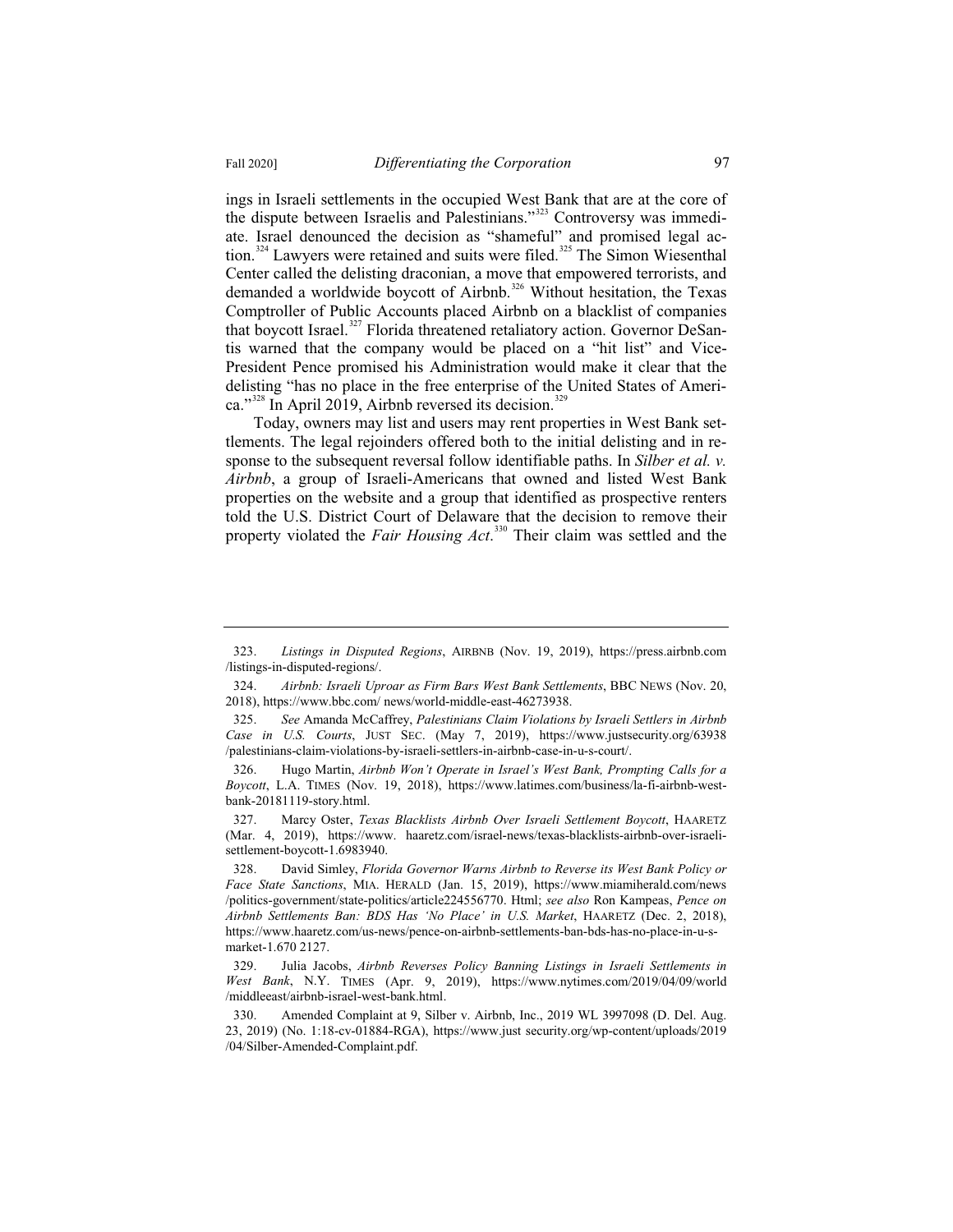ings in Israeli settlements in the occupied West Bank that are at the core of the dispute between Israelis and Palestinians."[323] Controversy was immediate. Israel denounced the decision as "shameful" and promised legal action.[324] Lawyers were retained and suits were filed.[325] The Simon Wiesenthal Center called the delisting draconian, a move that empowered terrorists, and demanded a worldwide boycott of Airbnb.[326] Without hesitation, the Texas Comptroller of Public Accounts placed Airbnb on a blacklist of companies that boycott Israel.[327] Florida threatened retaliatory action. Governor DeSantis warned that the company would be placed on a "hit list" and Vice-President Pence promised his Administration would make it clear that the delisting "has no place in the free enterprise of the United States of America."[328] In April 2019, Airbnb reversed its decision.[329]

Today, owners may list and users may rent properties in West Bank settlements. The legal rejoinders offered both to the initial delisting and in response to the subsequent reversal follow identifiable paths. In *Silber et al. v. Airbnb*, a group of Israeli-Americans that owned and listed West Bank properties on the website and a group that identified as prospective renters told the U.S. District Court of Delaware that the decision to remove their property violated the *Fair Housing Act*.[330] Their claim was settled and the

---

323. *Listings in Disputed Regions*, AIRBNB (Nov. 19, 2019), https://press.airbnb.com/listings-in-disputed-regions/.

324. *Airbnb: Israeli Uproar as Firm Bars West Bank Settlements*, BBC NEWS (Nov. 20, 2018), https://www.bbc.com/ news/world-middle-east-46273938.

325. *See* Amanda McCaffrey, *Palestinians Claim Violations by Israeli Settlers in Airbnb Case in U.S. Courts*, JUST SEC. (May 7, 2019), https://www.justsecurity.org/63938/palestinians-claim-violations-by-israeli-settlers-in-airbnb-case-in-u-s-court/.

326. Hugo Martin, *Airbnb Won't Operate in Israel's West Bank, Prompting Calls for a Boycott*, L.A. TIMES (Nov. 19, 2018), https://www.latimes.com/business/la-fi-airbnb-west-bank-20181119-story.html.

327. Marcy Oster, *Texas Blacklists Airbnb Over Israeli Settlement Boycott*, HAARETZ (Mar. 4, 2019), https://www. haaretz.com/israel-news/texas-blacklists-airbnb-over-israeli-settlement-boycott-1.6983940.

328. David Simley, *Florida Governor Warns Airbnb to Reverse its West Bank Policy or Face State Sanctions*, MIA. HERALD (Jan. 15, 2019), https://www.miamiherald.com/news/politics-government/state-politics/article224556770. Html; *see also* Ron Kampeas, *Pence on Airbnb Settlements Ban: BDS Has 'No Place' in U.S. Market*, HAARETZ (Dec. 2, 2018), https://www.haaretz.com/us-news/pence-on-airbnb-settlements-ban-bds-has-no-place-in-u-s-market-1.670 2127.

329. Julia Jacobs, *Airbnb Reverses Policy Banning Listings in Israeli Settlements in West Bank*, N.Y. TIMES (Apr. 9, 2019), https://www.nytimes.com/2019/04/09/world/middleeast/airbnb-israel-west-bank.html.

330. Amended Complaint at 9, Silber v. Airbnb, Inc., 2019 WL 3997098 (D. Del. Aug. 23, 2019) (No. 1:18-cv-01884-RGA), https://www.just security.org/wp-content/uploads/2019/04/Silber-Amended-Complaint.pdf.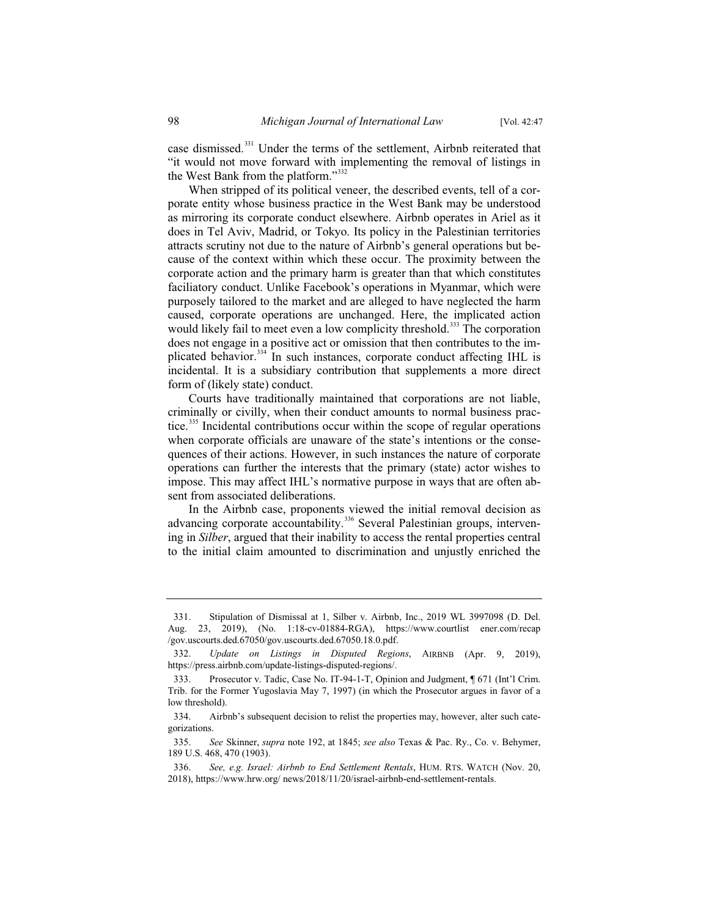case dismissed.[331] Under the terms of the settlement, Airbnb reiterated that "it would not move forward with implementing the removal of listings in the West Bank from the platform."[332]

When stripped of its political veneer, the described events, tell of a corporate entity whose business practice in the West Bank may be understood as mirroring its corporate conduct elsewhere. Airbnb operates in Ariel as it does in Tel Aviv, Madrid, or Tokyo. Its policy in the Palestinian territories attracts scrutiny not due to the nature of Airbnb's general operations but because of the context within which these occur. The proximity between the corporate action and the primary harm is greater than that which constitutes faciliatory conduct. Unlike Facebook's operations in Myanmar, which were purposely tailored to the market and are alleged to have neglected the harm caused, corporate operations are unchanged. Here, the implicated action would likely fail to meet even a low complicity threshold.[333] The corporation does not engage in a positive act or omission that then contributes to the implicated behavior.[334] In such instances, corporate conduct affecting IHL is incidental. It is a subsidiary contribution that supplements a more direct form of (likely state) conduct.

Courts have traditionally maintained that corporations are not liable, criminally or civilly, when their conduct amounts to normal business practice.[335] Incidental contributions occur within the scope of regular operations when corporate officials are unaware of the state's intentions or the consequences of their actions. However, in such instances the nature of corporate operations can further the interests that the primary (state) actor wishes to impose. This may affect IHL's normative purpose in ways that are often absent from associated deliberations.

In the Airbnb case, proponents viewed the initial removal decision as advancing corporate accountability.[336] Several Palestinian groups, intervening in *Silber*, argued that their inability to access the rental properties central to the initial claim amounted to discrimination and unjustly enriched the

---

331. Stipulation of Dismissal at 1, Silber v. Airbnb, Inc., 2019 WL 3997098 (D. Del. Aug. 23, 2019), (No. 1:18-cv-01884-RGA), https://www.courtlist ener.com/recap /gov.uscourts.ded.67050/gov.uscourts.ded.67050.18.0.pdf.

332. *Update on Listings in Disputed Regions*, AIRBNB (Apr. 9, 2019), https://press.airbnb.com/update-listings-disputed-regions/.

333. Prosecutor v. Tadic, Case No. IT-94-1-T, Opinion and Judgment, ¶ 671 (Int'l Crim. Trib. for the Former Yugoslavia May 7, 1997) (in which the Prosecutor argues in favor of a low threshold).

334. Airbnb's subsequent decision to relist the properties may, however, alter such categorizations.

335. *See* Skinner, *supra* note 192, at 1845; *see also* Texas & Pac. Ry., Co. v. Behymer, 189 U.S. 468, 470 (1903).

336. *See, e.g. Israel: Airbnb to End Settlement Rentals*, HUM. RTS. WATCH (Nov. 20, 2018), https://www.hrw.org/ news/2018/11/20/israel-airbnb-end-settlement-rentals.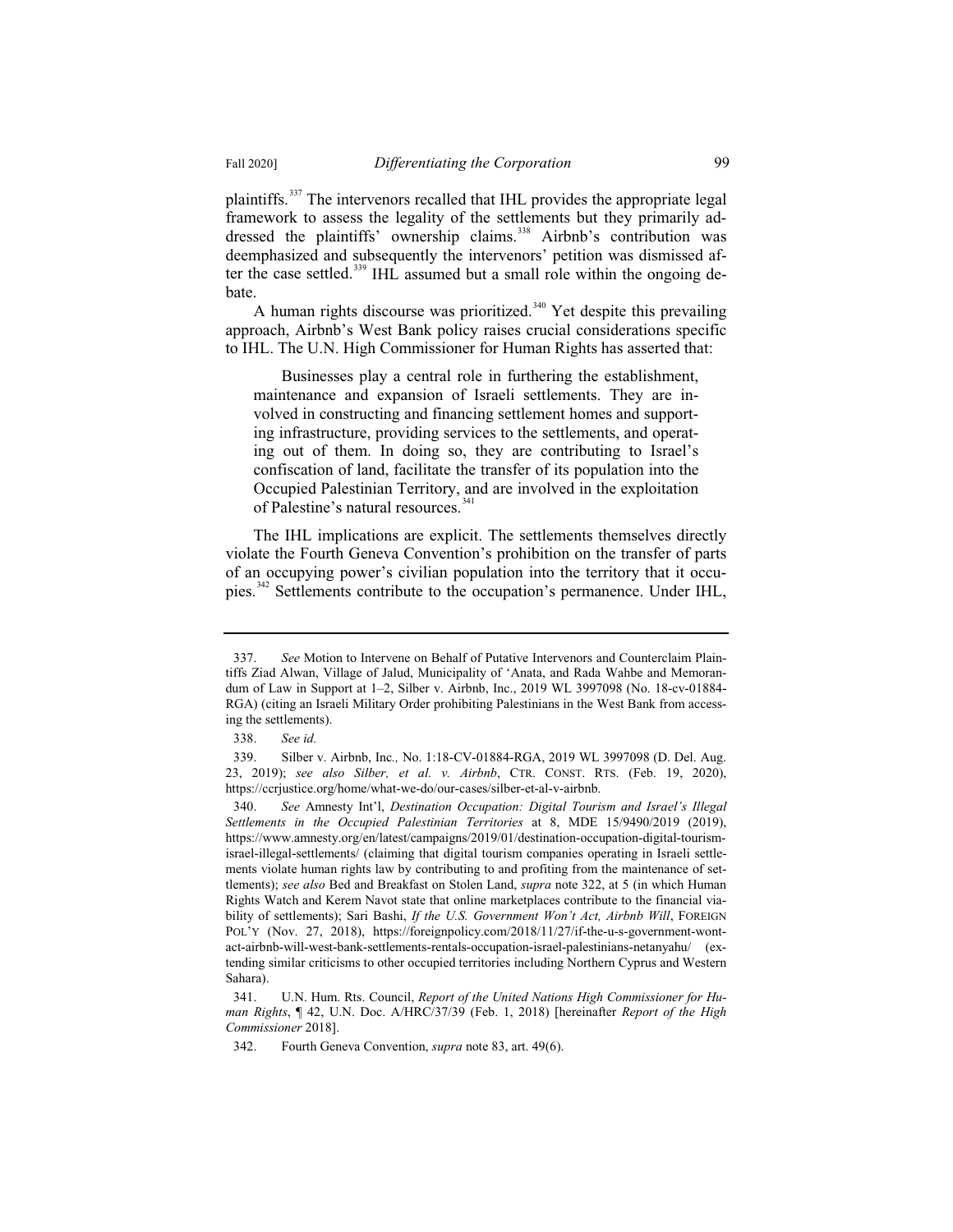plaintiffs.[337] The intervenors recalled that IHL provides the appropriate legal framework to assess the legality of the settlements but they primarily addressed the plaintiffs' ownership claims.[338] Airbnb's contribution was deemphasized and subsequently the intervenors' petition was dismissed after the case settled.[339] IHL assumed but a small role within the ongoing debate.

A human rights discourse was prioritized.[340] Yet despite this prevailing approach, Airbnb's West Bank policy raises crucial considerations specific to IHL. The U.N. High Commissioner for Human Rights has asserted that:

> Businesses play a central role in furthering the establishment, maintenance and expansion of Israeli settlements. They are involved in constructing and financing settlement homes and supporting infrastructure, providing services to the settlements, and operating out of them. In doing so, they are contributing to Israel's confiscation of land, facilitate the transfer of its population into the Occupied Palestinian Territory, and are involved in the exploitation of Palestine's natural resources.[341]

The IHL implications are explicit. The settlements themselves directly violate the Fourth Geneva Convention's prohibition on the transfer of parts of an occupying power's civilian population into the territory that it occupies.[342] Settlements contribute to the occupation's permanence. Under IHL,

---

337. *See* Motion to Intervene on Behalf of Putative Intervenors and Counterclaim Plaintiffs Ziad Alwan, Village of Jalud, Municipality of 'Anata, and Rada Wahbe and Memorandum of Law in Support at 1–2, Silber v. Airbnb, Inc., 2019 WL 3997098 (No. 18-cv-01884-RGA) (citing an Israeli Military Order prohibiting Palestinians in the West Bank from accessing the settlements).

338. *See id.*

339. Silber v. Airbnb, Inc.*,* No. 1:18-CV-01884-RGA, 2019 WL 3997098 (D. Del. Aug. 23, 2019); *see also Silber, et al. v. Airbnb*, CTR. CONST. RTS. (Feb. 19, 2020), https://ccrjustice.org/home/what-we-do/our-cases/silber-et-al-v-airbnb.

340. *See* Amnesty Int'l, *Destination Occupation: Digital Tourism and Israel's Illegal Settlements in the Occupied Palestinian Territories* at 8, MDE 15/9490/2019 (2019), https://www.amnesty.org/en/latest/campaigns/2019/01/destination-occupation-digital-tourism-israel-illegal-settlements/ (claiming that digital tourism companies operating in Israeli settlements violate human rights law by contributing to and profiting from the maintenance of settlements); *see also* Bed and Breakfast on Stolen Land, *supra* note 322, at 5 (in which Human Rights Watch and Kerem Navot state that online marketplaces contribute to the financial viability of settlements); Sari Bashi, *If the U.S. Government Won't Act, Airbnb Will*, FOREIGN POL'Y (Nov. 27, 2018), https://foreignpolicy.com/2018/11/27/if-the-u-s-government-wont-act-airbnb-will-west-bank-settlements-rentals-occupation-israel-palestinians-netanyahu/ (extending similar criticisms to other occupied territories including Northern Cyprus and Western Sahara).

341. U.N. Hum. Rts. Council, *Report of the United Nations High Commissioner for Human Rights*, ¶ 42, U.N. Doc. A/HRC/37/39 (Feb. 1, 2018) [hereinafter *Report of the High Commissioner* 2018].

342. Fourth Geneva Convention, *supra* note 83, art. 49(6).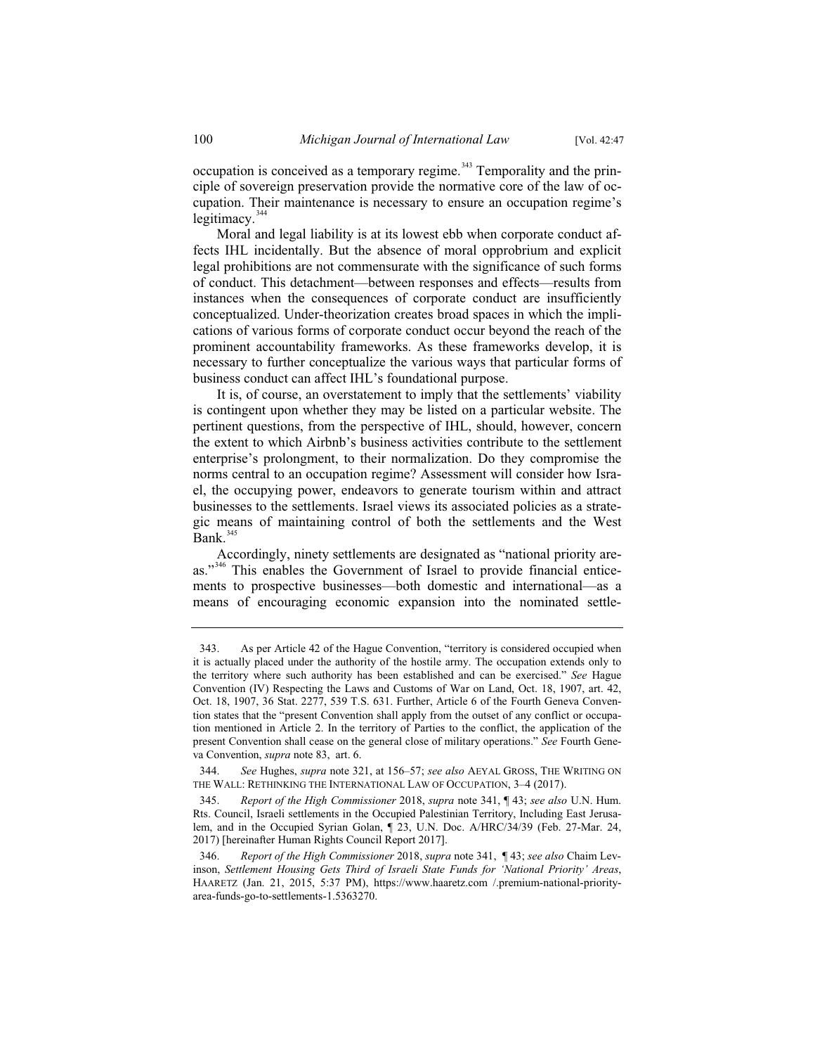occupation is conceived as a temporary regime.[343] Temporality and the principle of sovereign preservation provide the normative core of the law of occupation. Their maintenance is necessary to ensure an occupation regime's legitimacy.[344]

Moral and legal liability is at its lowest ebb when corporate conduct affects IHL incidentally. But the absence of moral opprobrium and explicit legal prohibitions are not commensurate with the significance of such forms of conduct. This detachment—between responses and effects—results from instances when the consequences of corporate conduct are insufficiently conceptualized. Under-theorization creates broad spaces in which the implications of various forms of corporate conduct occur beyond the reach of the prominent accountability frameworks. As these frameworks develop, it is necessary to further conceptualize the various ways that particular forms of business conduct can affect IHL's foundational purpose.

It is, of course, an overstatement to imply that the settlements' viability is contingent upon whether they may be listed on a particular website. The pertinent questions, from the perspective of IHL, should, however, concern the extent to which Airbnb's business activities contribute to the settlement enterprise's prolongment, to their normalization. Do they compromise the norms central to an occupation regime? Assessment will consider how Israel, the occupying power, endeavors to generate tourism within and attract businesses to the settlements. Israel views its associated policies as a strategic means of maintaining control of both the settlements and the West Bank.[345]

Accordingly, ninety settlements are designated as "national priority areas."[346] This enables the Government of Israel to provide financial enticements to prospective businesses—both domestic and international—as a means of encouraging economic expansion into the nominated settle-

---

343. As per Article 42 of the Hague Convention, "territory is considered occupied when it is actually placed under the authority of the hostile army. The occupation extends only to the territory where such authority has been established and can be exercised." *See* Hague Convention (IV) Respecting the Laws and Customs of War on Land, Oct. 18, 1907, art. 42, Oct. 18, 1907, 36 Stat. 2277, 539 T.S. 631. Further, Article 6 of the Fourth Geneva Convention states that the "present Convention shall apply from the outset of any conflict or occupation mentioned in Article 2. In the territory of Parties to the conflict, the application of the present Convention shall cease on the general close of military operations." *See* Fourth Geneva Convention, *supra* note 83, art. 6.

344. *See* Hughes, *supra* note 321, at 156–57; *see also* AEYAL GROSS, THE WRITING ON THE WALL: RETHINKING THE INTERNATIONAL LAW OF OCCUPATION, 3–4 (2017).

345. *Report of the High Commissioner* 2018, *supra* note 341, ¶ 43; *see also* U.N. Hum. Rts. Council, Israeli settlements in the Occupied Palestinian Territory, Including East Jerusalem, and in the Occupied Syrian Golan, ¶ 23, U.N. Doc. A/HRC/34/39 (Feb. 27-Mar. 24, 2017) [hereinafter Human Rights Council Report 2017].

346. *Report of the High Commissioner* 2018, *supra* note 341, ¶ 43; *see also* Chaim Levinson, *Settlement Housing Gets Third of Israeli State Funds for 'National Priority' Areas*, HAARETZ (Jan. 21, 2015, 5:37 PM), https://www.haaretz.com /.premium-national-priority-area-funds-go-to-settlements-1.5363270.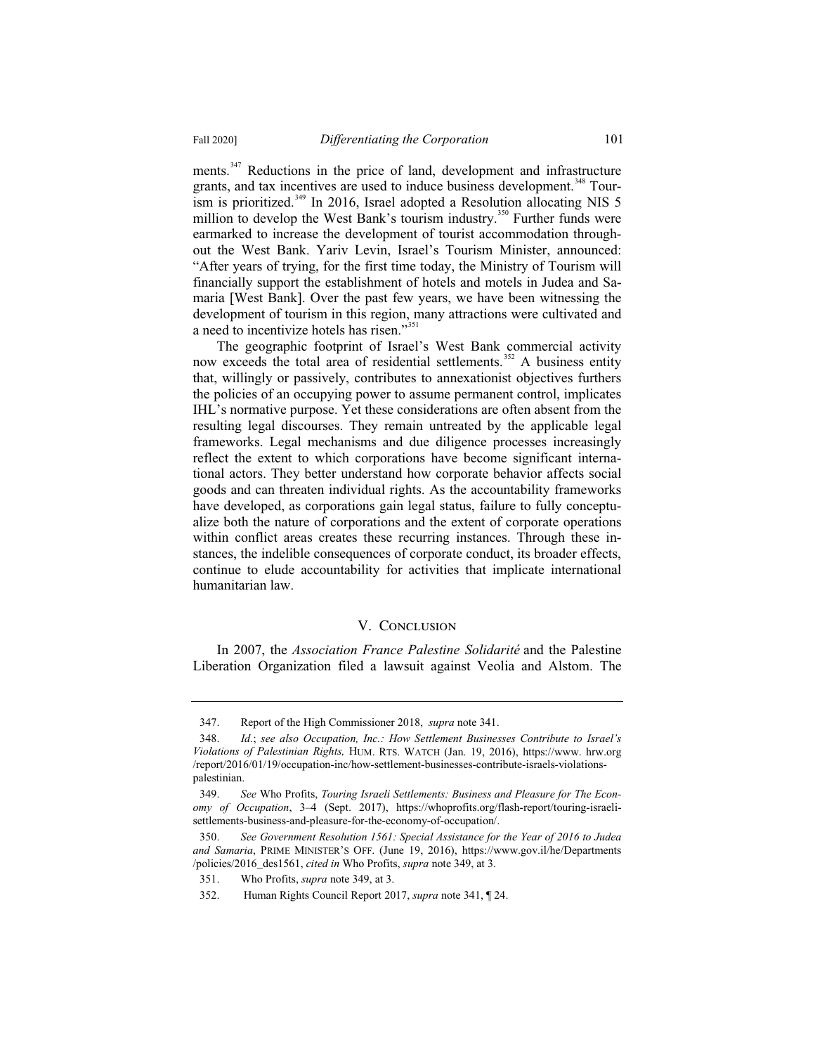ments.[347] Reductions in the price of land, development and infrastructure grants, and tax incentives are used to induce business development.[348] Tourism is prioritized.[349] In 2016, Israel adopted a Resolution allocating NIS 5 million to develop the West Bank's tourism industry.[350] Further funds were earmarked to increase the development of tourist accommodation throughout the West Bank. Yariv Levin, Israel's Tourism Minister, announced: "After years of trying, for the first time today, the Ministry of Tourism will financially support the establishment of hotels and motels in Judea and Samaria [West Bank]. Over the past few years, we have been witnessing the development of tourism in this region, many attractions were cultivated and a need to incentivize hotels has risen."[351]

The geographic footprint of Israel's West Bank commercial activity now exceeds the total area of residential settlements.[352] A business entity that, willingly or passively, contributes to annexationist objectives furthers the policies of an occupying power to assume permanent control, implicates IHL's normative purpose. Yet these considerations are often absent from the resulting legal discourses. They remain untreated by the applicable legal frameworks. Legal mechanisms and due diligence processes increasingly reflect the extent to which corporations have become significant international actors. They better understand how corporate behavior affects social goods and can threaten individual rights. As the accountability frameworks have developed, as corporations gain legal status, failure to fully conceptualize both the nature of corporations and the extent of corporate operations within conflict areas creates these recurring instances. Through these instances, the indelible consequences of corporate conduct, its broader effects, continue to elude accountability for activities that implicate international humanitarian law.

## V. Conclusion

In 2007, the *Association France Palestine Solidarité* and the Palestine Liberation Organization filed a lawsuit against Veolia and Alstom. The

---

347. Report of the High Commissioner 2018, *supra* note 341.

348. *Id.*; *see also Occupation, Inc.: How Settlement Businesses Contribute to Israel's Violations of Palestinian Rights,* HUM. RTS. WATCH (Jan. 19, 2016), https://www.hrw.org/report/2016/01/19/occupation-inc/how-settlement-businesses-contribute-israels-violations-palestinian.

349. *See* Who Profits, *Touring Israeli Settlements: Business and Pleasure for The Economy of Occupation*, 3–4 (Sept. 2017), https://whoprofits.org/flash-report/touring-israeli-settlements-business-and-pleasure-for-the-economy-of-occupation/.

350. *See Government Resolution 1561: Special Assistance for the Year of 2016 to Judea and Samaria*, PRIME MINISTER'S OFF. (June 19, 2016), https://www.gov.il/he/Departments/policies/2016_des1561, *cited in* Who Profits, *supra* note 349, at 3.

351. Who Profits, *supra* note 349, at 3.

352. Human Rights Council Report 2017, *supra* note 341, ¶ 24.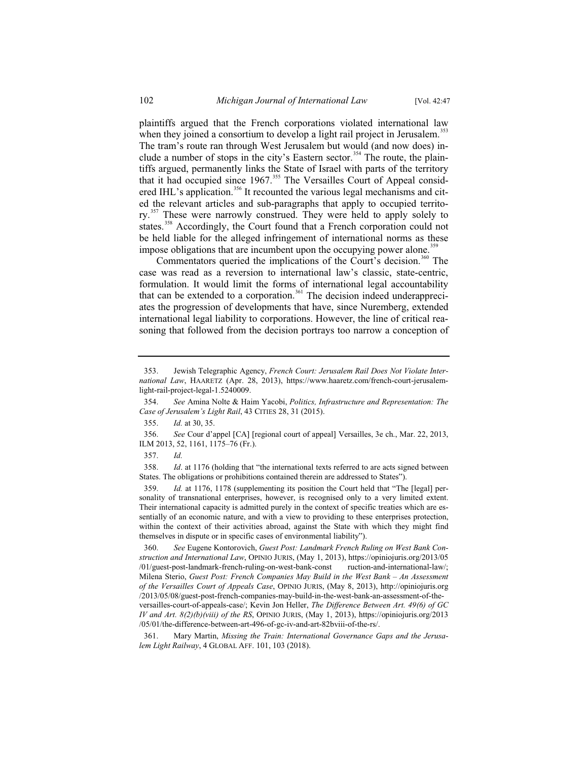plaintiffs argued that the French corporations violated international law when they joined a consortium to develop a light rail project in Jerusalem.[353] The tram's route ran through West Jerusalem but would (and now does) include a number of stops in the city's Eastern sector.[354] The route, the plaintiffs argued, permanently links the State of Israel with parts of the territory that it had occupied since 1967.[355] The Versailles Court of Appeal considered IHL's application.[356] It recounted the various legal mechanisms and cited the relevant articles and sub-paragraphs that apply to occupied territory.[357] These were narrowly construed. They were held to apply solely to states.[358] Accordingly, the Court found that a French corporation could not be held liable for the alleged infringement of international norms as these impose obligations that are incumbent upon the occupying power alone.[359]

Commentators queried the implications of the Court's decision.[360] The case was read as a reversion to international law's classic, state-centric, formulation. It would limit the forms of international legal accountability that can be extended to a corporation.[361] The decision indeed underappreciates the progression of developments that have, since Nuremberg, extended international legal liability to corporations. However, the line of critical reasoning that followed from the decision portrays too narrow a conception of

---

353. Jewish Telegraphic Agency, *French Court: Jerusalem Rail Does Not Violate International Law*, HAARETZ (Apr. 28, 2013), https://www.haaretz.com/french-court-jerusalem-light-rail-project-legal-1.5240009.

354. *See* Amina Nolte & Haim Yacobi, *Politics, Infrastructure and Representation: The Case of Jerusalem's Light Rail*, 43 CITIES 28, 31 (2015).

355. *Id.* at 30, 35.

356. *See* Cour d'appel [CA] [regional court of appeal] Versailles, 3e ch., Mar. 22, 2013, ILM 2013, 52, 1161, 1175–76 (Fr.).

357. *Id.*

358. *Id*. at 1176 (holding that "the international texts referred to are acts signed between States. The obligations or prohibitions contained therein are addressed to States").

359. *Id.* at 1176, 1178 (supplementing its position the Court held that "The [legal] personality of transnational enterprises, however, is recognised only to a very limited extent. Their international capacity is admitted purely in the context of specific treaties which are essentially of an economic nature, and with a view to providing to these enterprises protection, within the context of their activities abroad, against the State with which they might find themselves in dispute or in specific cases of environmental liability").

360. *See* Eugene Kontorovich, *Guest Post: Landmark French Ruling on West Bank Construction and International Law*, OPINIO JURIS, (May 1, 2013), https://opiniojuris.org/2013/05/01/guest-post-landmark-french-ruling-on-west-bank-construction-and-international-law/; Milena Sterio, *Guest Post: French Companies May Build in the West Bank – An Assessment of the Versailles Court of Appeals Case*, OPINIO JURIS, (May 8, 2013), http://opiniojuris.org/2013/05/08/guest-post-french-companies-may-build-in-the-west-bank-an-assessment-of-the-versailles-court-of-appeals-case/; Kevin Jon Heller, *The Difference Between Art. 49(6) of GC IV and Art. 8(2)(b)(viii) of the RS*, OPINIO JURIS, (May 1, 2013), https://opiniojuris.org/2013/05/01/the-difference-between-art-496-of-gc-iv-and-art-82bviii-of-the-rs/.

361. Mary Martin, *Missing the Train: International Governance Gaps and the Jerusalem Light Railway*, 4 GLOBAL AFF. 101, 103 (2018).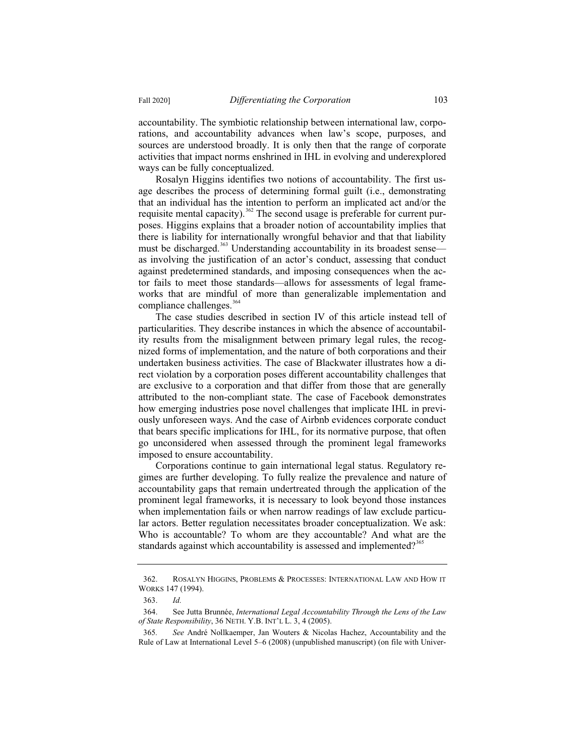accountability. The symbiotic relationship between international law, corporations, and accountability advances when law's scope, purposes, and sources are understood broadly. It is only then that the range of corporate activities that impact norms enshrined in IHL in evolving and underexplored ways can be fully conceptualized.

Rosalyn Higgins identifies two notions of accountability. The first usage describes the process of determining formal guilt (i.e., demonstrating that an individual has the intention to perform an implicated act and/or the requisite mental capacity).[362] The second usage is preferable for current purposes. Higgins explains that a broader notion of accountability implies that there is liability for internationally wrongful behavior and that that liability must be discharged.[363] Understanding accountability in its broadest sense—as involving the justification of an actor's conduct, assessing that conduct against predetermined standards, and imposing consequences when the actor fails to meet those standards—allows for assessments of legal frameworks that are mindful of more than generalizable implementation and compliance challenges.[364]

The case studies described in section IV of this article instead tell of particularities. They describe instances in which the absence of accountability results from the misalignment between primary legal rules, the recognized forms of implementation, and the nature of both corporations and their undertaken business activities. The case of Blackwater illustrates how a direct violation by a corporation poses different accountability challenges that are exclusive to a corporation and that differ from those that are generally attributed to the non-compliant state. The case of Facebook demonstrates how emerging industries pose novel challenges that implicate IHL in previously unforeseen ways. And the case of Airbnb evidences corporate conduct that bears specific implications for IHL, for its normative purpose, that often go unconsidered when assessed through the prominent legal frameworks imposed to ensure accountability.

Corporations continue to gain international legal status. Regulatory regimes are further developing. To fully realize the prevalence and nature of accountability gaps that remain undertreated through the application of the prominent legal frameworks, it is necessary to look beyond those instances when implementation fails or when narrow readings of law exclude particular actors. Better regulation necessitates broader conceptualization. We ask: Who is accountable? To whom are they accountable? And what are the standards against which accountability is assessed and implemented?[365]

---

362. ROSALYN HIGGINS, PROBLEMS & PROCESSES: INTERNATIONAL LAW AND HOW IT WORKS 147 (1994).

363. *Id.*

364. See Jutta Brunnée, *International Legal Accountability Through the Lens of the Law of State Responsibility*, 36 NETH. Y.B. INT'L L. 3, 4 (2005).

365. *See* André Nollkaemper, Jan Wouters & Nicolas Hachez, Accountability and the Rule of Law at International Level 5–6 (2008) (unpublished manuscript) (on file with Univer-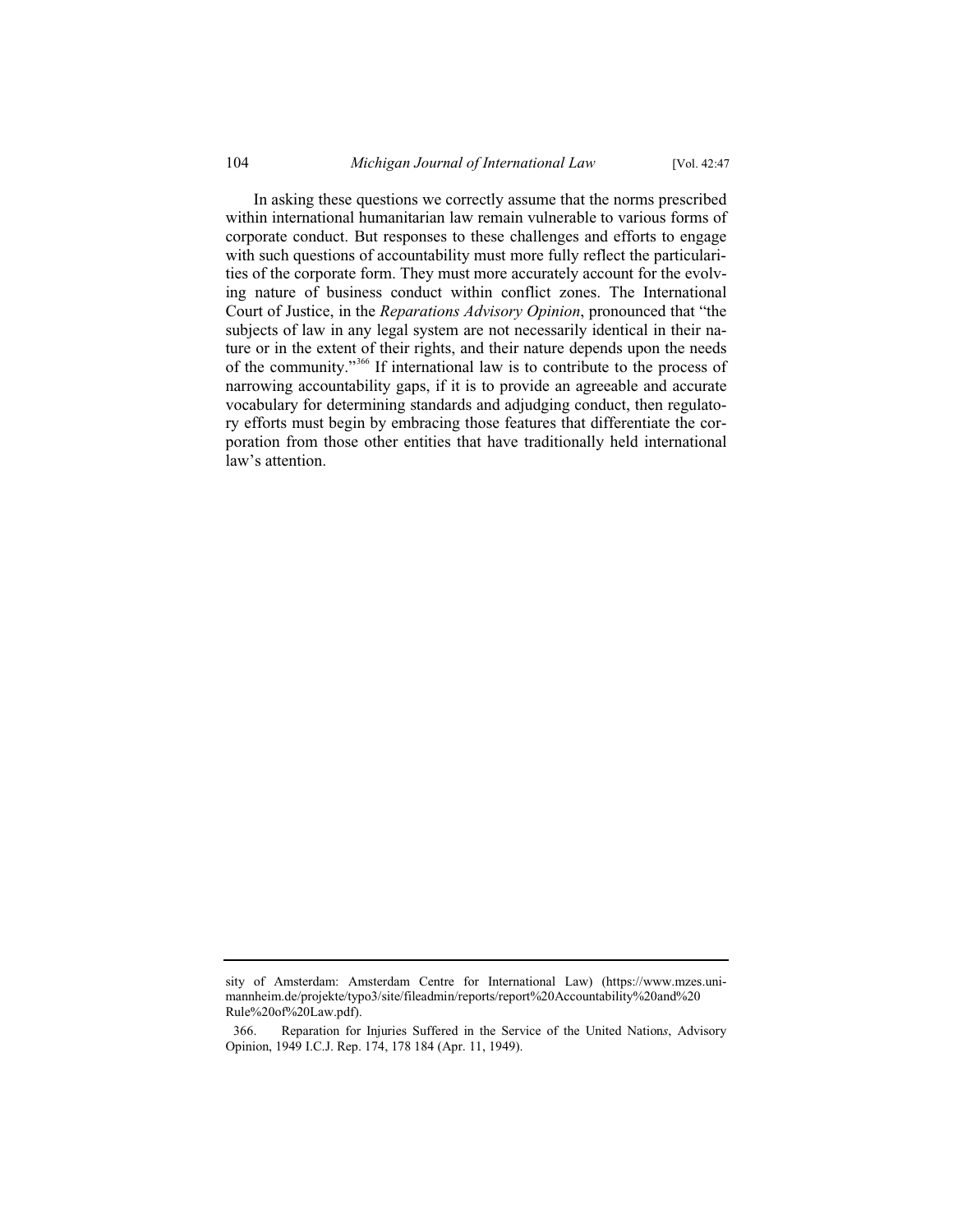In asking these questions we correctly assume that the norms prescribed within international humanitarian law remain vulnerable to various forms of corporate conduct. But responses to these challenges and efforts to engage with such questions of accountability must more fully reflect the particularities of the corporate form. They must more accurately account for the evolving nature of business conduct within conflict zones. The International Court of Justice, in the *Reparations Advisory Opinion*, pronounced that "the subjects of law in any legal system are not necessarily identical in their nature or in the extent of their rights, and their nature depends upon the needs of the community."[366] If international law is to contribute to the process of narrowing accountability gaps, if it is to provide an agreeable and accurate vocabulary for determining standards and adjudging conduct, then regulatory efforts must begin by embracing those features that differentiate the corporation from those other entities that have traditionally held international law's attention.

---

sity of Amsterdam: Amsterdam Centre for International Law) (https://www.mzes.uni-mannheim.de/projekte/typo3/site/fileadmin/reports/report%20Accountability%20and%20Rule%20of%20Law.pdf).

366. Reparation for Injuries Suffered in the Service of the United Nation*s*, Advisory Opinion, 1949 I.C.J. Rep. 174, 178 184 (Apr. 11, 1949).